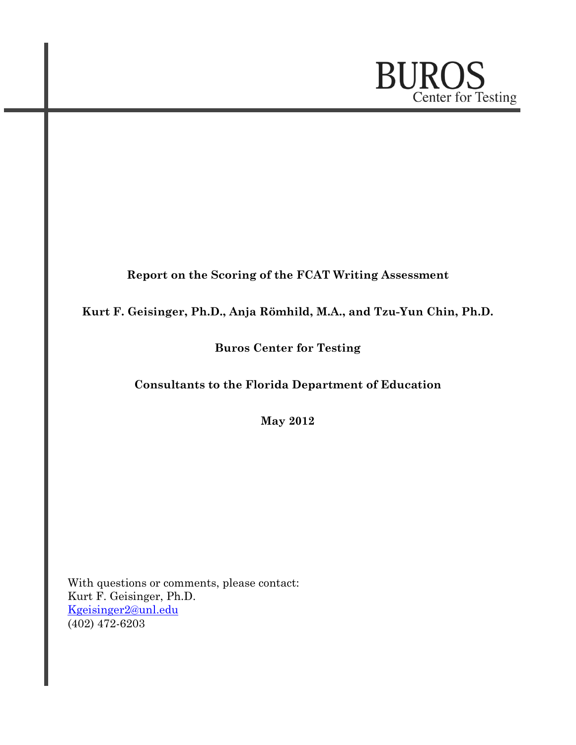BUROS
Center for Testing

**Report on the Scoring of the FCAT Writing Assessment**

**Kurt F. Geisinger, Ph.D., Anja Römhild, M.A., and Tzu-Yun Chin, Ph.D.**

**Buros Center for Testing**

**Consultants to the Florida Department of Education**

**May 2012**

With questions or comments, please contact:
Kurt F. Geisinger, Ph.D.
Kgeisinger2@unl.edu
(402) 472-6203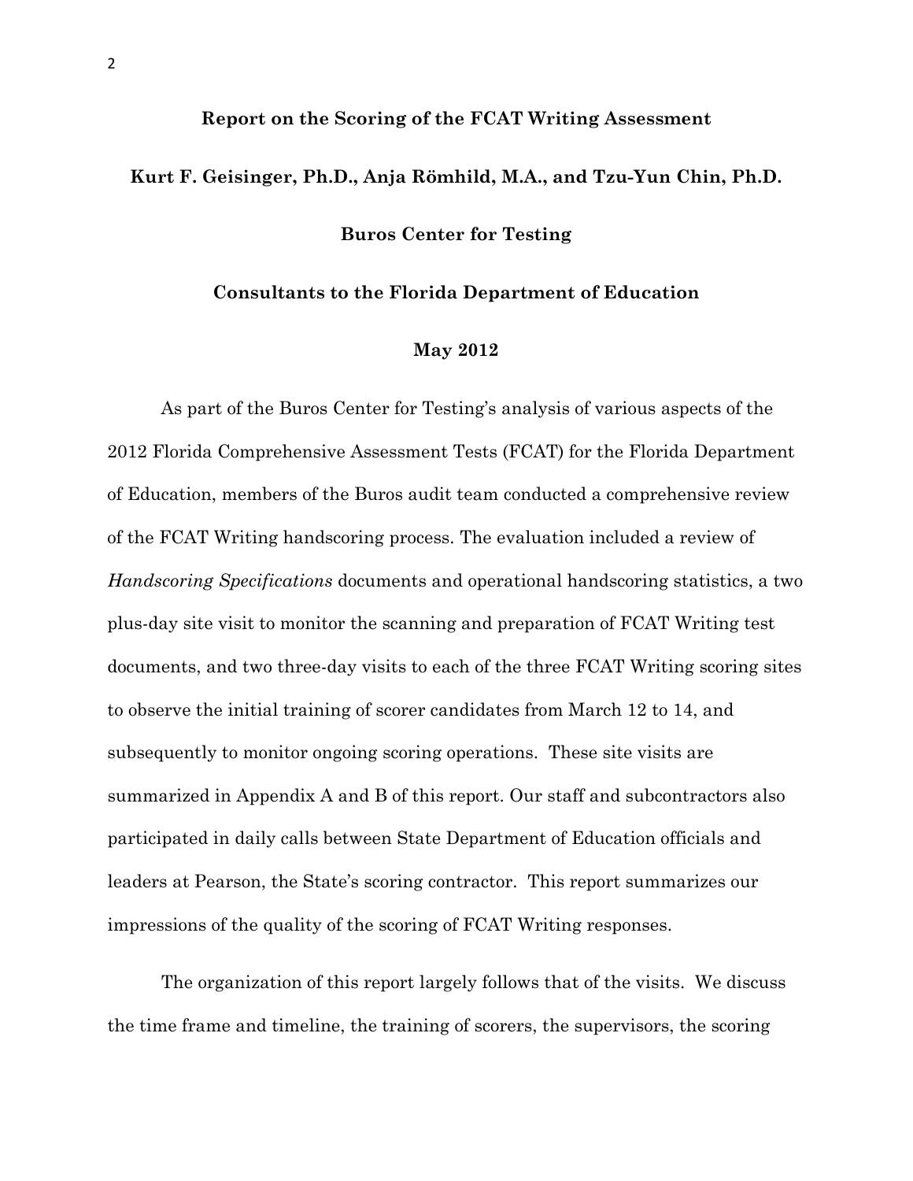# Report on the Scoring of the FCAT Writing Assessment

**Kurt F. Geisinger, Ph.D., Anja Römhild, M.A., and Tzu-Yun Chin, Ph.D.**

**Buros Center for Testing**

**Consultants to the Florida Department of Education**

**May 2012**

As part of the Buros Center for Testing's analysis of various aspects of the 2012 Florida Comprehensive Assessment Tests (FCAT) for the Florida Department of Education, members of the Buros audit team conducted a comprehensive review of the FCAT Writing handscoring process. The evaluation included a review of *Handscoring Specifications* documents and operational handscoring statistics, a two plus-day site visit to monitor the scanning and preparation of FCAT Writing test documents, and two three-day visits to each of the three FCAT Writing scoring sites to observe the initial training of scorer candidates from March 12 to 14, and subsequently to monitor ongoing scoring operations. These site visits are summarized in Appendix A and B of this report. Our staff and subcontractors also participated in daily calls between State Department of Education officials and leaders at Pearson, the State's scoring contractor. This report summarizes our impressions of the quality of the scoring of FCAT Writing responses.

The organization of this report largely follows that of the visits. We discuss the time frame and timeline, the training of scorers, the supervisors, the scoring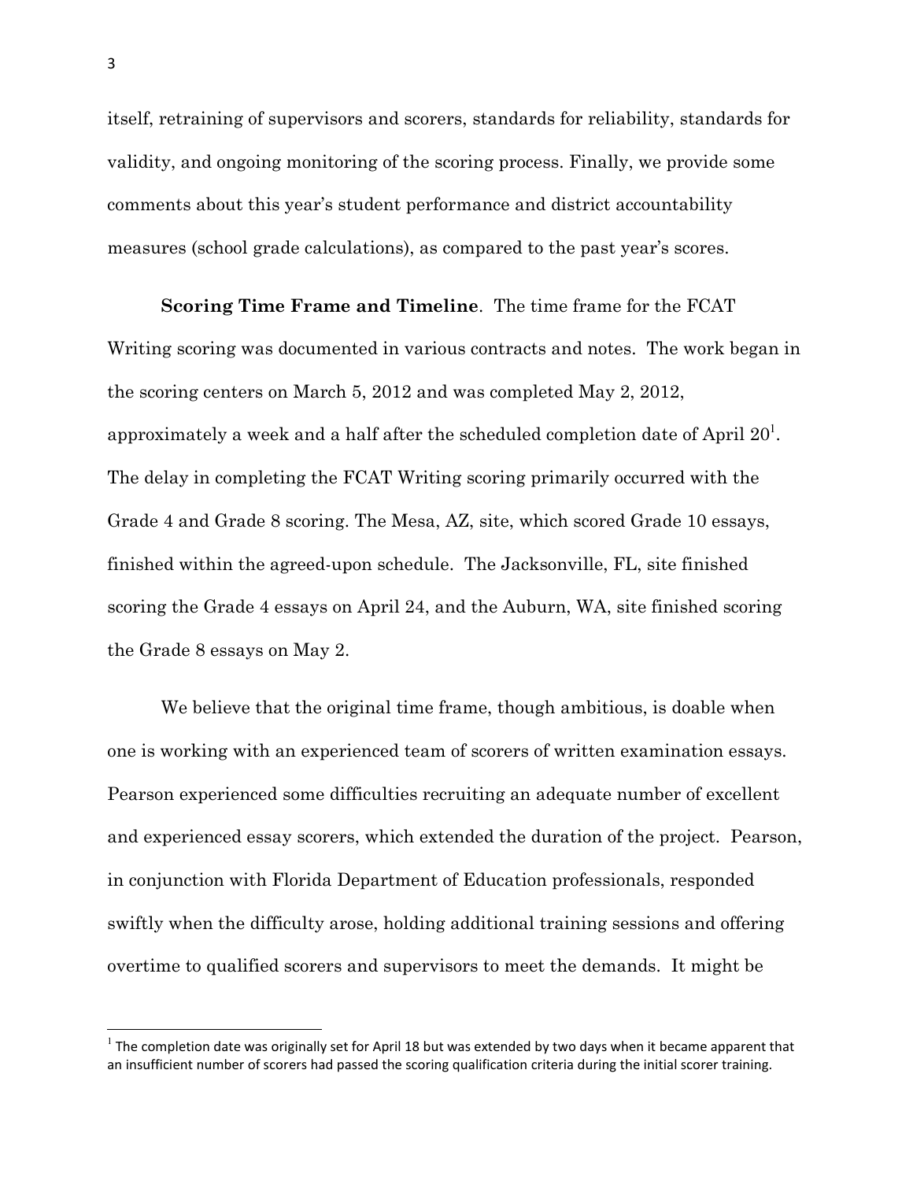itself, retraining of supervisors and scorers, standards for reliability, standards for validity, and ongoing monitoring of the scoring process. Finally, we provide some comments about this year's student performance and district accountability measures (school grade calculations), as compared to the past year's scores.

**Scoring Time Frame and Timeline**. The time frame for the FCAT Writing scoring was documented in various contracts and notes. The work began in the scoring centers on March 5, 2012 and was completed May 2, 2012, approximately a week and a half after the scheduled completion date of April 20[1]. The delay in completing the FCAT Writing scoring primarily occurred with the Grade 4 and Grade 8 scoring. The Mesa, AZ, site, which scored Grade 10 essays, finished within the agreed-upon schedule. The Jacksonville, FL, site finished scoring the Grade 4 essays on April 24, and the Auburn, WA, site finished scoring the Grade 8 essays on May 2.

We believe that the original time frame, though ambitious, is doable when one is working with an experienced team of scorers of written examination essays. Pearson experienced some difficulties recruiting an adequate number of excellent and experienced essay scorers, which extended the duration of the project. Pearson, in conjunction with Florida Department of Education professionals, responded swiftly when the difficulty arose, holding additional training sessions and offering overtime to qualified scorers and supervisors to meet the demands. It might be

[1] The completion date was originally set for April 18 but was extended by two days when it became apparent that an insufficient number of scorers had passed the scoring qualification criteria during the initial scorer training.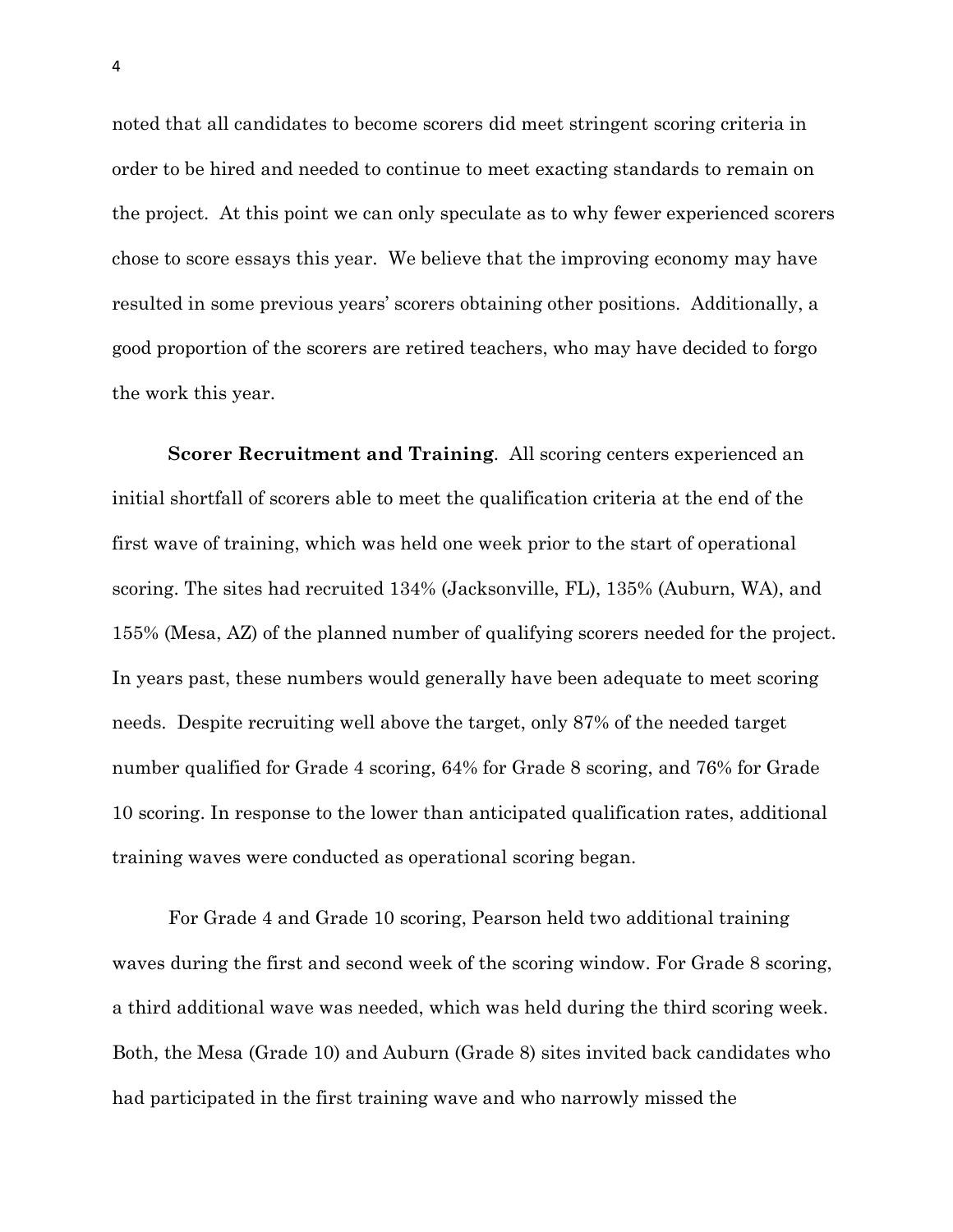noted that all candidates to become scorers did meet stringent scoring criteria in order to be hired and needed to continue to meet exacting standards to remain on the project. At this point we can only speculate as to why fewer experienced scorers chose to score essays this year. We believe that the improving economy may have resulted in some previous years' scorers obtaining other positions. Additionally, a good proportion of the scorers are retired teachers, who may have decided to forgo the work this year.

**Scorer Recruitment and Training**. All scoring centers experienced an initial shortfall of scorers able to meet the qualification criteria at the end of the first wave of training, which was held one week prior to the start of operational scoring. The sites had recruited 134% (Jacksonville, FL), 135% (Auburn, WA), and 155% (Mesa, AZ) of the planned number of qualifying scorers needed for the project. In years past, these numbers would generally have been adequate to meet scoring needs. Despite recruiting well above the target, only 87% of the needed target number qualified for Grade 4 scoring, 64% for Grade 8 scoring, and 76% for Grade 10 scoring. In response to the lower than anticipated qualification rates, additional training waves were conducted as operational scoring began.

For Grade 4 and Grade 10 scoring, Pearson held two additional training waves during the first and second week of the scoring window. For Grade 8 scoring, a third additional wave was needed, which was held during the third scoring week. Both, the Mesa (Grade 10) and Auburn (Grade 8) sites invited back candidates who had participated in the first training wave and who narrowly missed the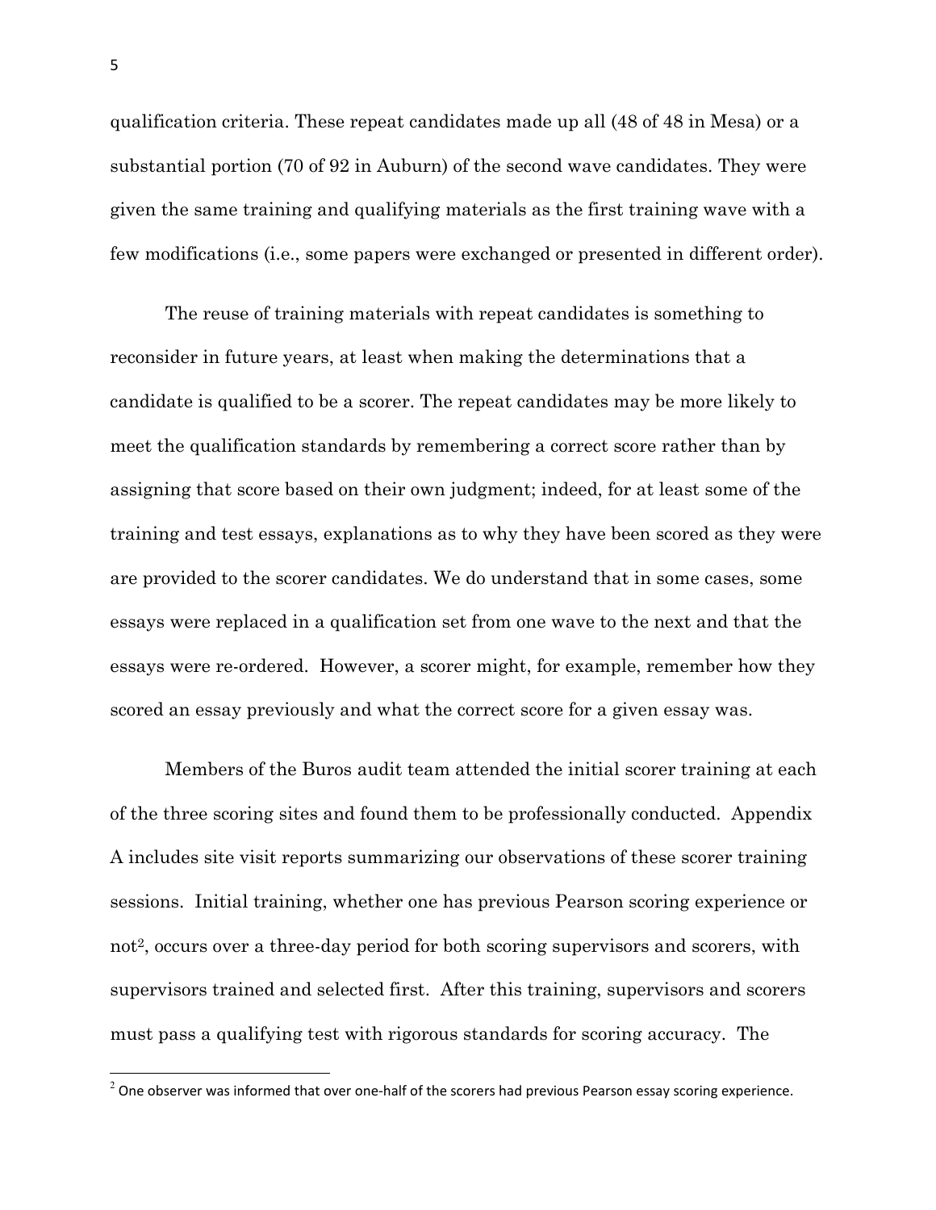qualification criteria. These repeat candidates made up all (48 of 48 in Mesa) or a substantial portion (70 of 92 in Auburn) of the second wave candidates. They were given the same training and qualifying materials as the first training wave with a few modifications (i.e., some papers were exchanged or presented in different order).

The reuse of training materials with repeat candidates is something to reconsider in future years, at least when making the determinations that a candidate is qualified to be a scorer. The repeat candidates may be more likely to meet the qualification standards by remembering a correct score rather than by assigning that score based on their own judgment; indeed, for at least some of the training and test essays, explanations as to why they have been scored as they were are provided to the scorer candidates. We do understand that in some cases, some essays were replaced in a qualification set from one wave to the next and that the essays were re-ordered. However, a scorer might, for example, remember how they scored an essay previously and what the correct score for a given essay was.

Members of the Buros audit team attended the initial scorer training at each of the three scoring sites and found them to be professionally conducted. Appendix A includes site visit reports summarizing our observations of these scorer training sessions. Initial training, whether one has previous Pearson scoring experience or not[2], occurs over a three-day period for both scoring supervisors and scorers, with supervisors trained and selected first. After this training, supervisors and scorers must pass a qualifying test with rigorous standards for scoring accuracy. The

[2] One observer was informed that over one-half of the scorers had previous Pearson essay scoring experience.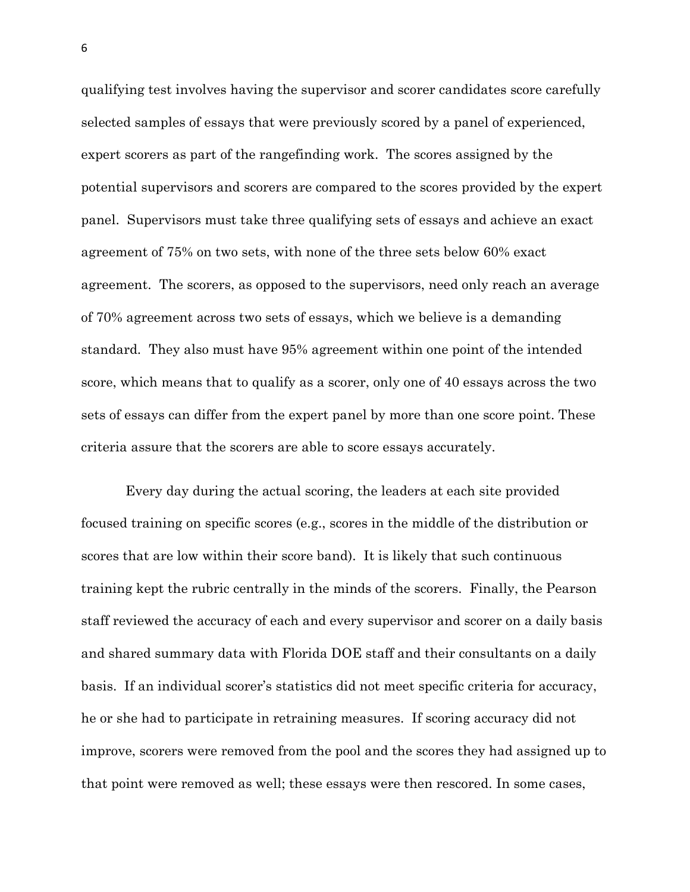qualifying test involves having the supervisor and scorer candidates score carefully selected samples of essays that were previously scored by a panel of experienced, expert scorers as part of the rangefinding work. The scores assigned by the potential supervisors and scorers are compared to the scores provided by the expert panel. Supervisors must take three qualifying sets of essays and achieve an exact agreement of 75% on two sets, with none of the three sets below 60% exact agreement. The scorers, as opposed to the supervisors, need only reach an average of 70% agreement across two sets of essays, which we believe is a demanding standard. They also must have 95% agreement within one point of the intended score, which means that to qualify as a scorer, only one of 40 essays across the two sets of essays can differ from the expert panel by more than one score point. These criteria assure that the scorers are able to score essays accurately.

Every day during the actual scoring, the leaders at each site provided focused training on specific scores (e.g., scores in the middle of the distribution or scores that are low within their score band). It is likely that such continuous training kept the rubric centrally in the minds of the scorers. Finally, the Pearson staff reviewed the accuracy of each and every supervisor and scorer on a daily basis and shared summary data with Florida DOE staff and their consultants on a daily basis. If an individual scorer's statistics did not meet specific criteria for accuracy, he or she had to participate in retraining measures. If scoring accuracy did not improve, scorers were removed from the pool and the scores they had assigned up to that point were removed as well; these essays were then rescored. In some cases,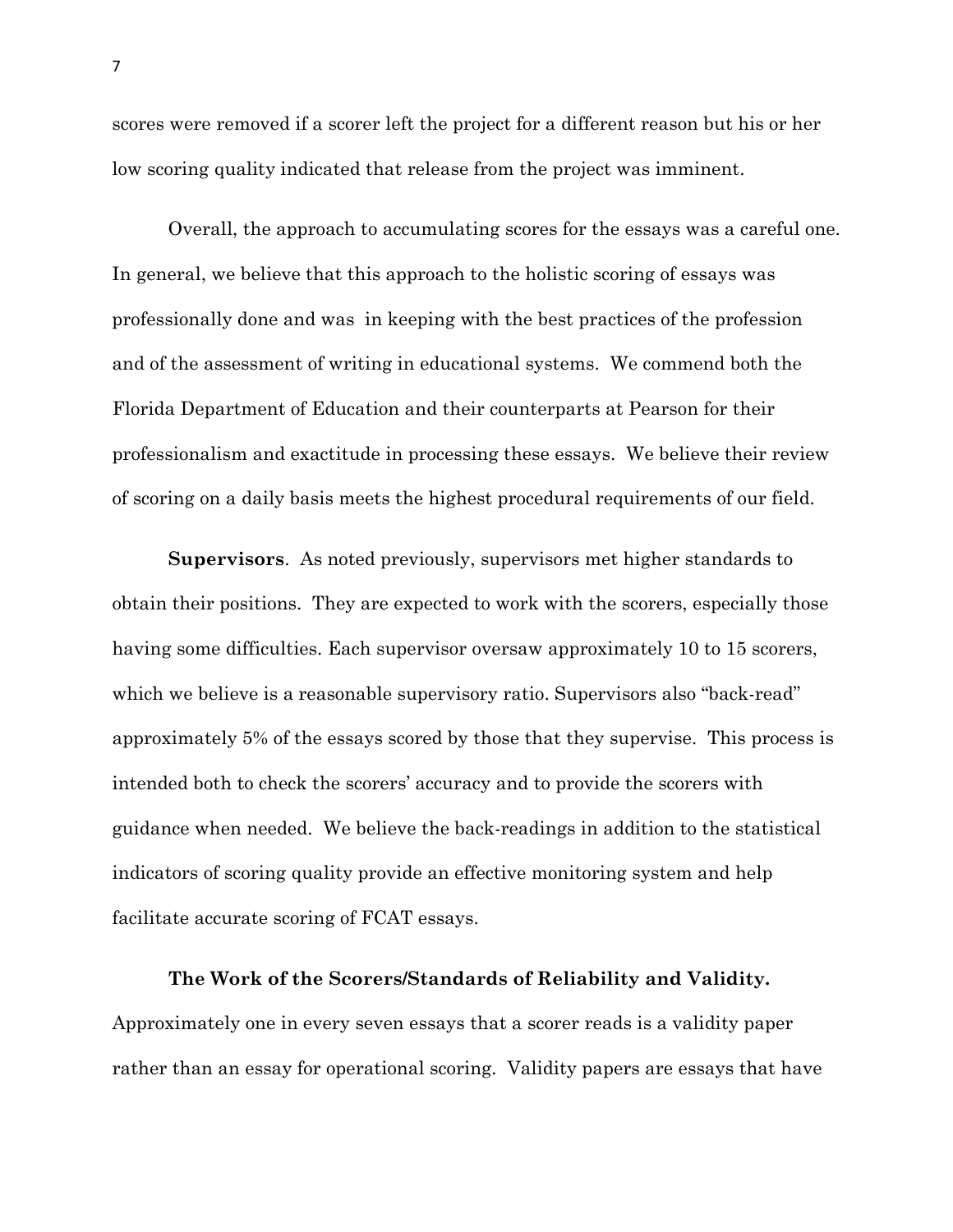scores were removed if a scorer left the project for a different reason but his or her low scoring quality indicated that release from the project was imminent.

Overall, the approach to accumulating scores for the essays was a careful one. In general, we believe that this approach to the holistic scoring of essays was professionally done and was in keeping with the best practices of the profession and of the assessment of writing in educational systems. We commend both the Florida Department of Education and their counterparts at Pearson for their professionalism and exactitude in processing these essays. We believe their review of scoring on a daily basis meets the highest procedural requirements of our field.

**Supervisors**. As noted previously, supervisors met higher standards to obtain their positions. They are expected to work with the scorers, especially those having some difficulties. Each supervisor oversaw approximately 10 to 15 scorers, which we believe is a reasonable supervisory ratio. Supervisors also "back-read" approximately 5% of the essays scored by those that they supervise. This process is intended both to check the scorers' accuracy and to provide the scorers with guidance when needed. We believe the back-readings in addition to the statistical indicators of scoring quality provide an effective monitoring system and help facilitate accurate scoring of FCAT essays.

**The Work of the Scorers/Standards of Reliability and Validity.** Approximately one in every seven essays that a scorer reads is a validity paper rather than an essay for operational scoring. Validity papers are essays that have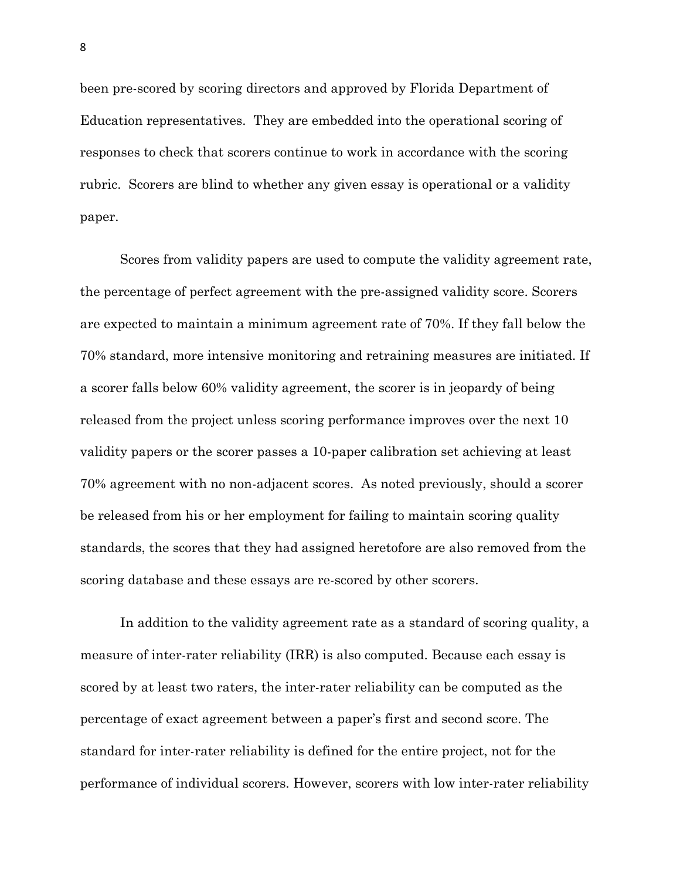been pre-scored by scoring directors and approved by Florida Department of Education representatives. They are embedded into the operational scoring of responses to check that scorers continue to work in accordance with the scoring rubric. Scorers are blind to whether any given essay is operational or a validity paper.

Scores from validity papers are used to compute the validity agreement rate, the percentage of perfect agreement with the pre-assigned validity score. Scorers are expected to maintain a minimum agreement rate of 70%. If they fall below the 70% standard, more intensive monitoring and retraining measures are initiated. If a scorer falls below 60% validity agreement, the scorer is in jeopardy of being released from the project unless scoring performance improves over the next 10 validity papers or the scorer passes a 10-paper calibration set achieving at least 70% agreement with no non-adjacent scores. As noted previously, should a scorer be released from his or her employment for failing to maintain scoring quality standards, the scores that they had assigned heretofore are also removed from the scoring database and these essays are re-scored by other scorers.

In addition to the validity agreement rate as a standard of scoring quality, a measure of inter-rater reliability (IRR) is also computed. Because each essay is scored by at least two raters, the inter-rater reliability can be computed as the percentage of exact agreement between a paper's first and second score. The standard for inter-rater reliability is defined for the entire project, not for the performance of individual scorers. However, scorers with low inter-rater reliability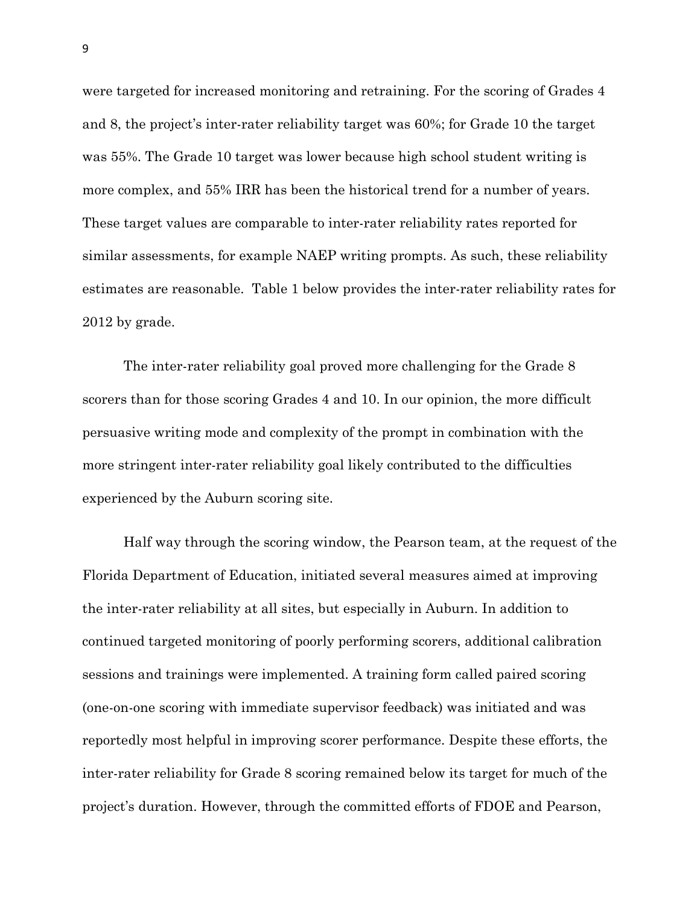were targeted for increased monitoring and retraining. For the scoring of Grades 4 and 8, the project's inter-rater reliability target was 60%; for Grade 10 the target was 55%. The Grade 10 target was lower because high school student writing is more complex, and 55% IRR has been the historical trend for a number of years. These target values are comparable to inter-rater reliability rates reported for similar assessments, for example NAEP writing prompts. As such, these reliability estimates are reasonable. Table 1 below provides the inter-rater reliability rates for 2012 by grade.

The inter-rater reliability goal proved more challenging for the Grade 8 scorers than for those scoring Grades 4 and 10. In our opinion, the more difficult persuasive writing mode and complexity of the prompt in combination with the more stringent inter-rater reliability goal likely contributed to the difficulties experienced by the Auburn scoring site.

Half way through the scoring window, the Pearson team, at the request of the Florida Department of Education, initiated several measures aimed at improving the inter-rater reliability at all sites, but especially in Auburn. In addition to continued targeted monitoring of poorly performing scorers, additional calibration sessions and trainings were implemented. A training form called paired scoring (one-on-one scoring with immediate supervisor feedback) was initiated and was reportedly most helpful in improving scorer performance. Despite these efforts, the inter-rater reliability for Grade 8 scoring remained below its target for much of the project's duration. However, through the committed efforts of FDOE and Pearson,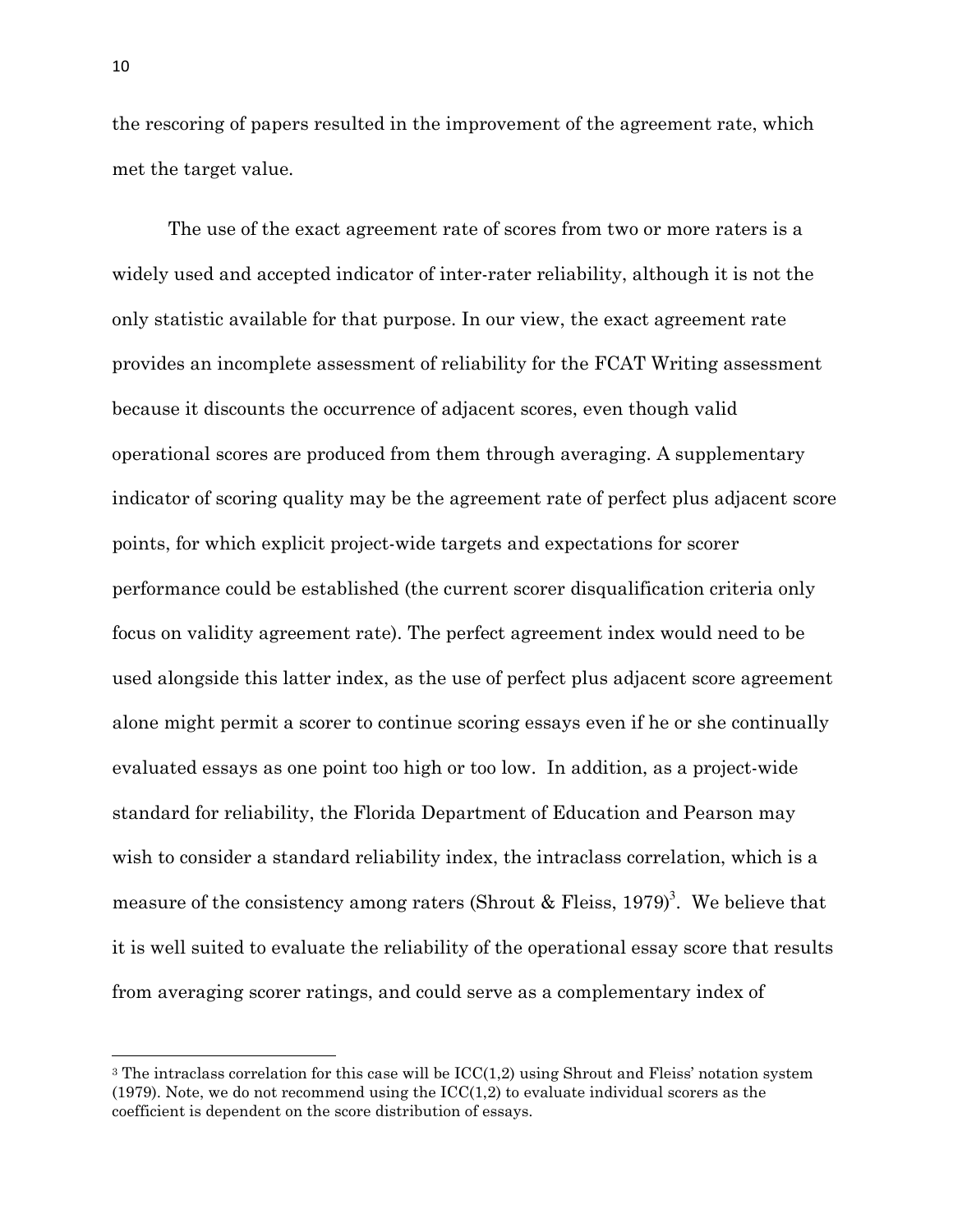the rescoring of papers resulted in the improvement of the agreement rate, which met the target value.

The use of the exact agreement rate of scores from two or more raters is a widely used and accepted indicator of inter-rater reliability, although it is not the only statistic available for that purpose. In our view, the exact agreement rate provides an incomplete assessment of reliability for the FCAT Writing assessment because it discounts the occurrence of adjacent scores, even though valid operational scores are produced from them through averaging. A supplementary indicator of scoring quality may be the agreement rate of perfect plus adjacent score points, for which explicit project-wide targets and expectations for scorer performance could be established (the current scorer disqualification criteria only focus on validity agreement rate). The perfect agreement index would need to be used alongside this latter index, as the use of perfect plus adjacent score agreement alone might permit a scorer to continue scoring essays even if he or she continually evaluated essays as one point too high or too low. In addition, as a project-wide standard for reliability, the Florida Department of Education and Pearson may wish to consider a standard reliability index, the intraclass correlation, which is a measure of the consistency among raters (Shrout & Fleiss, 1979)[3]. We believe that it is well suited to evaluate the reliability of the operational essay score that results from averaging scorer ratings, and could serve as a complementary index of

---

[3] The intraclass correlation for this case will be ICC(1,2) using Shrout and Fleiss' notation system (1979). Note, we do not recommend using the ICC(1,2) to evaluate individual scorers as the coefficient is dependent on the score distribution of essays.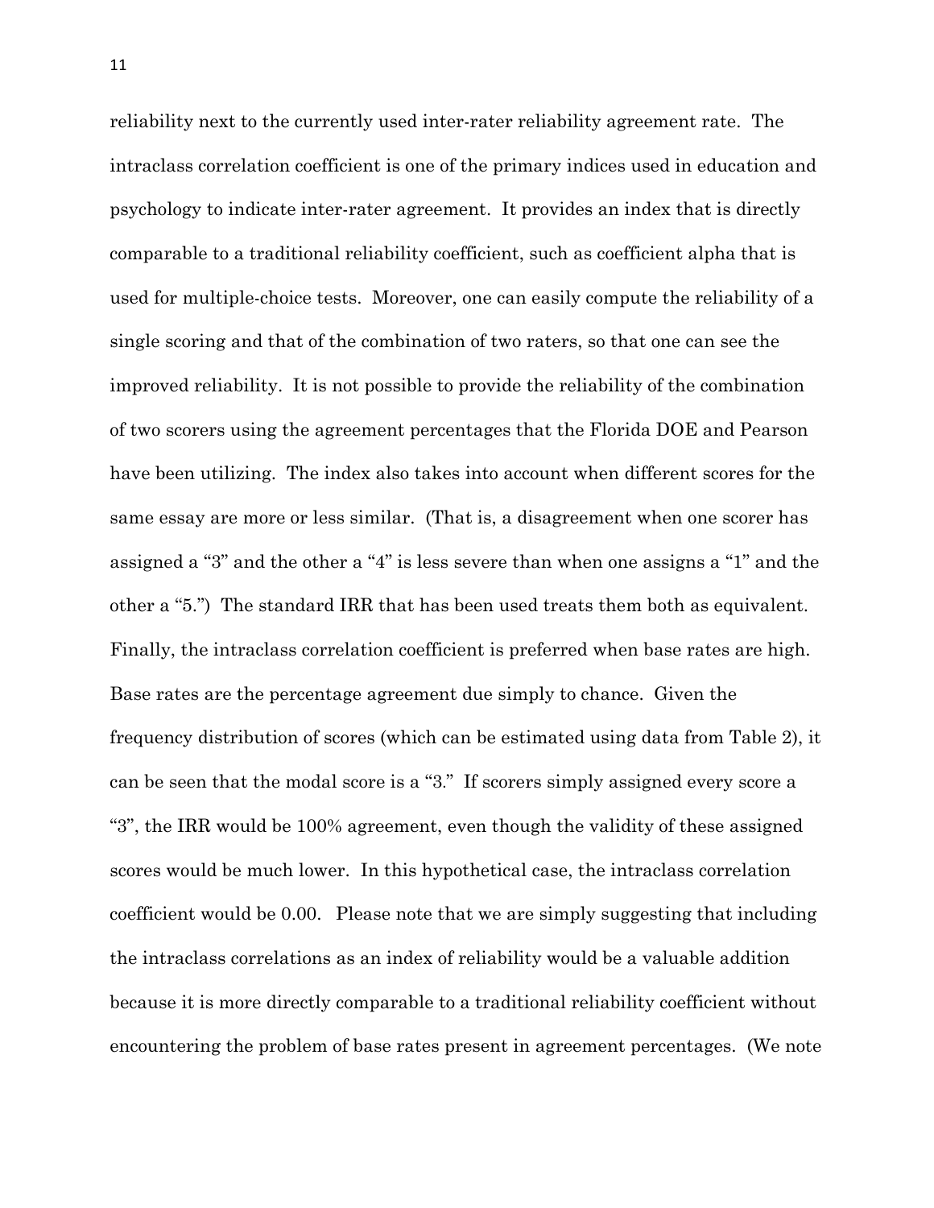reliability next to the currently used inter-rater reliability agreement rate. The intraclass correlation coefficient is one of the primary indices used in education and psychology to indicate inter-rater agreement. It provides an index that is directly comparable to a traditional reliability coefficient, such as coefficient alpha that is used for multiple-choice tests. Moreover, one can easily compute the reliability of a single scoring and that of the combination of two raters, so that one can see the improved reliability. It is not possible to provide the reliability of the combination of two scorers using the agreement percentages that the Florida DOE and Pearson have been utilizing. The index also takes into account when different scores for the same essay are more or less similar. (That is, a disagreement when one scorer has assigned a "3" and the other a "4" is less severe than when one assigns a "1" and the other a "5.") The standard IRR that has been used treats them both as equivalent. Finally, the intraclass correlation coefficient is preferred when base rates are high. Base rates are the percentage agreement due simply to chance. Given the frequency distribution of scores (which can be estimated using data from Table 2), it can be seen that the modal score is a "3." If scorers simply assigned every score a "3", the IRR would be 100% agreement, even though the validity of these assigned scores would be much lower. In this hypothetical case, the intraclass correlation coefficient would be 0.00. Please note that we are simply suggesting that including the intraclass correlations as an index of reliability would be a valuable addition because it is more directly comparable to a traditional reliability coefficient without encountering the problem of base rates present in agreement percentages. (We note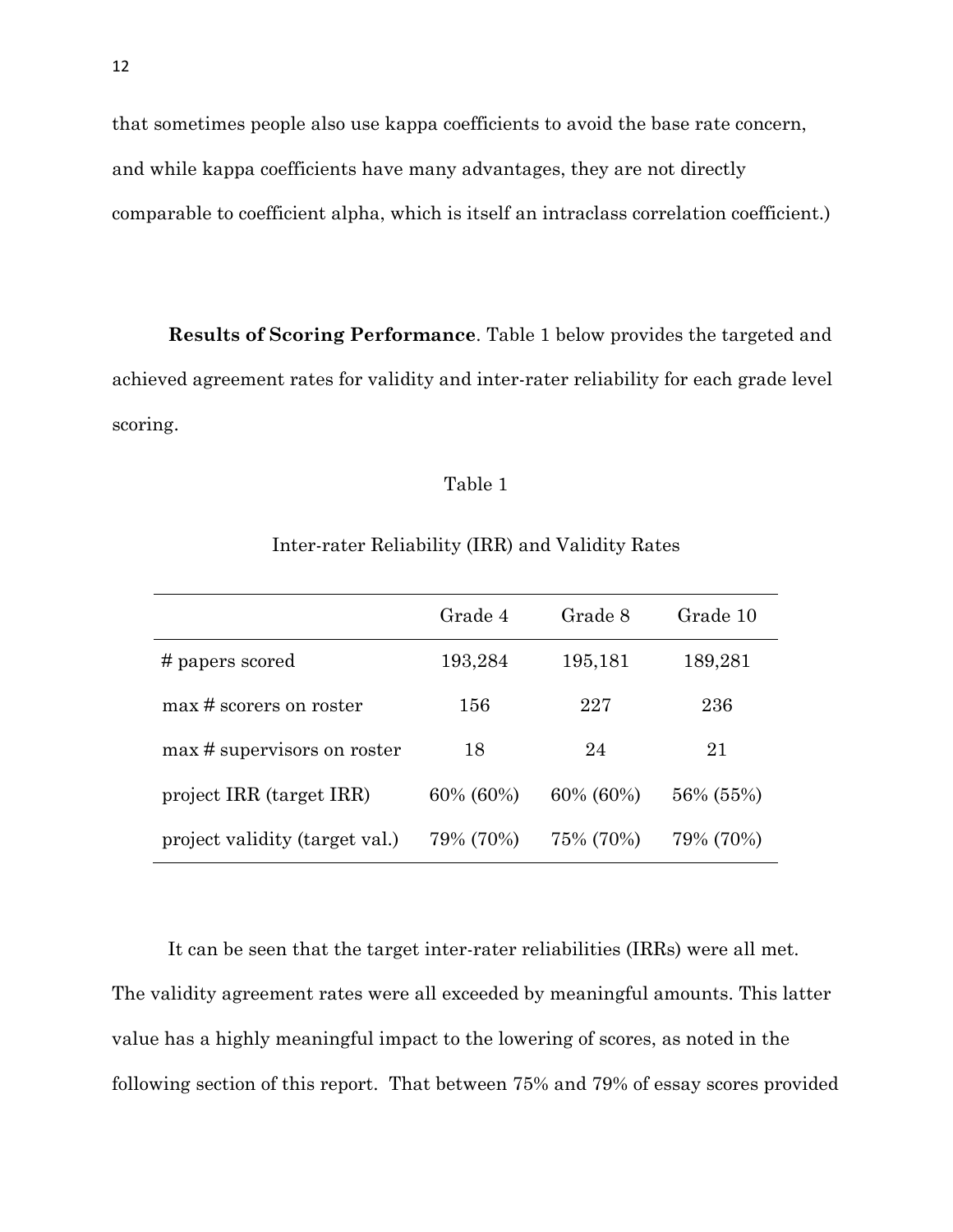that sometimes people also use kappa coefficients to avoid the base rate concern, and while kappa coefficients have many advantages, they are not directly comparable to coefficient alpha, which is itself an intraclass correlation coefficient.)

**Results of Scoring Performance**. Table 1 below provides the targeted and achieved agreement rates for validity and inter-rater reliability for each grade level scoring.

Table 1

Inter-rater Reliability (IRR) and Validity Rates

| | Grade 4 | Grade 8 | Grade 10 |
|---|---|---|---|
| # papers scored | 193,284 | 195,181 | 189,281 |
| max # scorers on roster | 156 | 227 | 236 |
| max # supervisors on roster | 18 | 24 | 21 |
| project IRR (target IRR) | 60% (60%) | 60% (60%) | 56% (55%) |
| project validity (target val.) | 79% (70%) | 75% (70%) | 79% (70%) |

It can be seen that the target inter-rater reliabilities (IRRs) were all met. The validity agreement rates were all exceeded by meaningful amounts. This latter value has a highly meaningful impact to the lowering of scores, as noted in the following section of this report. That between 75% and 79% of essay scores provided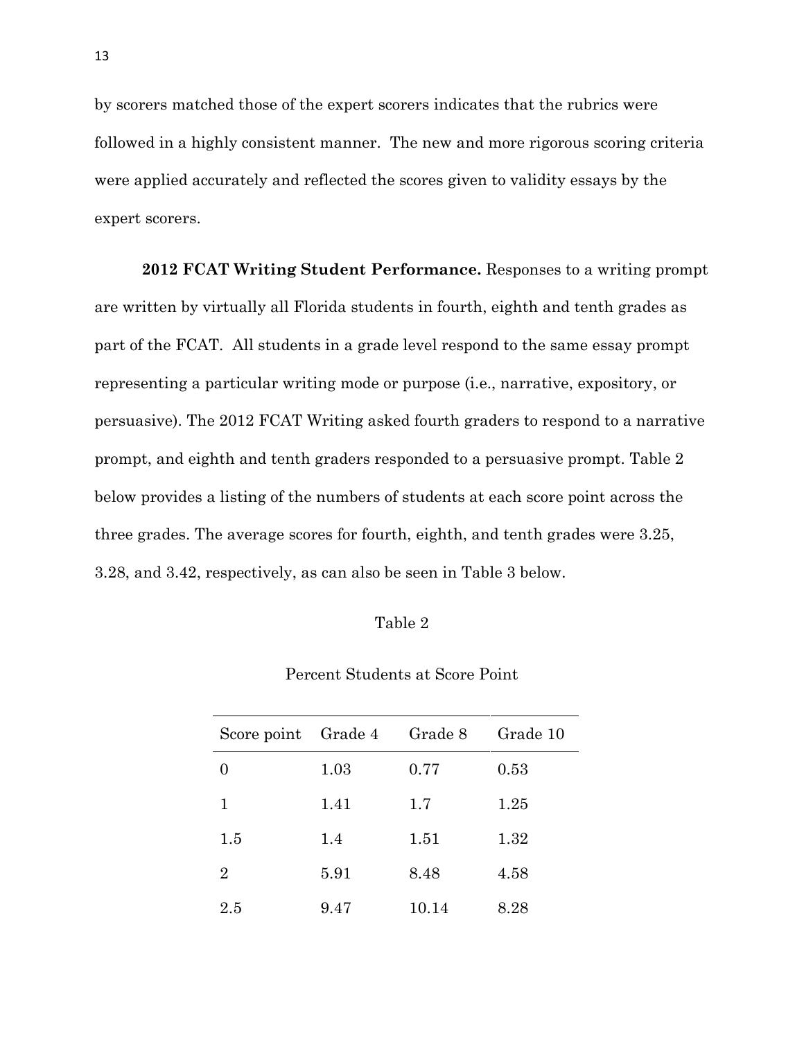by scorers matched those of the expert scorers indicates that the rubrics were followed in a highly consistent manner. The new and more rigorous scoring criteria were applied accurately and reflected the scores given to validity essays by the expert scorers.

**2012 FCAT Writing Student Performance.** Responses to a writing prompt are written by virtually all Florida students in fourth, eighth and tenth grades as part of the FCAT. All students in a grade level respond to the same essay prompt representing a particular writing mode or purpose (i.e., narrative, expository, or persuasive). The 2012 FCAT Writing asked fourth graders to respond to a narrative prompt, and eighth and tenth graders responded to a persuasive prompt. Table 2 below provides a listing of the numbers of students at each score point across the three grades. The average scores for fourth, eighth, and tenth grades were 3.25, 3.28, and 3.42, respectively, as can also be seen in Table 3 below.

Table 2

Percent Students at Score Point

| Score point | Grade 4 | Grade 8 | Grade 10 |
|---|---|---|---|
| 0 | 1.03 | 0.77 | 0.53 |
| 1 | 1.41 | 1.7 | 1.25 |
| 1.5 | 1.4 | 1.51 | 1.32 |
| 2 | 5.91 | 8.48 | 4.58 |
| 2.5 | 9.47 | 10.14 | 8.28 |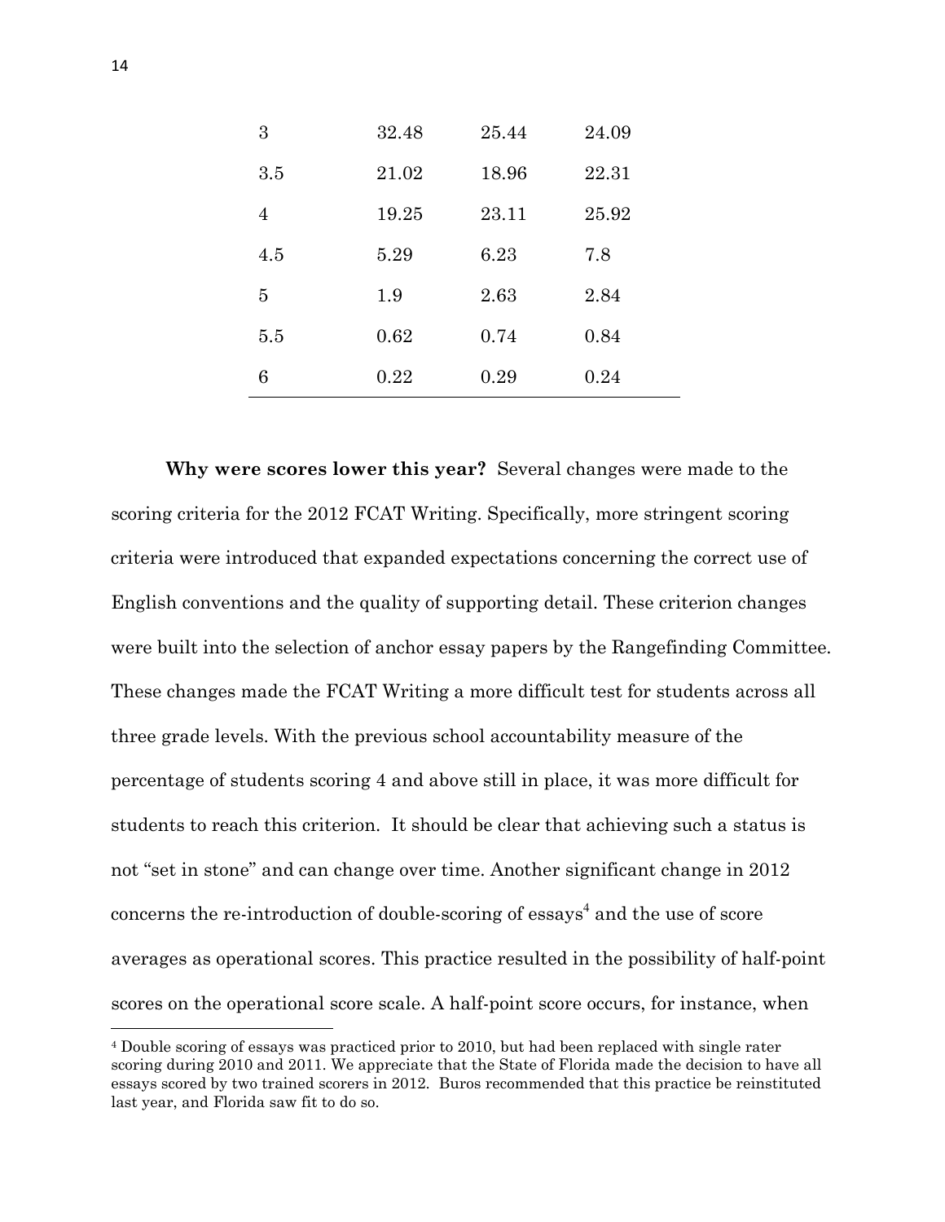| | | | |
|---|---|---|---|
| 3 | 32.48 | 25.44 | 24.09 |
| 3.5 | 21.02 | 18.96 | 22.31 |
| 4 | 19.25 | 23.11 | 25.92 |
| 4.5 | 5.29 | 6.23 | 7.8 |
| 5 | 1.9 | 2.63 | 2.84 |
| 5.5 | 0.62 | 0.74 | 0.84 |
| 6 | 0.22 | 0.29 | 0.24 |

**Why were scores lower this year?** Several changes were made to the scoring criteria for the 2012 FCAT Writing. Specifically, more stringent scoring criteria were introduced that expanded expectations concerning the correct use of English conventions and the quality of supporting detail. These criterion changes were built into the selection of anchor essay papers by the Rangefinding Committee. These changes made the FCAT Writing a more difficult test for students across all three grade levels. With the previous school accountability measure of the percentage of students scoring 4 and above still in place, it was more difficult for students to reach this criterion. It should be clear that achieving such a status is not "set in stone" and can change over time. Another significant change in 2012 concerns the re-introduction of double-scoring of essays[4] and the use of score averages as operational scores. This practice resulted in the possibility of half-point scores on the operational score scale. A half-point score occurs, for instance, when

[4] Double scoring of essays was practiced prior to 2010, but had been replaced with single rater scoring during 2010 and 2011. We appreciate that the State of Florida made the decision to have all essays scored by two trained scorers in 2012. Buros recommended that this practice be reinstituted last year, and Florida saw fit to do so.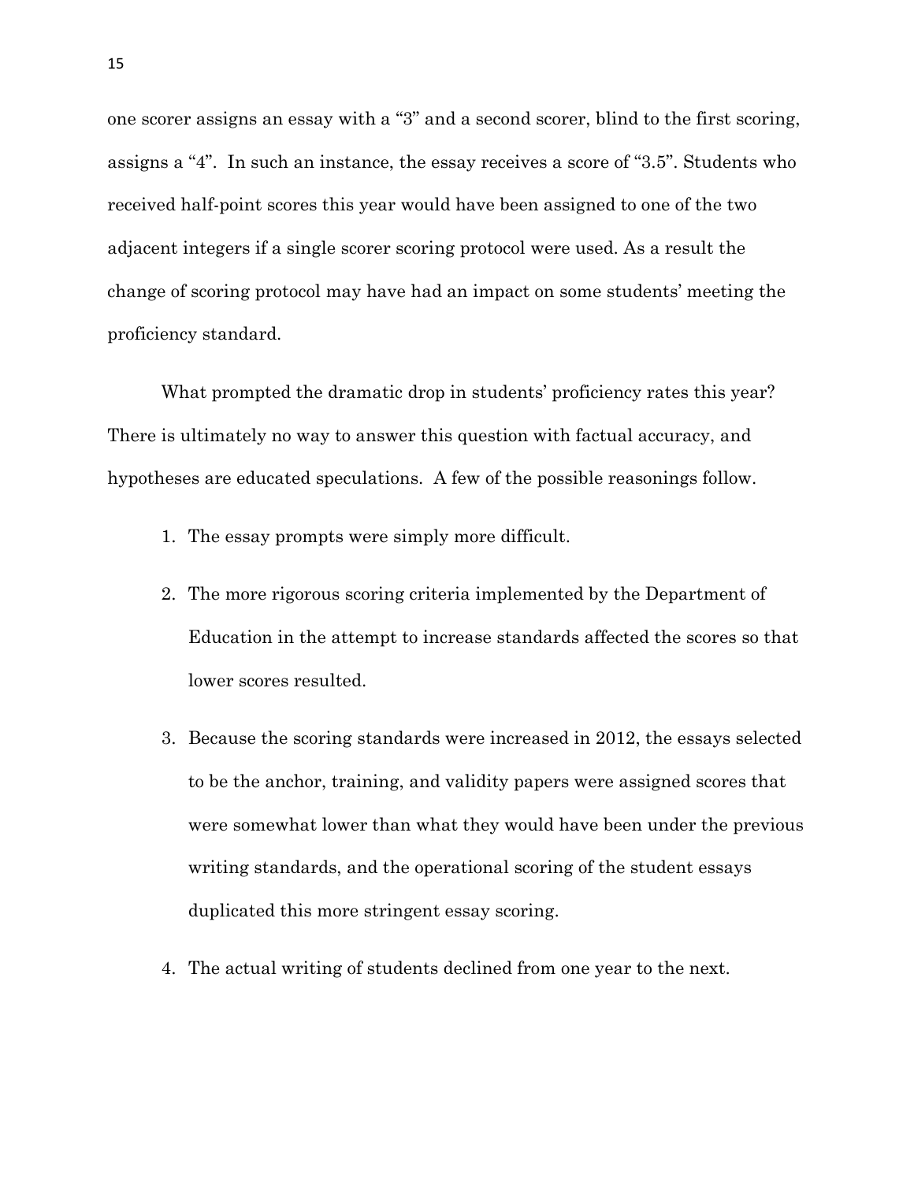one scorer assigns an essay with a "3" and a second scorer, blind to the first scoring, assigns a "4". In such an instance, the essay receives a score of "3.5". Students who received half-point scores this year would have been assigned to one of the two adjacent integers if a single scorer scoring protocol were used. As a result the change of scoring protocol may have had an impact on some students' meeting the proficiency standard.

What prompted the dramatic drop in students' proficiency rates this year? There is ultimately no way to answer this question with factual accuracy, and hypotheses are educated speculations. A few of the possible reasonings follow.

1. The essay prompts were simply more difficult.
2. The more rigorous scoring criteria implemented by the Department of Education in the attempt to increase standards affected the scores so that lower scores resulted.
3. Because the scoring standards were increased in 2012, the essays selected to be the anchor, training, and validity papers were assigned scores that were somewhat lower than what they would have been under the previous writing standards, and the operational scoring of the student essays duplicated this more stringent essay scoring.
4. The actual writing of students declined from one year to the next.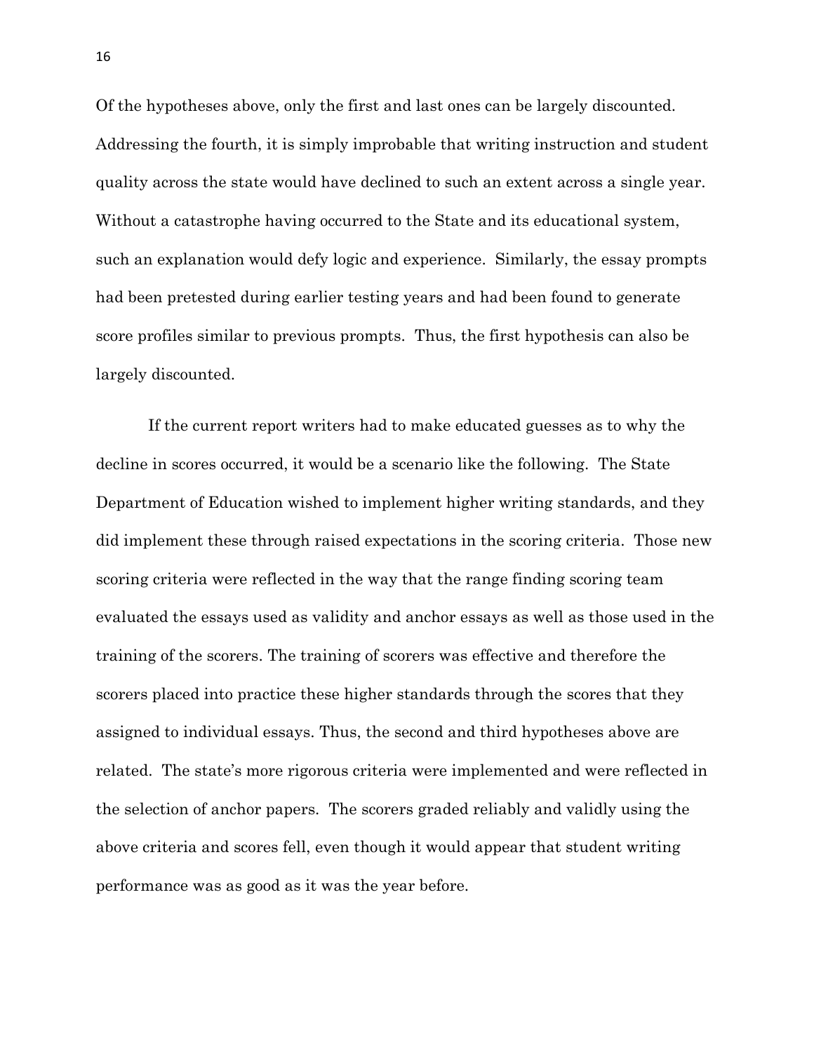Of the hypotheses above, only the first and last ones can be largely discounted. Addressing the fourth, it is simply improbable that writing instruction and student quality across the state would have declined to such an extent across a single year. Without a catastrophe having occurred to the State and its educational system, such an explanation would defy logic and experience. Similarly, the essay prompts had been pretested during earlier testing years and had been found to generate score profiles similar to previous prompts. Thus, the first hypothesis can also be largely discounted.

If the current report writers had to make educated guesses as to why the decline in scores occurred, it would be a scenario like the following. The State Department of Education wished to implement higher writing standards, and they did implement these through raised expectations in the scoring criteria. Those new scoring criteria were reflected in the way that the range finding scoring team evaluated the essays used as validity and anchor essays as well as those used in the training of the scorers. The training of scorers was effective and therefore the scorers placed into practice these higher standards through the scores that they assigned to individual essays. Thus, the second and third hypotheses above are related. The state's more rigorous criteria were implemented and were reflected in the selection of anchor papers. The scorers graded reliably and validly using the above criteria and scores fell, even though it would appear that student writing performance was as good as it was the year before.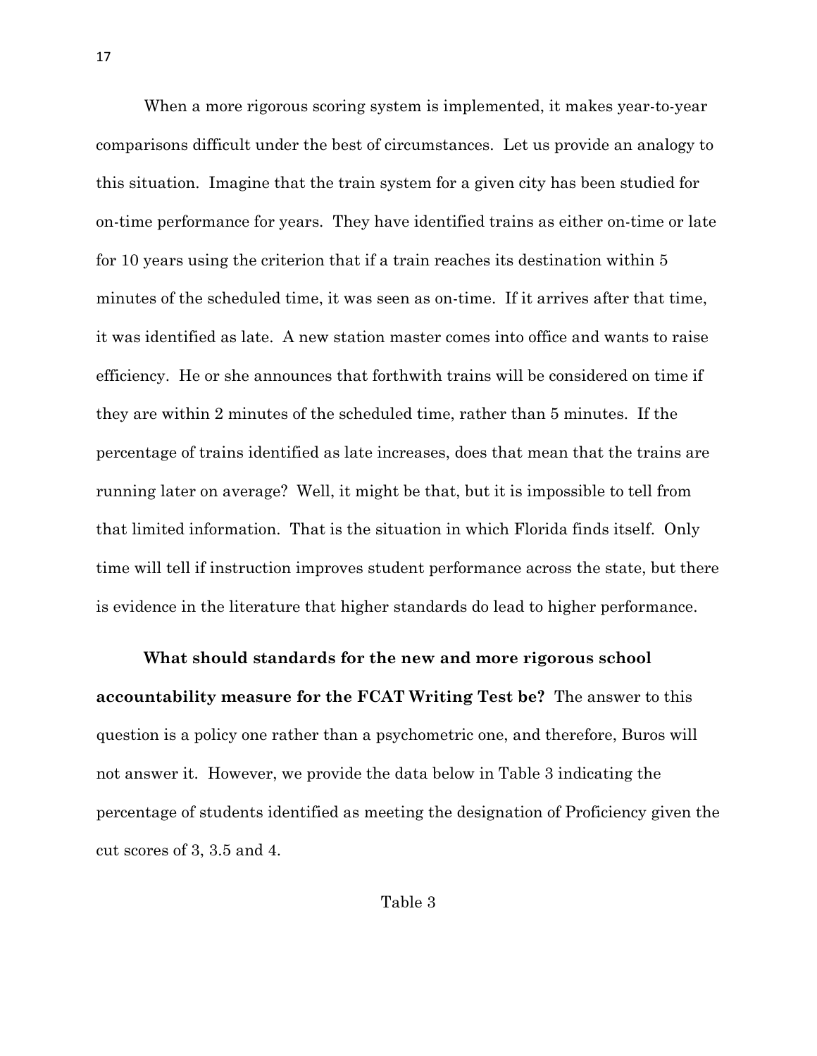When a more rigorous scoring system is implemented, it makes year-to-year comparisons difficult under the best of circumstances. Let us provide an analogy to this situation. Imagine that the train system for a given city has been studied for on-time performance for years. They have identified trains as either on-time or late for 10 years using the criterion that if a train reaches its destination within 5 minutes of the scheduled time, it was seen as on-time. If it arrives after that time, it was identified as late. A new station master comes into office and wants to raise efficiency. He or she announces that forthwith trains will be considered on time if they are within 2 minutes of the scheduled time, rather than 5 minutes. If the percentage of trains identified as late increases, does that mean that the trains are running later on average? Well, it might be that, but it is impossible to tell from that limited information. That is the situation in which Florida finds itself. Only time will tell if instruction improves student performance across the state, but there is evidence in the literature that higher standards do lead to higher performance.

**What should standards for the new and more rigorous school accountability measure for the FCAT Writing Test be?** The answer to this question is a policy one rather than a psychometric one, and therefore, Buros will not answer it. However, we provide the data below in Table 3 indicating the percentage of students identified as meeting the designation of Proficiency given the cut scores of 3, 3.5 and 4.

Table 3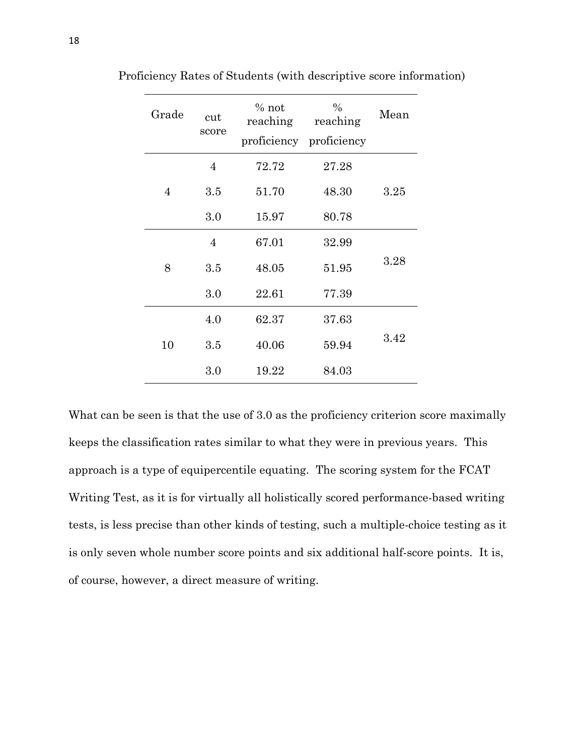Proficiency Rates of Students (with descriptive score information)

| Grade | cut score | % not reaching proficiency | % reaching proficiency | Mean |
|---|---|---|---|---|
| 4 | 4 | 72.72 | 27.28 | 3.25 |
| | 3.5 | 51.70 | 48.30 | |
| | 3.0 | 15.97 | 80.78 | |
| 8 | 4 | 67.01 | 32.99 | 3.28 |
| | 3.5 | 48.05 | 51.95 | |
| | 3.0 | 22.61 | 77.39 | |
| 10 | 4.0 | 62.37 | 37.63 | 3.42 |
| | 3.5 | 40.06 | 59.94 | |
| | 3.0 | 19.22 | 84.03 | |

What can be seen is that the use of 3.0 as the proficiency criterion score maximally keeps the classification rates similar to what they were in previous years. This approach is a type of equipercentile equating. The scoring system for the FCAT Writing Test, as it is for virtually all holistically scored performance-based writing tests, is less precise than other kinds of testing, such a multiple-choice testing as it is only seven whole number score points and six additional half-score points. It is, of course, however, a direct measure of writing.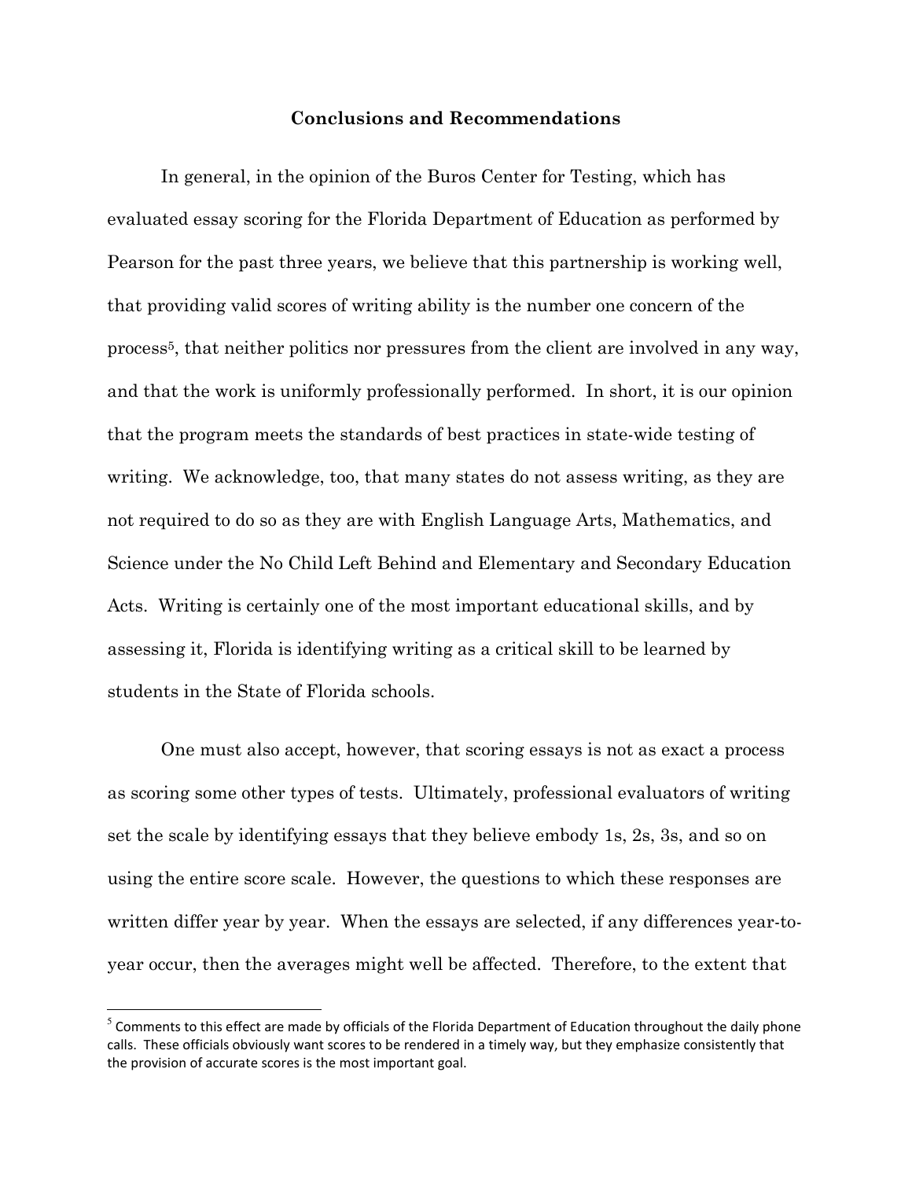## Conclusions and Recommendations

In general, in the opinion of the Buros Center for Testing, which has evaluated essay scoring for the Florida Department of Education as performed by Pearson for the past three years, we believe that this partnership is working well, that providing valid scores of writing ability is the number one concern of the process[5], that neither politics nor pressures from the client are involved in any way, and that the work is uniformly professionally performed. In short, it is our opinion that the program meets the standards of best practices in state-wide testing of writing. We acknowledge, too, that many states do not assess writing, as they are not required to do so as they are with English Language Arts, Mathematics, and Science under the No Child Left Behind and Elementary and Secondary Education Acts. Writing is certainly one of the most important educational skills, and by assessing it, Florida is identifying writing as a critical skill to be learned by students in the State of Florida schools.

One must also accept, however, that scoring essays is not as exact a process as scoring some other types of tests. Ultimately, professional evaluators of writing set the scale by identifying essays that they believe embody 1s, 2s, 3s, and so on using the entire score scale. However, the questions to which these responses are written differ year by year. When the essays are selected, if any differences year-to-year occur, then the averages might well be affected. Therefore, to the extent that

---

[5] Comments to this effect are made by officials of the Florida Department of Education throughout the daily phone calls. These officials obviously want scores to be rendered in a timely way, but they emphasize consistently that the provision of accurate scores is the most important goal.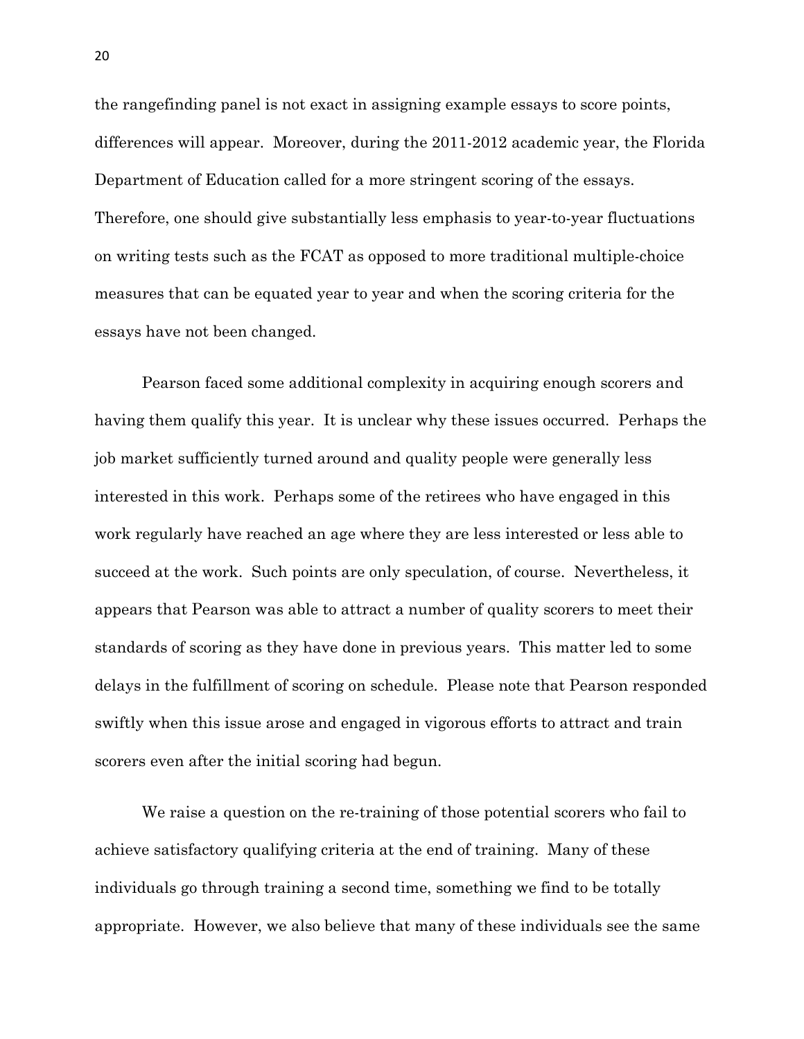the rangefinding panel is not exact in assigning example essays to score points, differences will appear. Moreover, during the 2011-2012 academic year, the Florida Department of Education called for a more stringent scoring of the essays. Therefore, one should give substantially less emphasis to year-to-year fluctuations on writing tests such as the FCAT as opposed to more traditional multiple-choice measures that can be equated year to year and when the scoring criteria for the essays have not been changed.

Pearson faced some additional complexity in acquiring enough scorers and having them qualify this year. It is unclear why these issues occurred. Perhaps the job market sufficiently turned around and quality people were generally less interested in this work. Perhaps some of the retirees who have engaged in this work regularly have reached an age where they are less interested or less able to succeed at the work. Such points are only speculation, of course. Nevertheless, it appears that Pearson was able to attract a number of quality scorers to meet their standards of scoring as they have done in previous years. This matter led to some delays in the fulfillment of scoring on schedule. Please note that Pearson responded swiftly when this issue arose and engaged in vigorous efforts to attract and train scorers even after the initial scoring had begun.

We raise a question on the re-training of those potential scorers who fail to achieve satisfactory qualifying criteria at the end of training. Many of these individuals go through training a second time, something we find to be totally appropriate. However, we also believe that many of these individuals see the same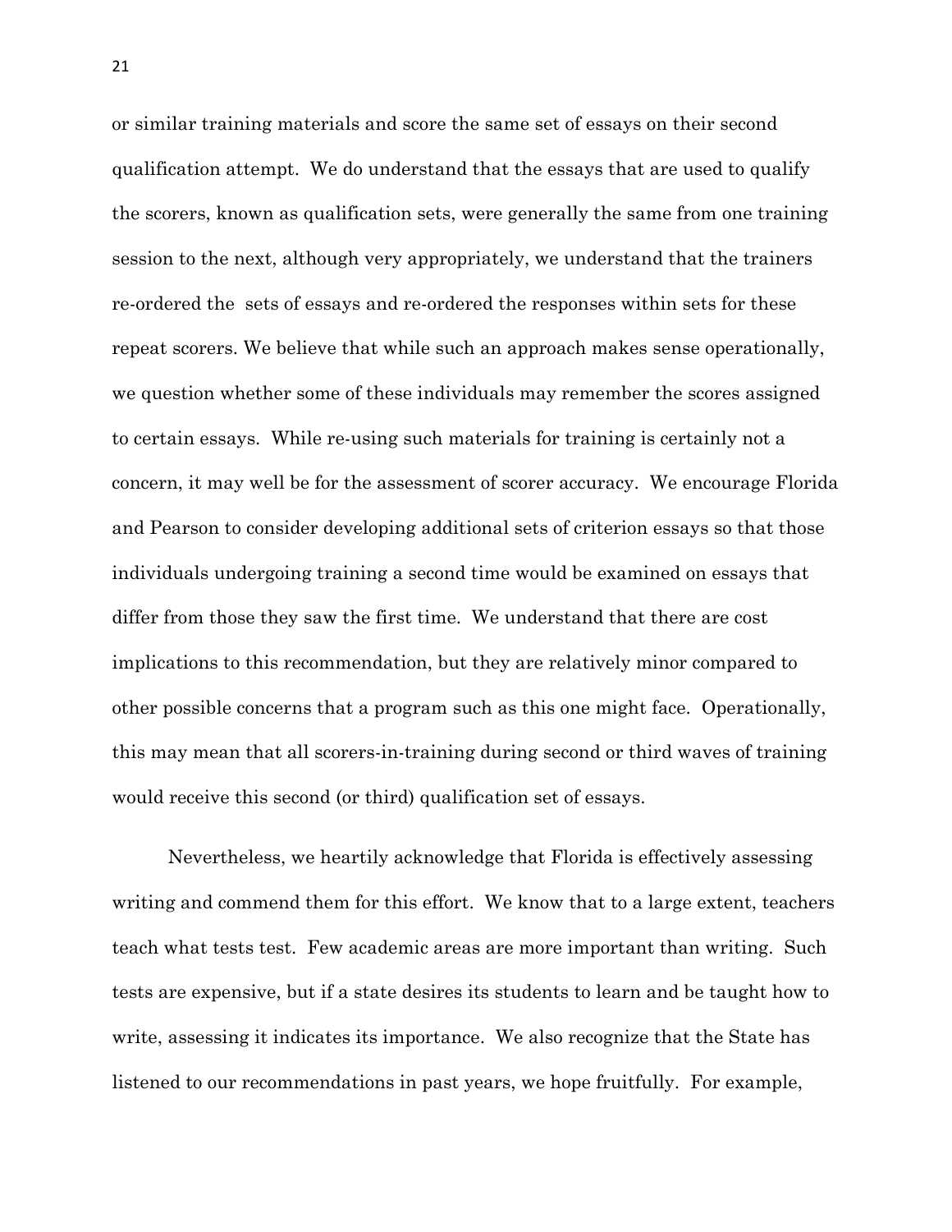or similar training materials and score the same set of essays on their second qualification attempt. We do understand that the essays that are used to qualify the scorers, known as qualification sets, were generally the same from one training session to the next, although very appropriately, we understand that the trainers re-ordered the sets of essays and re-ordered the responses within sets for these repeat scorers. We believe that while such an approach makes sense operationally, we question whether some of these individuals may remember the scores assigned to certain essays. While re-using such materials for training is certainly not a concern, it may well be for the assessment of scorer accuracy. We encourage Florida and Pearson to consider developing additional sets of criterion essays so that those individuals undergoing training a second time would be examined on essays that differ from those they saw the first time. We understand that there are cost implications to this recommendation, but they are relatively minor compared to other possible concerns that a program such as this one might face. Operationally, this may mean that all scorers-in-training during second or third waves of training would receive this second (or third) qualification set of essays.

Nevertheless, we heartily acknowledge that Florida is effectively assessing writing and commend them for this effort. We know that to a large extent, teachers teach what tests test. Few academic areas are more important than writing. Such tests are expensive, but if a state desires its students to learn and be taught how to write, assessing it indicates its importance. We also recognize that the State has listened to our recommendations in past years, we hope fruitfully. For example,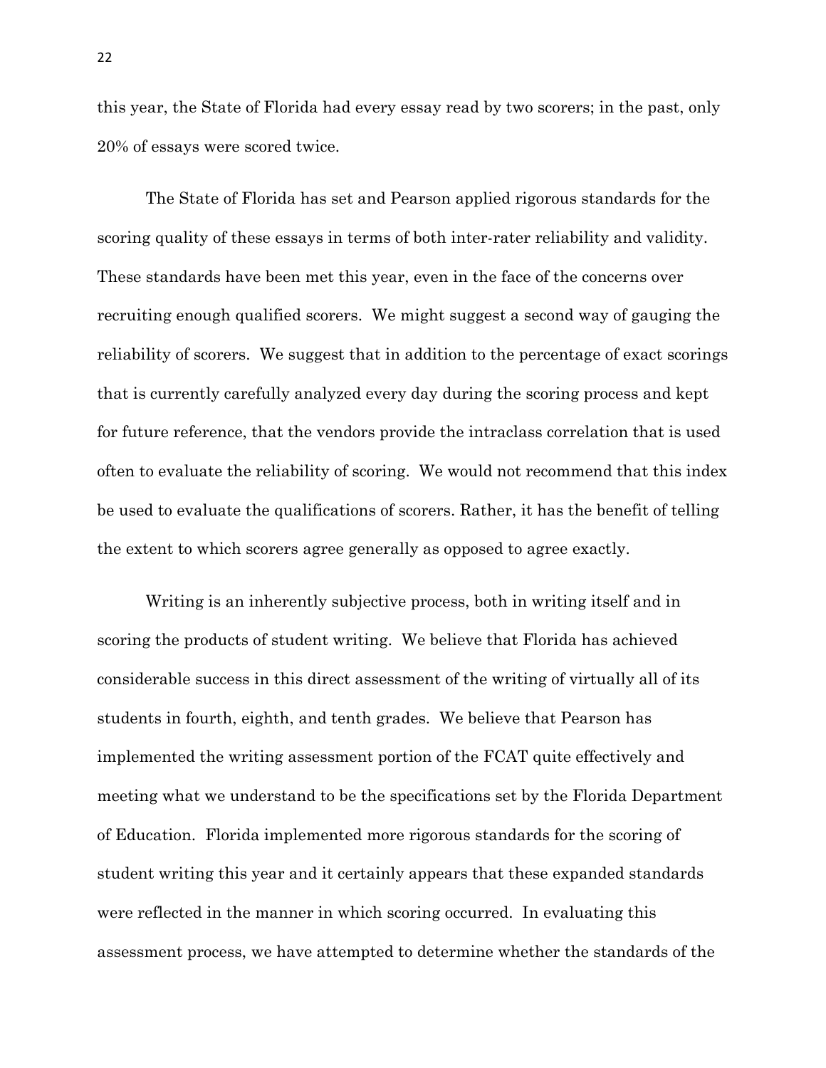this year, the State of Florida had every essay read by two scorers; in the past, only 20% of essays were scored twice.

The State of Florida has set and Pearson applied rigorous standards for the scoring quality of these essays in terms of both inter-rater reliability and validity. These standards have been met this year, even in the face of the concerns over recruiting enough qualified scorers. We might suggest a second way of gauging the reliability of scorers. We suggest that in addition to the percentage of exact scorings that is currently carefully analyzed every day during the scoring process and kept for future reference, that the vendors provide the intraclass correlation that is used often to evaluate the reliability of scoring. We would not recommend that this index be used to evaluate the qualifications of scorers. Rather, it has the benefit of telling the extent to which scorers agree generally as opposed to agree exactly.

Writing is an inherently subjective process, both in writing itself and in scoring the products of student writing. We believe that Florida has achieved considerable success in this direct assessment of the writing of virtually all of its students in fourth, eighth, and tenth grades. We believe that Pearson has implemented the writing assessment portion of the FCAT quite effectively and meeting what we understand to be the specifications set by the Florida Department of Education. Florida implemented more rigorous standards for the scoring of student writing this year and it certainly appears that these expanded standards were reflected in the manner in which scoring occurred. In evaluating this assessment process, we have attempted to determine whether the standards of the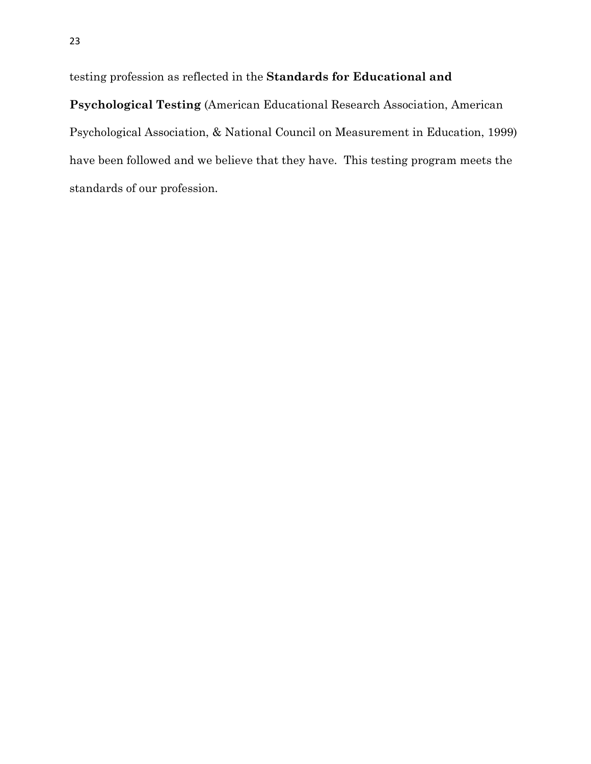testing profession as reflected in the **Standards for Educational and Psychological Testing** (American Educational Research Association, American Psychological Association, & National Council on Measurement in Education, 1999) have been followed and we believe that they have.  This testing program meets the standards of our profession.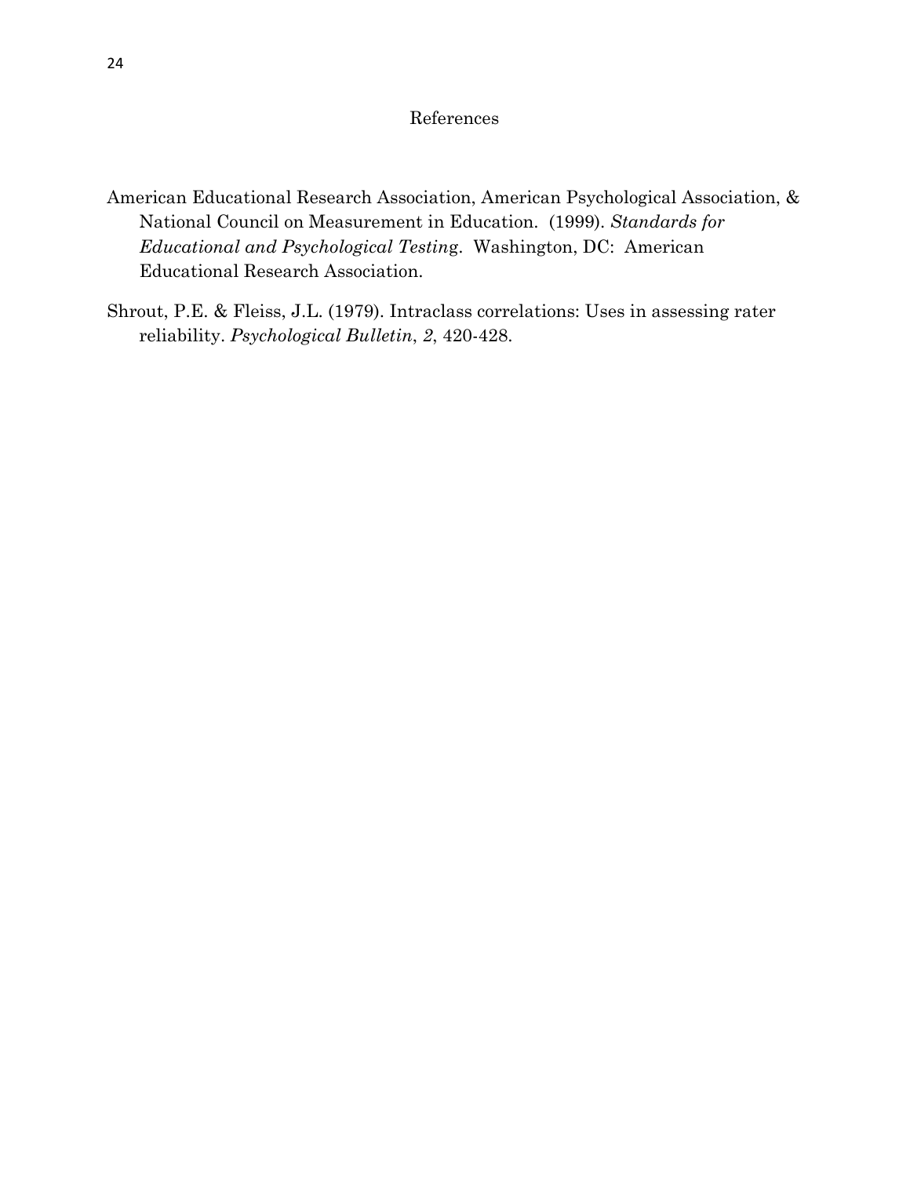# References

American Educational Research Association, American Psychological Association, & National Council on Measurement in Education. (1999). *Standards for Educational and Psychological Testing*. Washington, DC: American Educational Research Association.

Shrout, P.E. & Fleiss, J.L. (1979). Intraclass correlations: Uses in assessing rater reliability. *Psychological Bulletin*, *2*, 420-428.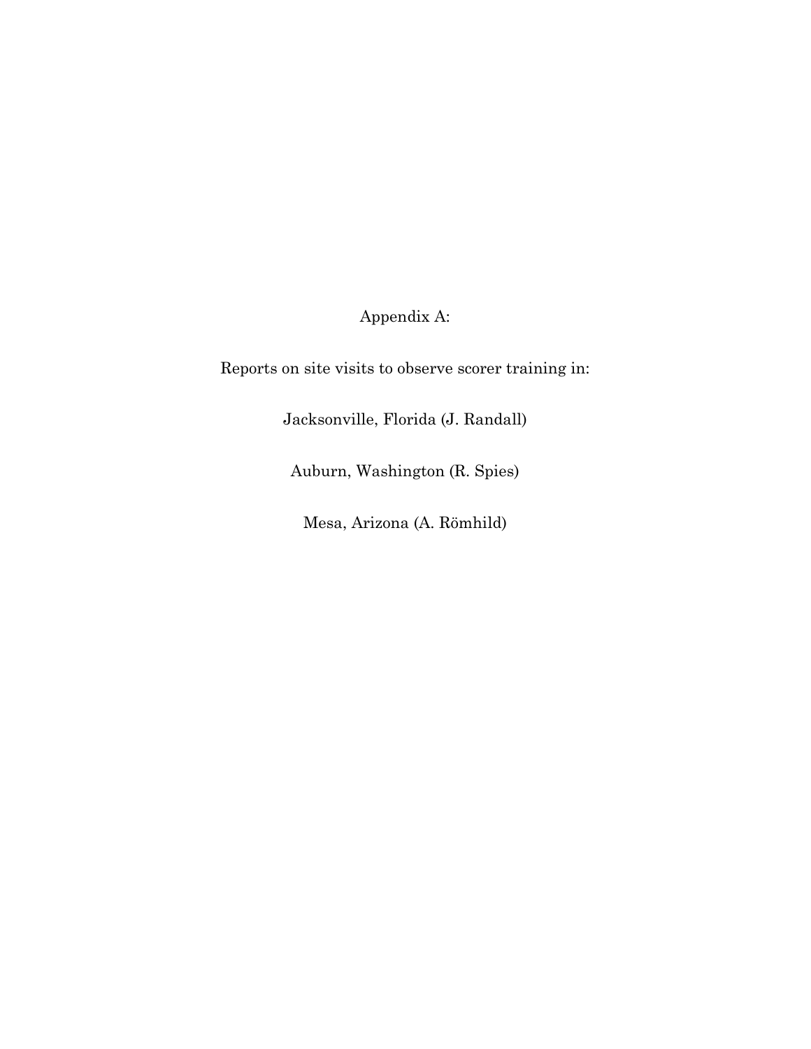# Appendix A:

Reports on site visits to observe scorer training in:

Jacksonville, Florida (J. Randall)

Auburn, Washington (R. Spies)

Mesa, Arizona (A. Römhild)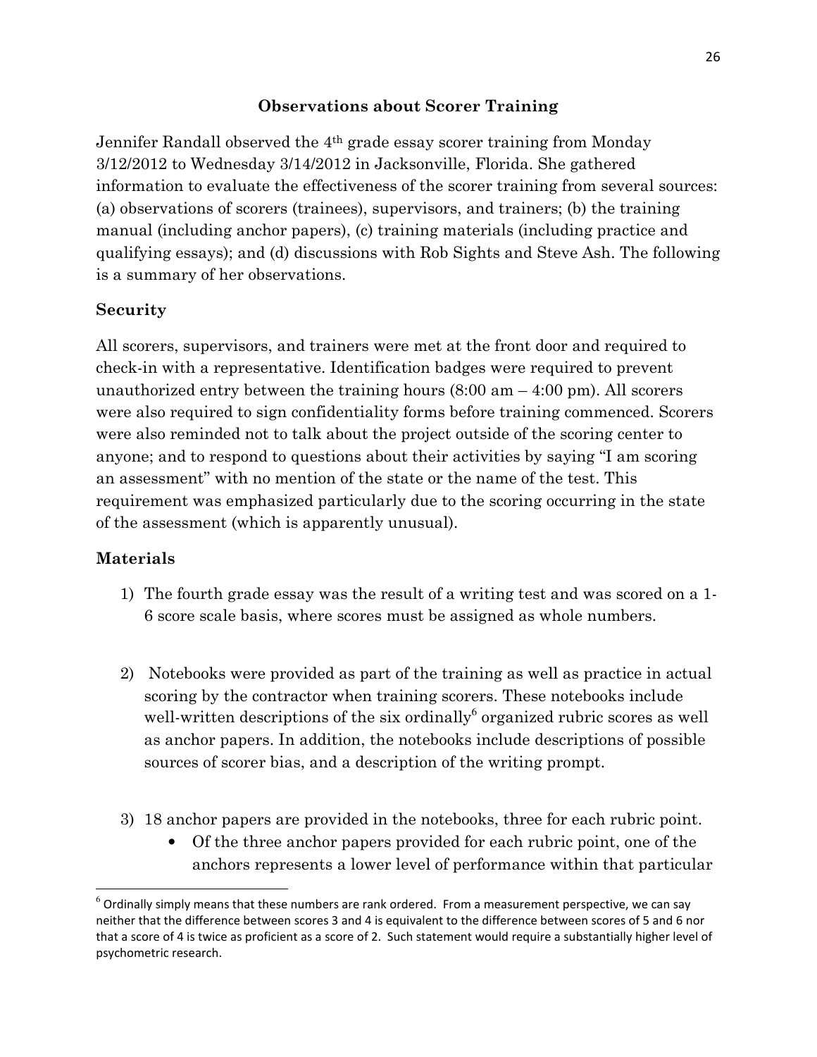## Observations about Scorer Training

Jennifer Randall observed the 4th grade essay scorer training from Monday 3/12/2012 to Wednesday 3/14/2012 in Jacksonville, Florida. She gathered information to evaluate the effectiveness of the scorer training from several sources: (a) observations of scorers (trainees), supervisors, and trainers; (b) the training manual (including anchor papers), (c) training materials (including practice and qualifying essays); and (d) discussions with Rob Sights and Steve Ash. The following is a summary of her observations.

### Security

All scorers, supervisors, and trainers were met at the front door and required to check-in with a representative. Identification badges were required to prevent unauthorized entry between the training hours (8:00 am – 4:00 pm). All scorers were also required to sign confidentiality forms before training commenced. Scorers were also reminded not to talk about the project outside of the scoring center to anyone; and to respond to questions about their activities by saying "I am scoring an assessment" with no mention of the state or the name of the test. This requirement was emphasized particularly due to the scoring occurring in the state of the assessment (which is apparently unusual).

### Materials

1) The fourth grade essay was the result of a writing test and was scored on a 1-6 score scale basis, where scores must be assigned as whole numbers.

2) Notebooks were provided as part of the training as well as practice in actual scoring by the contractor when training scorers. These notebooks include well-written descriptions of the six ordinally[6] organized rubric scores as well as anchor papers. In addition, the notebooks include descriptions of possible sources of scorer bias, and a description of the writing prompt.

3) 18 anchor papers are provided in the notebooks, three for each rubric point.
   - Of the three anchor papers provided for each rubric point, one of the anchors represents a lower level of performance within that particular

[6] Ordinally simply means that these numbers are rank ordered. From a measurement perspective, we can say neither that the difference between scores 3 and 4 is equivalent to the difference between scores of 5 and 6 nor that a score of 4 is twice as proficient as a score of 2. Such statement would require a substantially higher level of psychometric research.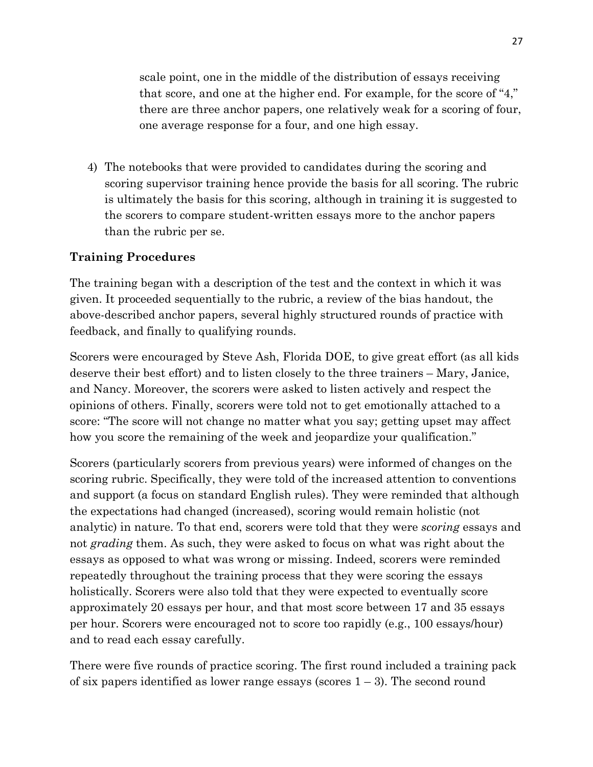scale point, one in the middle of the distribution of essays receiving that score, and one at the higher end. For example, for the score of "4," there are three anchor papers, one relatively weak for a scoring of four, one average response for a four, and one high essay.

4) The notebooks that were provided to candidates during the scoring and scoring supervisor training hence provide the basis for all scoring. The rubric is ultimately the basis for this scoring, although in training it is suggested to the scorers to compare student-written essays more to the anchor papers than the rubric per se.

**Training Procedures**

The training began with a description of the test and the context in which it was given. It proceeded sequentially to the rubric, a review of the bias handout, the above-described anchor papers, several highly structured rounds of practice with feedback, and finally to qualifying rounds.

Scorers were encouraged by Steve Ash, Florida DOE, to give great effort (as all kids deserve their best effort) and to listen closely to the three trainers – Mary, Janice, and Nancy. Moreover, the scorers were asked to listen actively and respect the opinions of others. Finally, scorers were told not to get emotionally attached to a score: "The score will not change no matter what you say; getting upset may affect how you score the remaining of the week and jeopardize your qualification."

Scorers (particularly scorers from previous years) were informed of changes on the scoring rubric. Specifically, they were told of the increased attention to conventions and support (a focus on standard English rules). They were reminded that although the expectations had changed (increased), scoring would remain holistic (not analytic) in nature. To that end, scorers were told that they were *scoring* essays and not *grading* them. As such, they were asked to focus on what was right about the essays as opposed to what was wrong or missing. Indeed, scorers were reminded repeatedly throughout the training process that they were scoring the essays holistically. Scorers were also told that they were expected to eventually score approximately 20 essays per hour, and that most score between 17 and 35 essays per hour. Scorers were encouraged not to score too rapidly (e.g., 100 essays/hour) and to read each essay carefully.

There were five rounds of practice scoring. The first round included a training pack of six papers identified as lower range essays (scores 1 – 3). The second round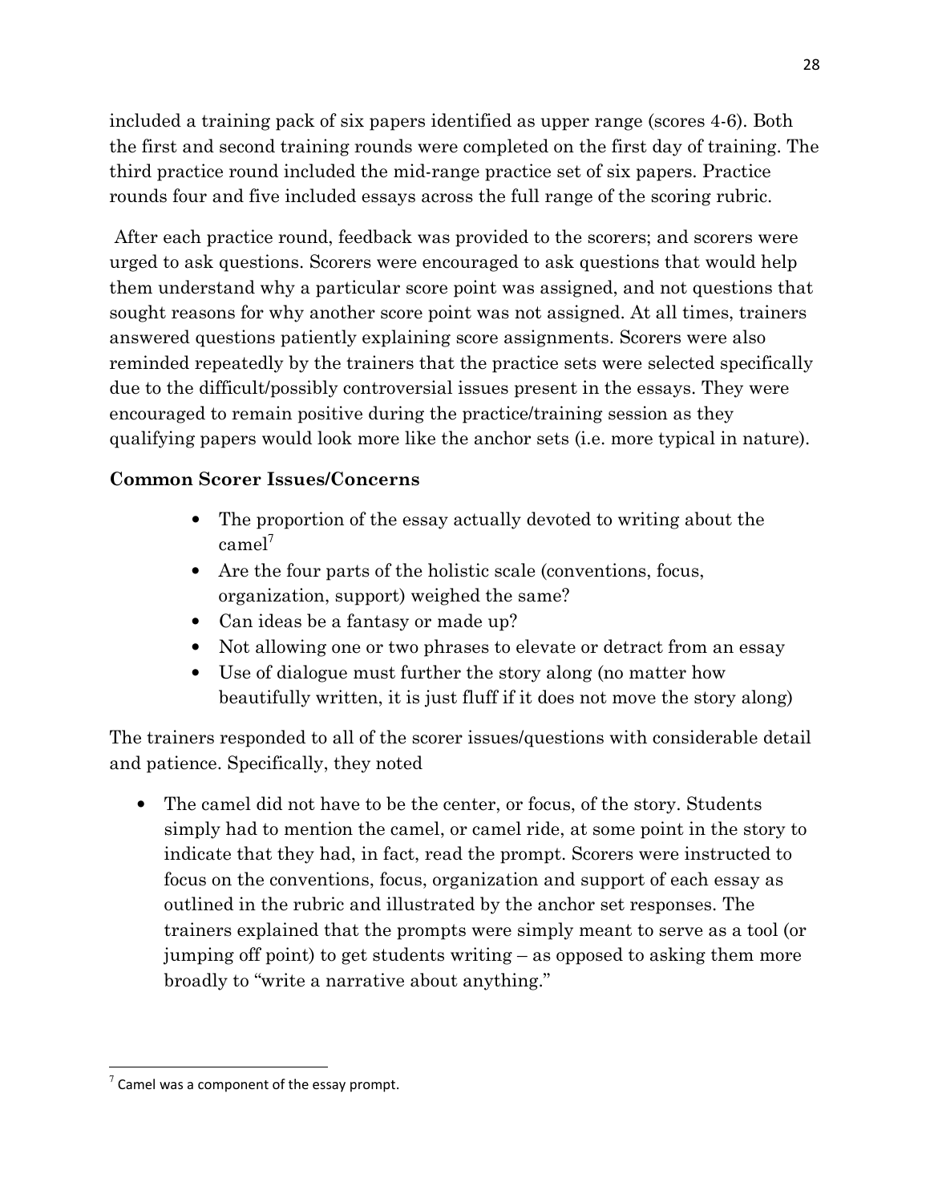included a training pack of six papers identified as upper range (scores 4-6). Both the first and second training rounds were completed on the first day of training. The third practice round included the mid-range practice set of six papers. Practice rounds four and five included essays across the full range of the scoring rubric.

After each practice round, feedback was provided to the scorers; and scorers were urged to ask questions. Scorers were encouraged to ask questions that would help them understand why a particular score point was assigned, and not questions that sought reasons for why another score point was not assigned. At all times, trainers answered questions patiently explaining score assignments. Scorers were also reminded repeatedly by the trainers that the practice sets were selected specifically due to the difficult/possibly controversial issues present in the essays. They were encouraged to remain positive during the practice/training session as they qualifying papers would look more like the anchor sets (i.e. more typical in nature).

**Common Scorer Issues/Concerns**

- The proportion of the essay actually devoted to writing about the camel[7]
- Are the four parts of the holistic scale (conventions, focus, organization, support) weighed the same?
- Can ideas be a fantasy or made up?
- Not allowing one or two phrases to elevate or detract from an essay
- Use of dialogue must further the story along (no matter how beautifully written, it is just fluff if it does not move the story along)

The trainers responded to all of the scorer issues/questions with considerable detail and patience. Specifically, they noted

- The camel did not have to be the center, or focus, of the story. Students simply had to mention the camel, or camel ride, at some point in the story to indicate that they had, in fact, read the prompt. Scorers were instructed to focus on the conventions, focus, organization and support of each essay as outlined in the rubric and illustrated by the anchor set responses. The trainers explained that the prompts were simply meant to serve as a tool (or jumping off point) to get students writing – as opposed to asking them more broadly to "write a narrative about anything."

[7] Camel was a component of the essay prompt.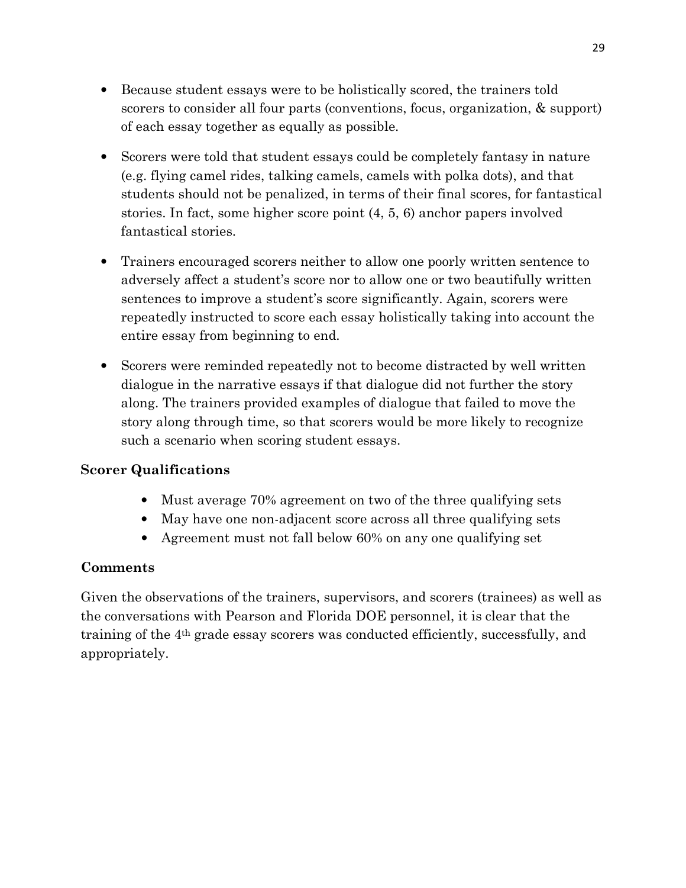- Because student essays were to be holistically scored, the trainers told scorers to consider all four parts (conventions, focus, organization, & support) of each essay together as equally as possible.

- Scorers were told that student essays could be completely fantasy in nature (e.g. flying camel rides, talking camels, camels with polka dots), and that students should not be penalized, in terms of their final scores, for fantastical stories. In fact, some higher score point (4, 5, 6) anchor papers involved fantastical stories.

- Trainers encouraged scorers neither to allow one poorly written sentence to adversely affect a student's score nor to allow one or two beautifully written sentences to improve a student's score significantly. Again, scorers were repeatedly instructed to score each essay holistically taking into account the entire essay from beginning to end.

- Scorers were reminded repeatedly not to become distracted by well written dialogue in the narrative essays if that dialogue did not further the story along. The trainers provided examples of dialogue that failed to move the story along through time, so that scorers would be more likely to recognize such a scenario when scoring student essays.

### Scorer Qualifications

- Must average 70% agreement on two of the three qualifying sets
- May have one non-adjacent score across all three qualifying sets
- Agreement must not fall below 60% on any one qualifying set

### Comments

Given the observations of the trainers, supervisors, and scorers (trainees) as well as the conversations with Pearson and Florida DOE personnel, it is clear that the training of the 4th grade essay scorers was conducted efficiently, successfully, and appropriately.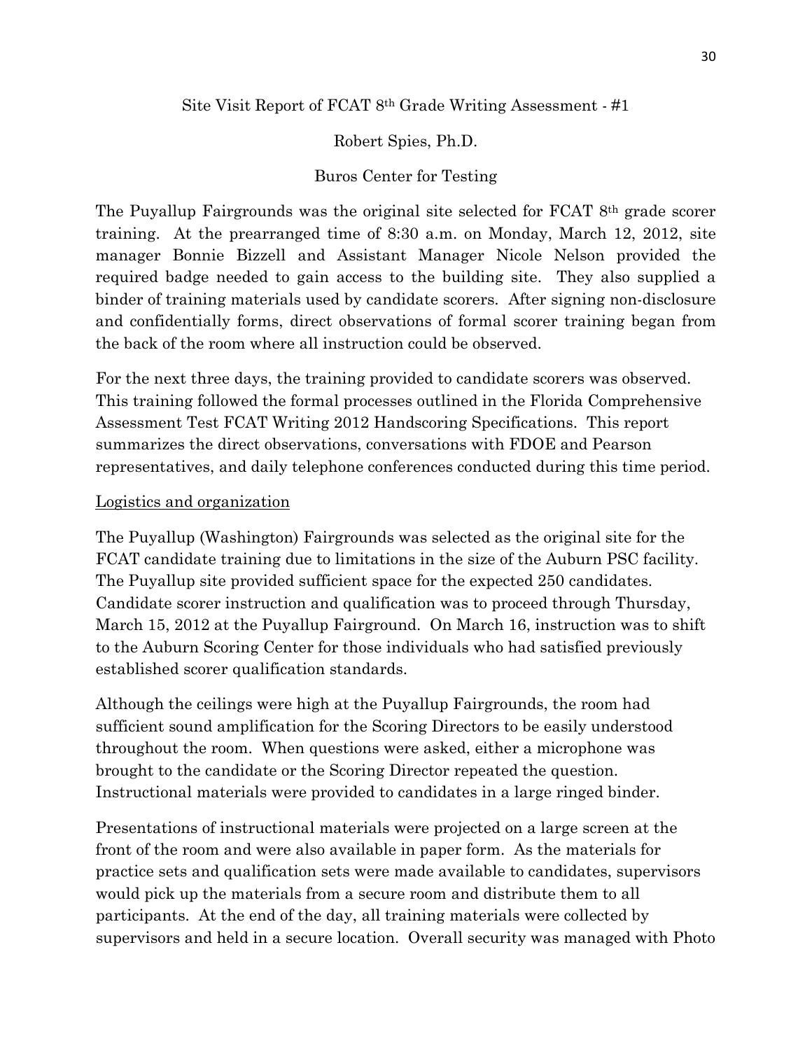Site Visit Report of FCAT 8th Grade Writing Assessment - #1

Robert Spies, Ph.D.

Buros Center for Testing

The Puyallup Fairgrounds was the original site selected for FCAT 8th grade scorer training. At the prearranged time of 8:30 a.m. on Monday, March 12, 2012, site manager Bonnie Bizzell and Assistant Manager Nicole Nelson provided the required badge needed to gain access to the building site. They also supplied a binder of training materials used by candidate scorers. After signing non-disclosure and confidentially forms, direct observations of formal scorer training began from the back of the room where all instruction could be observed.

For the next three days, the training provided to candidate scorers was observed. This training followed the formal processes outlined in the Florida Comprehensive Assessment Test FCAT Writing 2012 Handscoring Specifications. This report summarizes the direct observations, conversations with FDOE and Pearson representatives, and daily telephone conferences conducted during this time period.

<u>Logistics and organization</u>

The Puyallup (Washington) Fairgrounds was selected as the original site for the FCAT candidate training due to limitations in the size of the Auburn PSC facility. The Puyallup site provided sufficient space for the expected 250 candidates. Candidate scorer instruction and qualification was to proceed through Thursday, March 15, 2012 at the Puyallup Fairground. On March 16, instruction was to shift to the Auburn Scoring Center for those individuals who had satisfied previously established scorer qualification standards.

Although the ceilings were high at the Puyallup Fairgrounds, the room had sufficient sound amplification for the Scoring Directors to be easily understood throughout the room. When questions were asked, either a microphone was brought to the candidate or the Scoring Director repeated the question. Instructional materials were provided to candidates in a large ringed binder.

Presentations of instructional materials were projected on a large screen at the front of the room and were also available in paper form. As the materials for practice sets and qualification sets were made available to candidates, supervisors would pick up the materials from a secure room and distribute them to all participants. At the end of the day, all training materials were collected by supervisors and held in a secure location. Overall security was managed with Photo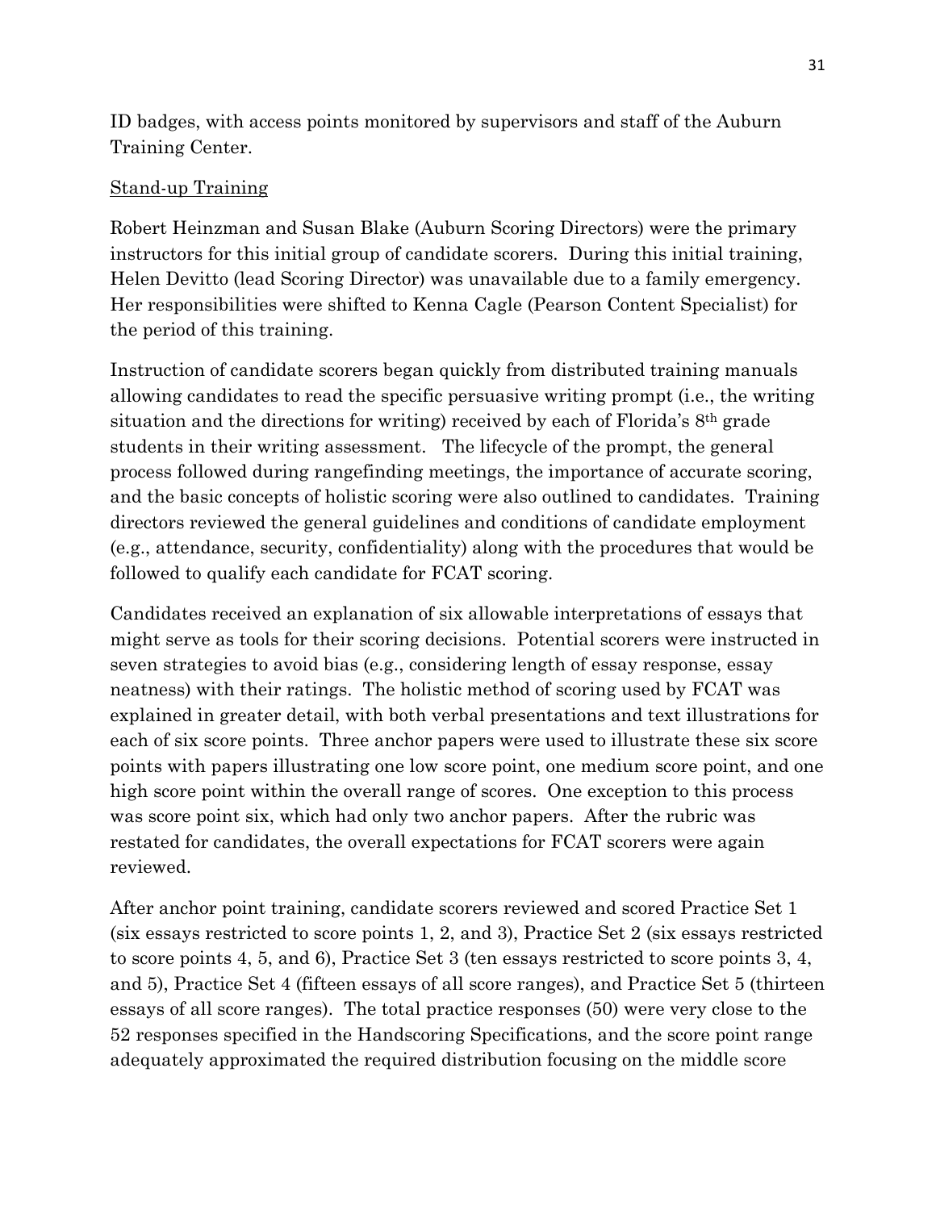ID badges, with access points monitored by supervisors and staff of the Auburn Training Center.

<u>Stand-up Training</u>

Robert Heinzman and Susan Blake (Auburn Scoring Directors) were the primary instructors for this initial group of candidate scorers. During this initial training, Helen Devitto (lead Scoring Director) was unavailable due to a family emergency. Her responsibilities were shifted to Kenna Cagle (Pearson Content Specialist) for the period of this training.

Instruction of candidate scorers began quickly from distributed training manuals allowing candidates to read the specific persuasive writing prompt (i.e., the writing situation and the directions for writing) received by each of Florida's 8th grade students in their writing assessment. The lifecycle of the prompt, the general process followed during rangefinding meetings, the importance of accurate scoring, and the basic concepts of holistic scoring were also outlined to candidates. Training directors reviewed the general guidelines and conditions of candidate employment (e.g., attendance, security, confidentiality) along with the procedures that would be followed to qualify each candidate for FCAT scoring.

Candidates received an explanation of six allowable interpretations of essays that might serve as tools for their scoring decisions. Potential scorers were instructed in seven strategies to avoid bias (e.g., considering length of essay response, essay neatness) with their ratings. The holistic method of scoring used by FCAT was explained in greater detail, with both verbal presentations and text illustrations for each of six score points. Three anchor papers were used to illustrate these six score points with papers illustrating one low score point, one medium score point, and one high score point within the overall range of scores. One exception to this process was score point six, which had only two anchor papers. After the rubric was restated for candidates, the overall expectations for FCAT scorers were again reviewed.

After anchor point training, candidate scorers reviewed and scored Practice Set 1 (six essays restricted to score points 1, 2, and 3), Practice Set 2 (six essays restricted to score points 4, 5, and 6), Practice Set 3 (ten essays restricted to score points 3, 4, and 5), Practice Set 4 (fifteen essays of all score ranges), and Practice Set 5 (thirteen essays of all score ranges). The total practice responses (50) were very close to the 52 responses specified in the Handscoring Specifications, and the score point range adequately approximated the required distribution focusing on the middle score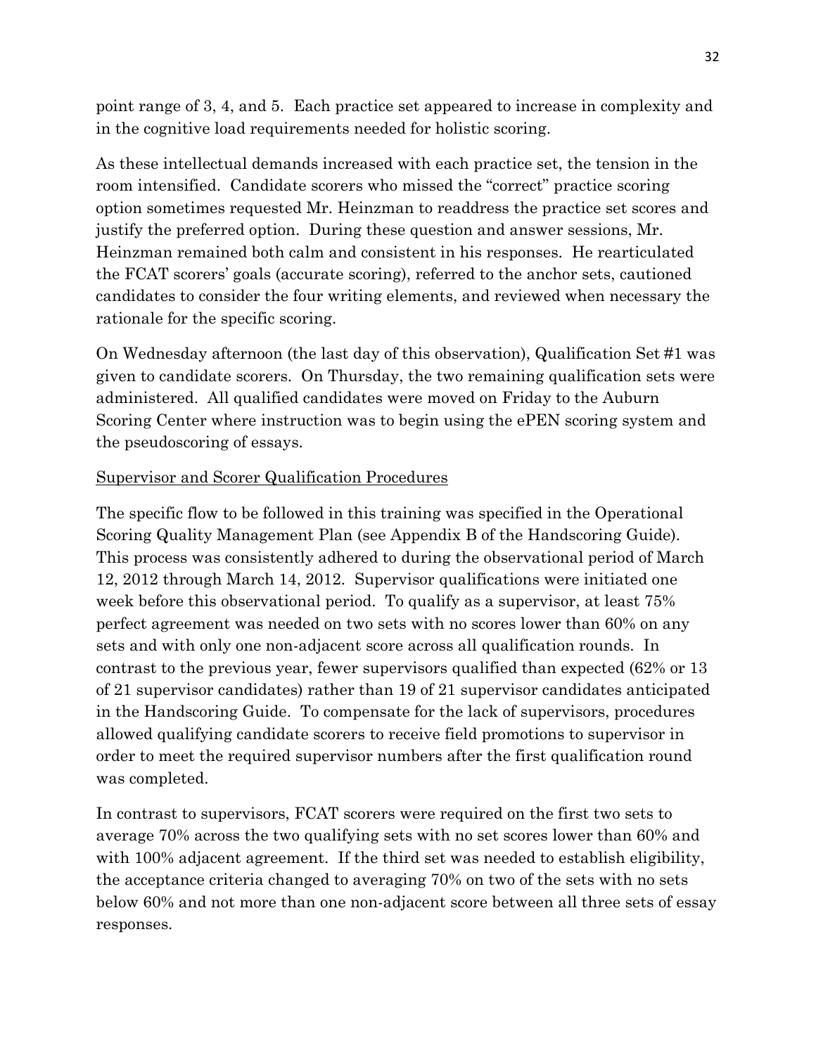point range of 3, 4, and 5. Each practice set appeared to increase in complexity and in the cognitive load requirements needed for holistic scoring.

As these intellectual demands increased with each practice set, the tension in the room intensified. Candidate scorers who missed the "correct" practice scoring option sometimes requested Mr. Heinzman to readdress the practice set scores and justify the preferred option. During these question and answer sessions, Mr. Heinzman remained both calm and consistent in his responses. He rearticulated the FCAT scorers' goals (accurate scoring), referred to the anchor sets, cautioned candidates to consider the four writing elements, and reviewed when necessary the rationale for the specific scoring.

On Wednesday afternoon (the last day of this observation), Qualification Set #1 was given to candidate scorers. On Thursday, the two remaining qualification sets were administered. All qualified candidates were moved on Friday to the Auburn Scoring Center where instruction was to begin using the ePEN scoring system and the pseudoscoring of essays.

<u>Supervisor and Scorer Qualification Procedures</u>

The specific flow to be followed in this training was specified in the Operational Scoring Quality Management Plan (see Appendix B of the Handscoring Guide). This process was consistently adhered to during the observational period of March 12, 2012 through March 14, 2012. Supervisor qualifications were initiated one week before this observational period. To qualify as a supervisor, at least 75% perfect agreement was needed on two sets with no scores lower than 60% on any sets and with only one non-adjacent score across all qualification rounds. In contrast to the previous year, fewer supervisors qualified than expected (62% or 13 of 21 supervisor candidates) rather than 19 of 21 supervisor candidates anticipated in the Handscoring Guide. To compensate for the lack of supervisors, procedures allowed qualifying candidate scorers to receive field promotions to supervisor in order to meet the required supervisor numbers after the first qualification round was completed.

In contrast to supervisors, FCAT scorers were required on the first two sets to average 70% across the two qualifying sets with no set scores lower than 60% and with 100% adjacent agreement. If the third set was needed to establish eligibility, the acceptance criteria changed to averaging 70% on two of the sets with no sets below 60% and not more than one non-adjacent score between all three sets of essay responses.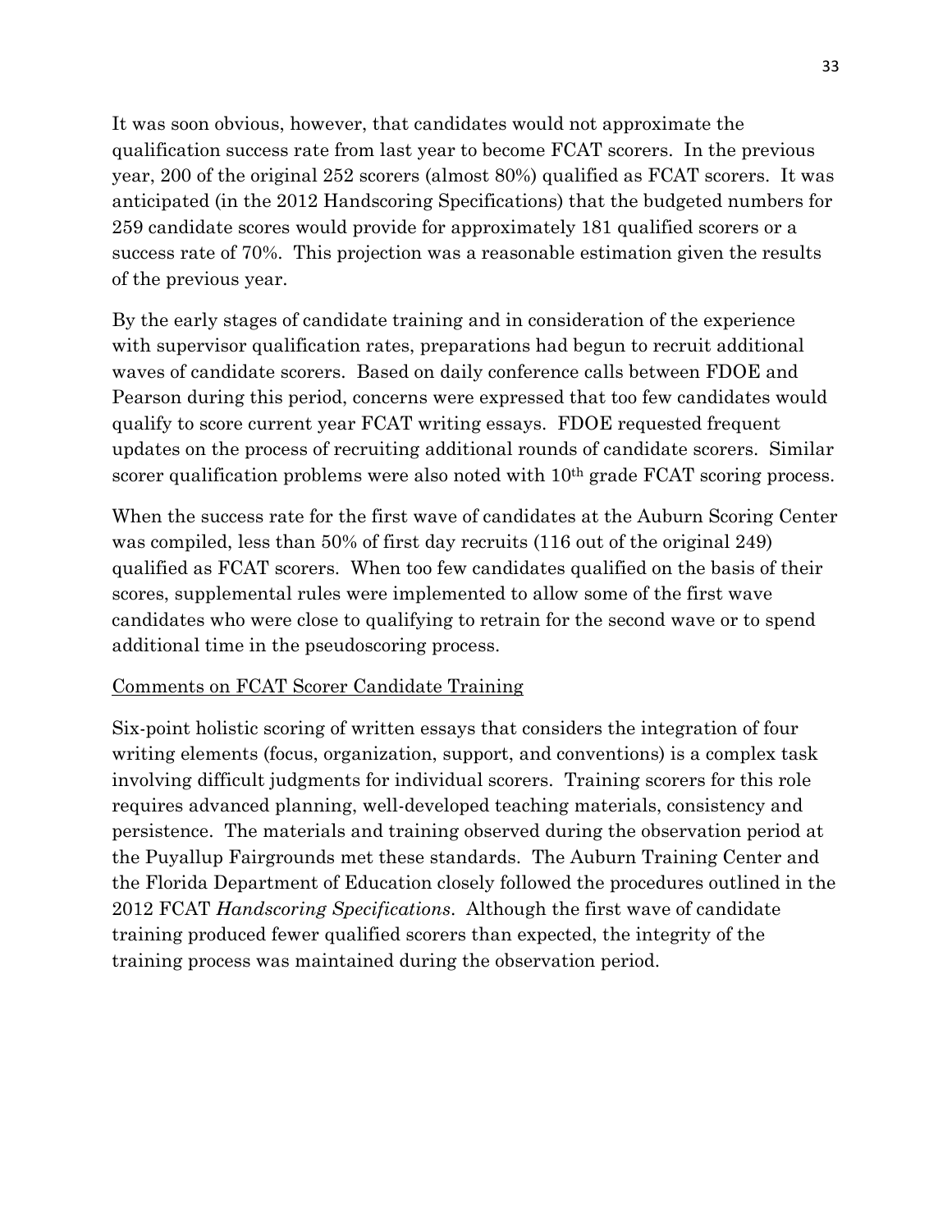It was soon obvious, however, that candidates would not approximate the qualification success rate from last year to become FCAT scorers. In the previous year, 200 of the original 252 scorers (almost 80%) qualified as FCAT scorers. It was anticipated (in the 2012 Handscoring Specifications) that the budgeted numbers for 259 candidate scores would provide for approximately 181 qualified scorers or a success rate of 70%. This projection was a reasonable estimation given the results of the previous year.

By the early stages of candidate training and in consideration of the experience with supervisor qualification rates, preparations had begun to recruit additional waves of candidate scorers. Based on daily conference calls between FDOE and Pearson during this period, concerns were expressed that too few candidates would qualify to score current year FCAT writing essays. FDOE requested frequent updates on the process of recruiting additional rounds of candidate scorers. Similar scorer qualification problems were also noted with 10th grade FCAT scoring process.

When the success rate for the first wave of candidates at the Auburn Scoring Center was compiled, less than 50% of first day recruits (116 out of the original 249) qualified as FCAT scorers. When too few candidates qualified on the basis of their scores, supplemental rules were implemented to allow some of the first wave candidates who were close to qualifying to retrain for the second wave or to spend additional time in the pseudoscoring process.

<u>Comments on FCAT Scorer Candidate Training</u>

Six-point holistic scoring of written essays that considers the integration of four writing elements (focus, organization, support, and conventions) is a complex task involving difficult judgments for individual scorers. Training scorers for this role requires advanced planning, well-developed teaching materials, consistency and persistence. The materials and training observed during the observation period at the Puyallup Fairgrounds met these standards. The Auburn Training Center and the Florida Department of Education closely followed the procedures outlined in the 2012 FCAT *Handscoring Specifications*. Although the first wave of candidate training produced fewer qualified scorers than expected, the integrity of the training process was maintained during the observation period.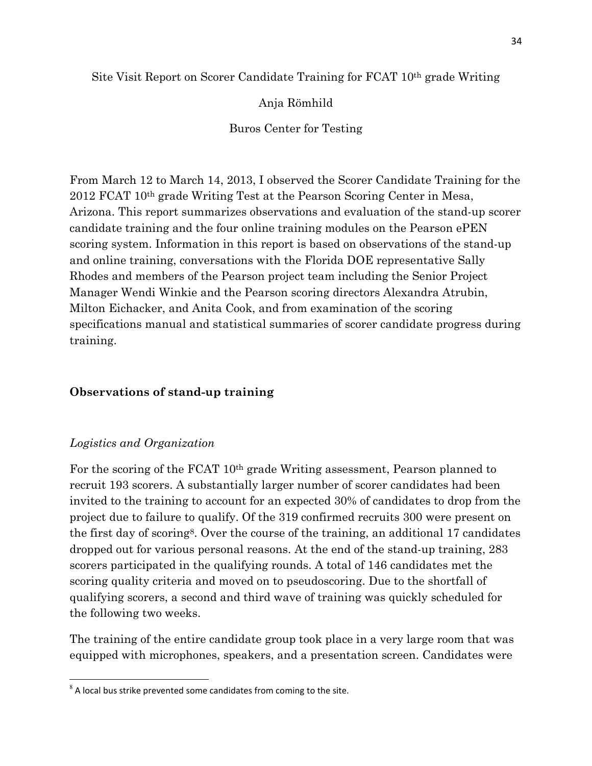Site Visit Report on Scorer Candidate Training for FCAT 10th grade Writing

Anja Römhild

Buros Center for Testing

From March 12 to March 14, 2013, I observed the Scorer Candidate Training for the 2012 FCAT 10th grade Writing Test at the Pearson Scoring Center in Mesa, Arizona. This report summarizes observations and evaluation of the stand-up scorer candidate training and the four online training modules on the Pearson ePEN scoring system. Information in this report is based on observations of the stand-up and online training, conversations with the Florida DOE representative Sally Rhodes and members of the Pearson project team including the Senior Project Manager Wendi Winkie and the Pearson scoring directors Alexandra Atrubin, Milton Eichacker, and Anita Cook, and from examination of the scoring specifications manual and statistical summaries of scorer candidate progress during training.

## Observations of stand-up training

### *Logistics and Organization*

For the scoring of the FCAT 10th grade Writing assessment, Pearson planned to recruit 193 scorers. A substantially larger number of scorer candidates had been invited to the training to account for an expected 30% of candidates to drop from the project due to failure to qualify. Of the 319 confirmed recruits 300 were present on the first day of scoring[8]. Over the course of the training, an additional 17 candidates dropped out for various personal reasons. At the end of the stand-up training, 283 scorers participated in the qualifying rounds. A total of 146 candidates met the scoring quality criteria and moved on to pseudoscoring. Due to the shortfall of qualifying scorers, a second and third wave of training was quickly scheduled for the following two weeks.

The training of the entire candidate group took place in a very large room that was equipped with microphones, speakers, and a presentation screen. Candidates were

[8] A local bus strike prevented some candidates from coming to the site.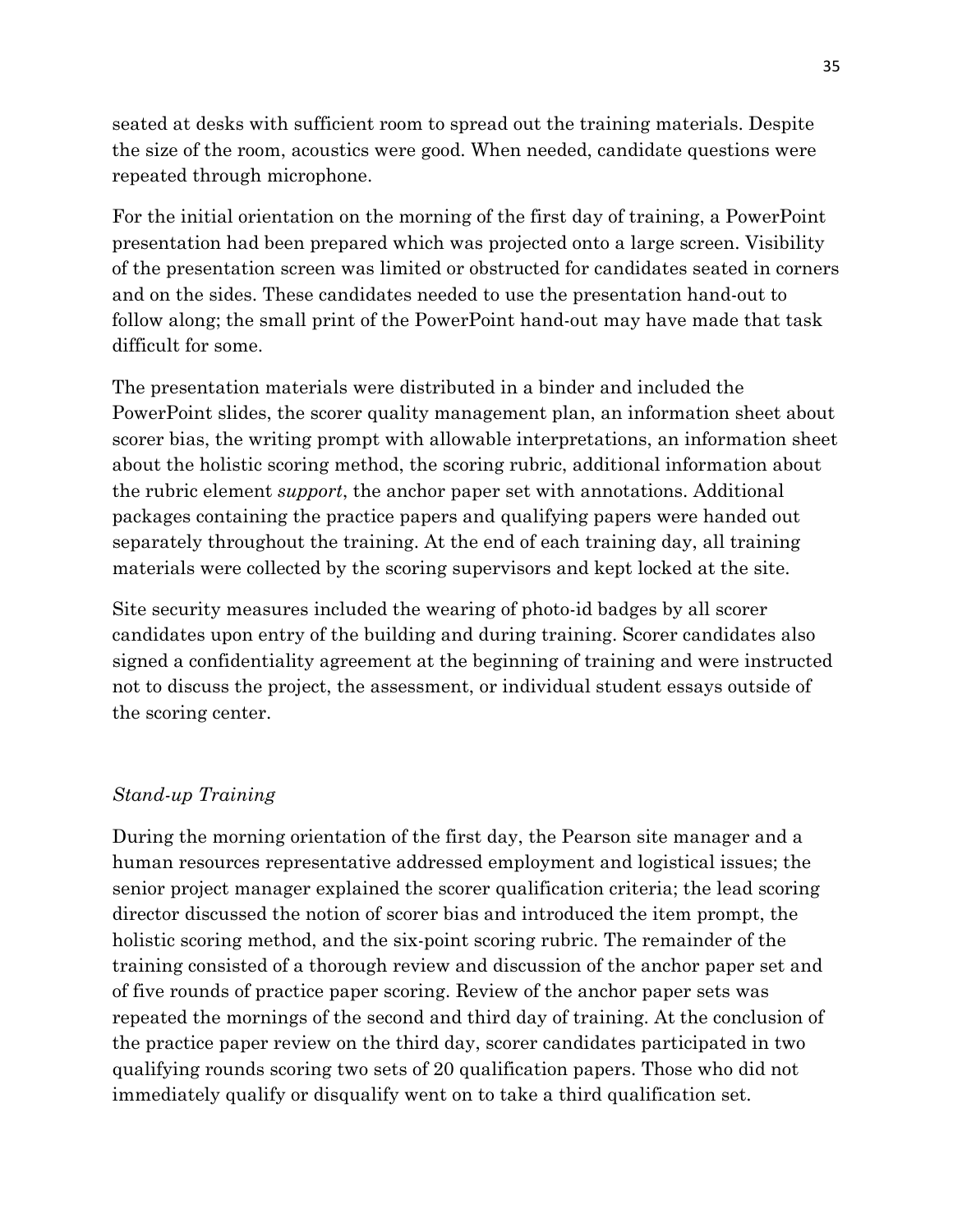seated at desks with sufficient room to spread out the training materials. Despite the size of the room, acoustics were good. When needed, candidate questions were repeated through microphone.

For the initial orientation on the morning of the first day of training, a PowerPoint presentation had been prepared which was projected onto a large screen. Visibility of the presentation screen was limited or obstructed for candidates seated in corners and on the sides. These candidates needed to use the presentation hand-out to follow along; the small print of the PowerPoint hand-out may have made that task difficult for some.

The presentation materials were distributed in a binder and included the PowerPoint slides, the scorer quality management plan, an information sheet about scorer bias, the writing prompt with allowable interpretations, an information sheet about the holistic scoring method, the scoring rubric, additional information about the rubric element *support*, the anchor paper set with annotations. Additional packages containing the practice papers and qualifying papers were handed out separately throughout the training. At the end of each training day, all training materials were collected by the scoring supervisors and kept locked at the site.

Site security measures included the wearing of photo-id badges by all scorer candidates upon entry of the building and during training. Scorer candidates also signed a confidentiality agreement at the beginning of training and were instructed not to discuss the project, the assessment, or individual student essays outside of the scoring center.

### *Stand-up Training*

During the morning orientation of the first day, the Pearson site manager and a human resources representative addressed employment and logistical issues; the senior project manager explained the scorer qualification criteria; the lead scoring director discussed the notion of scorer bias and introduced the item prompt, the holistic scoring method, and the six-point scoring rubric. The remainder of the training consisted of a thorough review and discussion of the anchor paper set and of five rounds of practice paper scoring. Review of the anchor paper sets was repeated the mornings of the second and third day of training. At the conclusion of the practice paper review on the third day, scorer candidates participated in two qualifying rounds scoring two sets of 20 qualification papers. Those who did not immediately qualify or disqualify went on to take a third qualification set.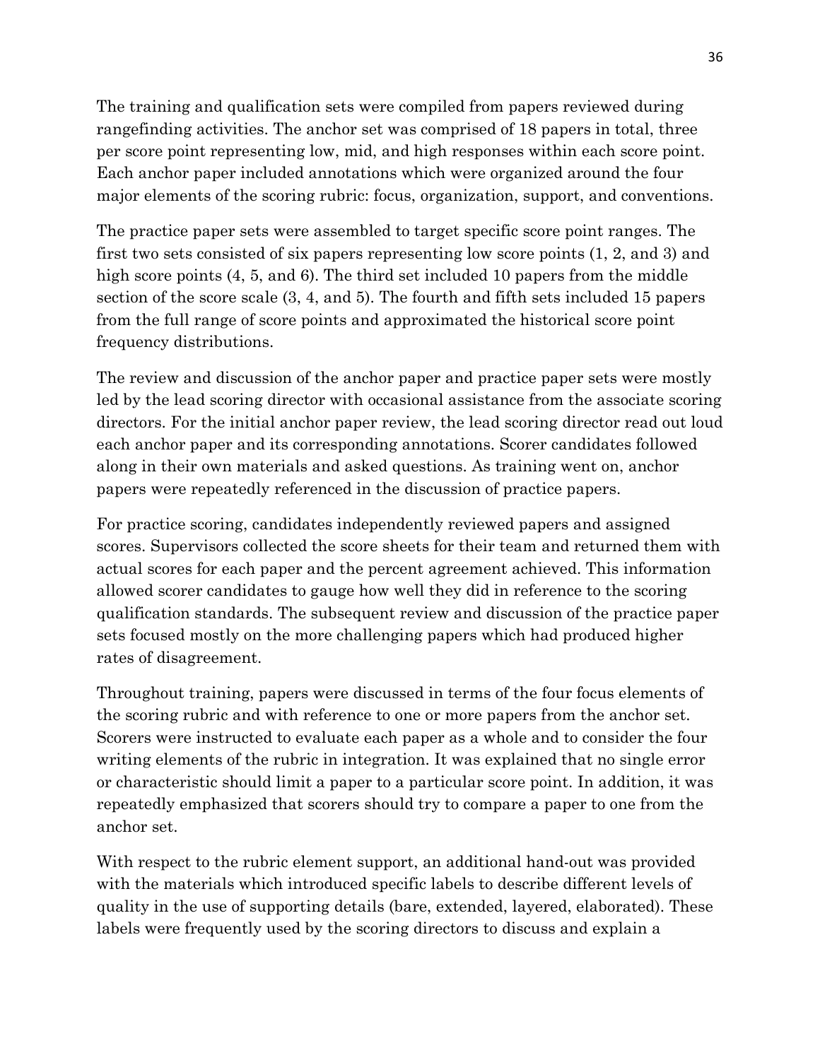The training and qualification sets were compiled from papers reviewed during rangefinding activities. The anchor set was comprised of 18 papers in total, three per score point representing low, mid, and high responses within each score point. Each anchor paper included annotations which were organized around the four major elements of the scoring rubric: focus, organization, support, and conventions.

The practice paper sets were assembled to target specific score point ranges. The first two sets consisted of six papers representing low score points (1, 2, and 3) and high score points (4, 5, and 6). The third set included 10 papers from the middle section of the score scale (3, 4, and 5). The fourth and fifth sets included 15 papers from the full range of score points and approximated the historical score point frequency distributions.

The review and discussion of the anchor paper and practice paper sets were mostly led by the lead scoring director with occasional assistance from the associate scoring directors. For the initial anchor paper review, the lead scoring director read out loud each anchor paper and its corresponding annotations. Scorer candidates followed along in their own materials and asked questions. As training went on, anchor papers were repeatedly referenced in the discussion of practice papers.

For practice scoring, candidates independently reviewed papers and assigned scores. Supervisors collected the score sheets for their team and returned them with actual scores for each paper and the percent agreement achieved. This information allowed scorer candidates to gauge how well they did in reference to the scoring qualification standards. The subsequent review and discussion of the practice paper sets focused mostly on the more challenging papers which had produced higher rates of disagreement.

Throughout training, papers were discussed in terms of the four focus elements of the scoring rubric and with reference to one or more papers from the anchor set. Scorers were instructed to evaluate each paper as a whole and to consider the four writing elements of the rubric in integration. It was explained that no single error or characteristic should limit a paper to a particular score point. In addition, it was repeatedly emphasized that scorers should try to compare a paper to one from the anchor set.

With respect to the rubric element support, an additional hand-out was provided with the materials which introduced specific labels to describe different levels of quality in the use of supporting details (bare, extended, layered, elaborated). These labels were frequently used by the scoring directors to discuss and explain a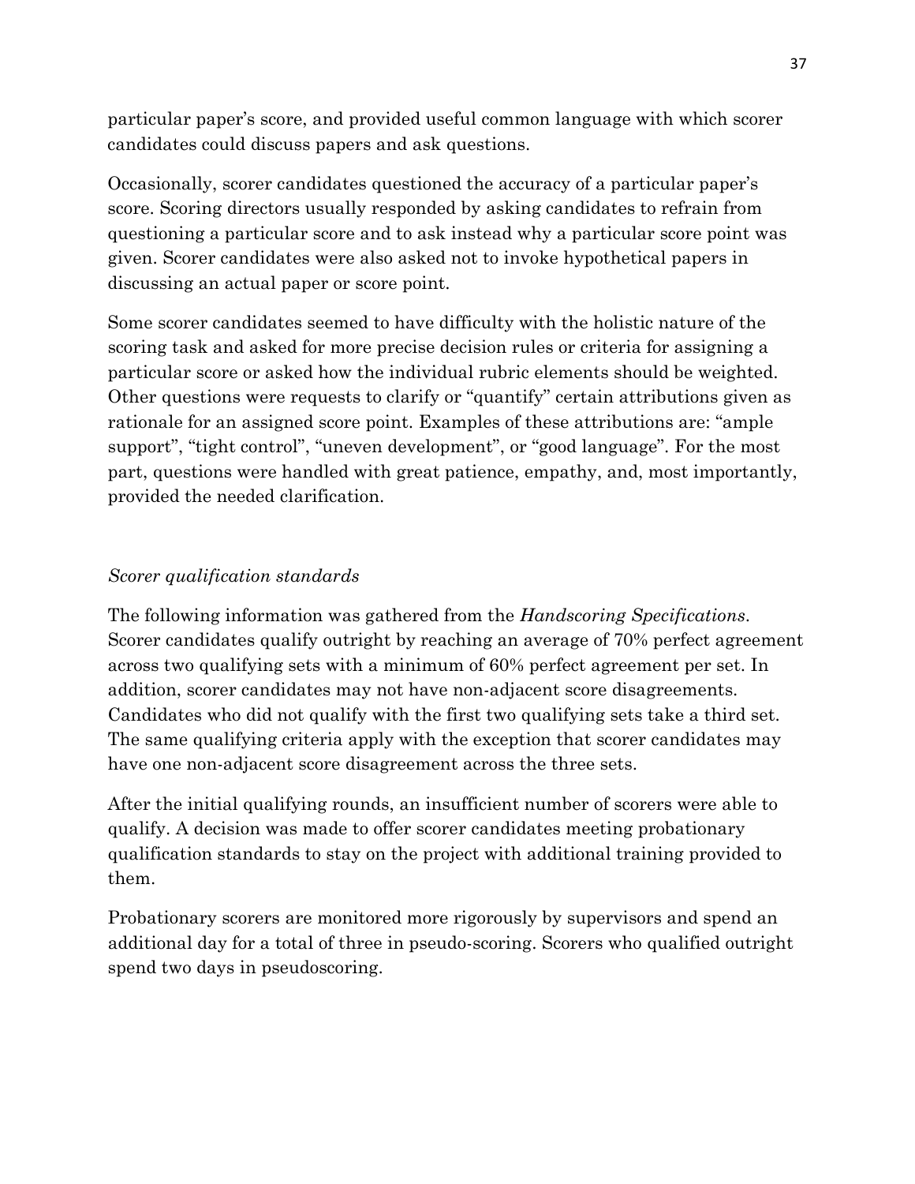particular paper's score, and provided useful common language with which scorer candidates could discuss papers and ask questions.

Occasionally, scorer candidates questioned the accuracy of a particular paper's score. Scoring directors usually responded by asking candidates to refrain from questioning a particular score and to ask instead why a particular score point was given. Scorer candidates were also asked not to invoke hypothetical papers in discussing an actual paper or score point.

Some scorer candidates seemed to have difficulty with the holistic nature of the scoring task and asked for more precise decision rules or criteria for assigning a particular score or asked how the individual rubric elements should be weighted. Other questions were requests to clarify or "quantify" certain attributions given as rationale for an assigned score point. Examples of these attributions are: "ample support", "tight control", "uneven development", or "good language". For the most part, questions were handled with great patience, empathy, and, most importantly, provided the needed clarification.

*Scorer qualification standards*

The following information was gathered from the *Handscoring Specifications*. Scorer candidates qualify outright by reaching an average of 70% perfect agreement across two qualifying sets with a minimum of 60% perfect agreement per set. In addition, scorer candidates may not have non-adjacent score disagreements. Candidates who did not qualify with the first two qualifying sets take a third set. The same qualifying criteria apply with the exception that scorer candidates may have one non-adjacent score disagreement across the three sets.

After the initial qualifying rounds, an insufficient number of scorers were able to qualify. A decision was made to offer scorer candidates meeting probationary qualification standards to stay on the project with additional training provided to them.

Probationary scorers are monitored more rigorously by supervisors and spend an additional day for a total of three in pseudo-scoring. Scorers who qualified outright spend two days in pseudoscoring.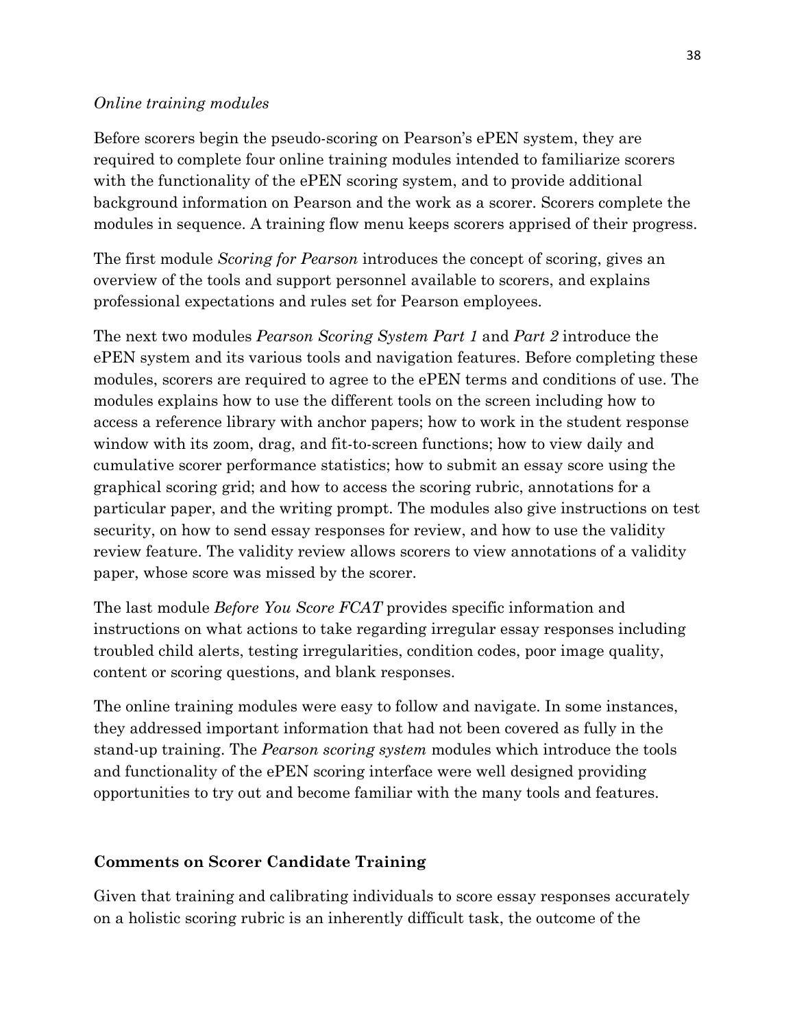*Online training modules*

Before scorers begin the pseudo-scoring on Pearson's ePEN system, they are required to complete four online training modules intended to familiarize scorers with the functionality of the ePEN scoring system, and to provide additional background information on Pearson and the work as a scorer. Scorers complete the modules in sequence. A training flow menu keeps scorers apprised of their progress.

The first module *Scoring for Pearson* introduces the concept of scoring, gives an overview of the tools and support personnel available to scorers, and explains professional expectations and rules set for Pearson employees.

The next two modules *Pearson Scoring System Part 1* and *Part 2* introduce the ePEN system and its various tools and navigation features. Before completing these modules, scorers are required to agree to the ePEN terms and conditions of use. The modules explains how to use the different tools on the screen including how to access a reference library with anchor papers; how to work in the student response window with its zoom, drag, and fit-to-screen functions; how to view daily and cumulative scorer performance statistics; how to submit an essay score using the graphical scoring grid; and how to access the scoring rubric, annotations for a particular paper, and the writing prompt. The modules also give instructions on test security, on how to send essay responses for review, and how to use the validity review feature. The validity review allows scorers to view annotations of a validity paper, whose score was missed by the scorer.

The last module *Before You Score FCAT* provides specific information and instructions on what actions to take regarding irregular essay responses including troubled child alerts, testing irregularities, condition codes, poor image quality, content or scoring questions, and blank responses.

The online training modules were easy to follow and navigate. In some instances, they addressed important information that had not been covered as fully in the stand-up training. The *Pearson scoring system* modules which introduce the tools and functionality of the ePEN scoring interface were well designed providing opportunities to try out and become familiar with the many tools and features.

**Comments on Scorer Candidate Training**

Given that training and calibrating individuals to score essay responses accurately on a holistic scoring rubric is an inherently difficult task, the outcome of the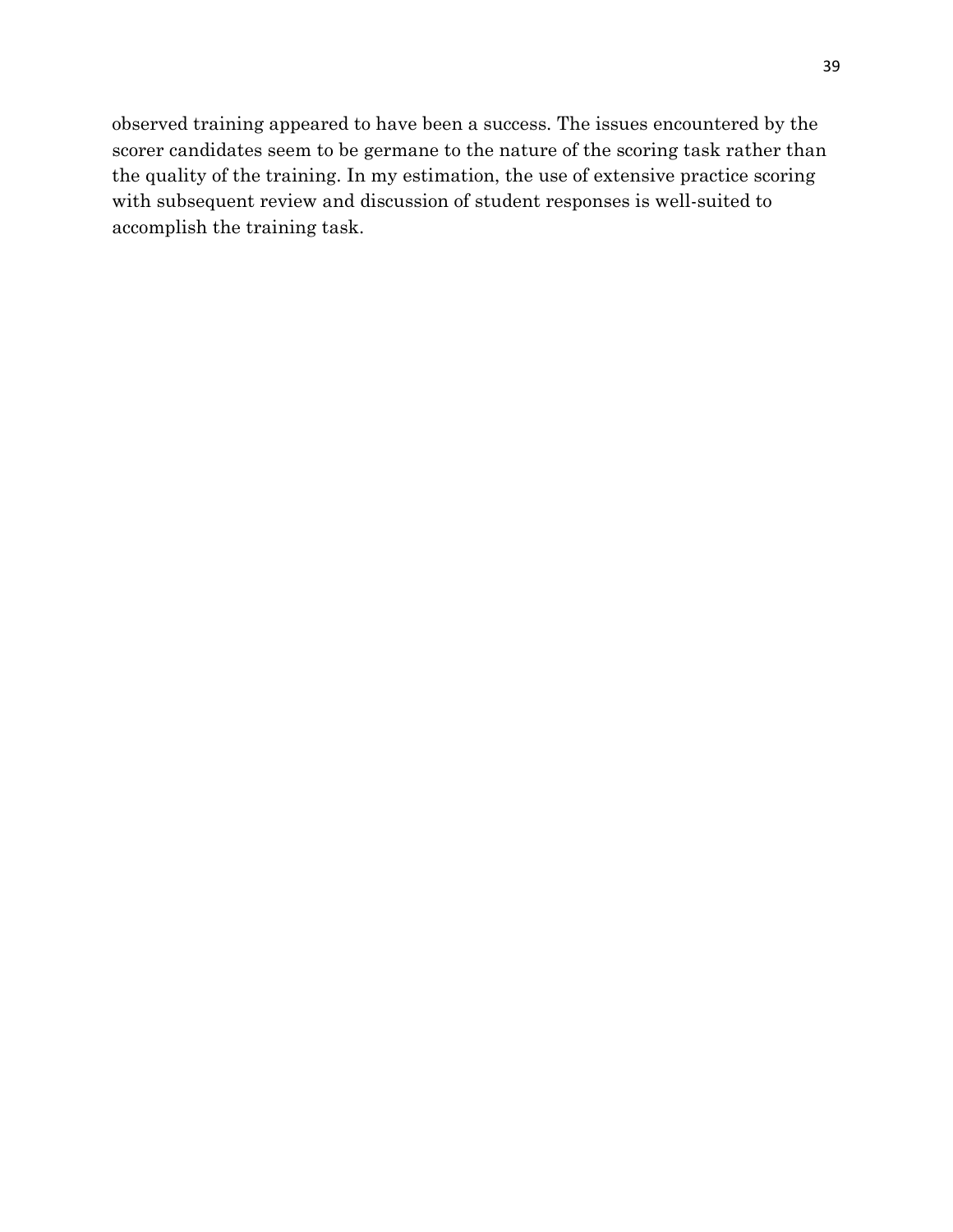observed training appeared to have been a success. The issues encountered by the scorer candidates seem to be germane to the nature of the scoring task rather than the quality of the training. In my estimation, the use of extensive practice scoring with subsequent review and discussion of student responses is well-suited to accomplish the training task.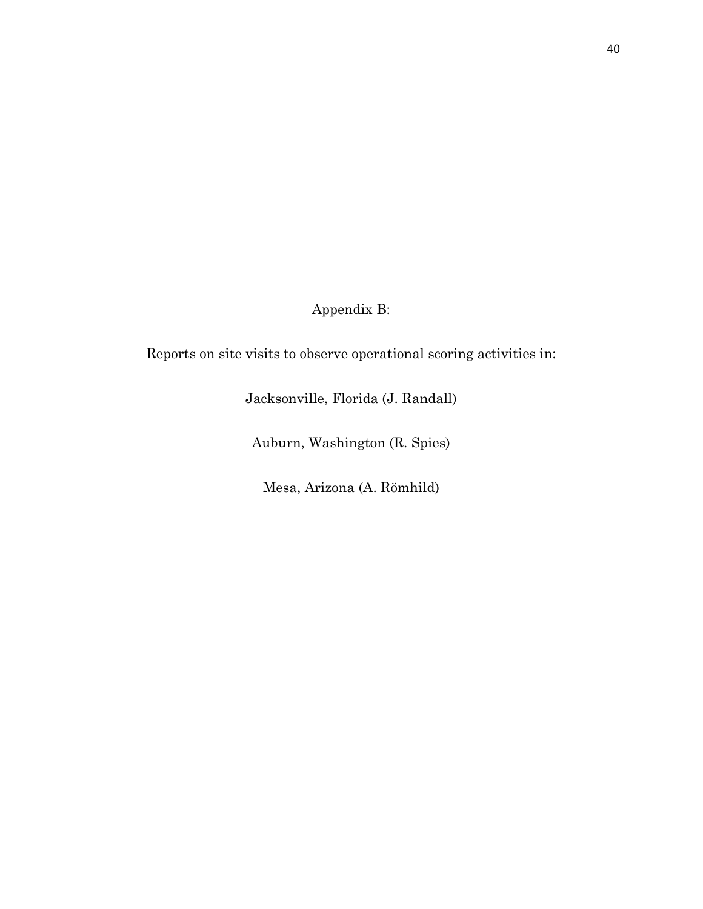# Appendix B:

Reports on site visits to observe operational scoring activities in:

Jacksonville, Florida (J. Randall)

Auburn, Washington (R. Spies)

Mesa, Arizona (A. Römhild)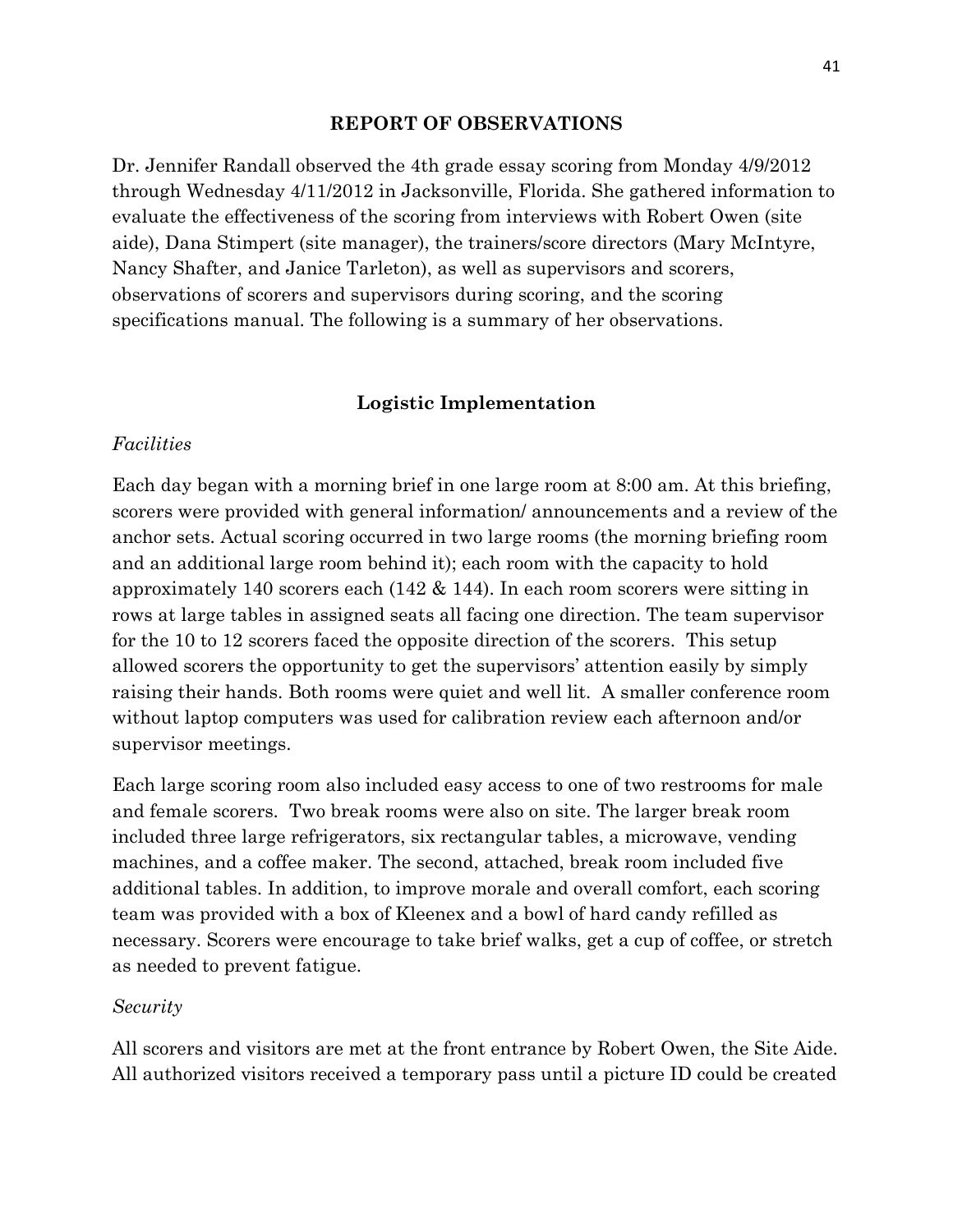## REPORT OF OBSERVATIONS

Dr. Jennifer Randall observed the 4th grade essay scoring from Monday 4/9/2012 through Wednesday 4/11/2012 in Jacksonville, Florida. She gathered information to evaluate the effectiveness of the scoring from interviews with Robert Owen (site aide), Dana Stimpert (site manager), the trainers/score directors (Mary McIntyre, Nancy Shafter, and Janice Tarleton), as well as supervisors and scorers, observations of scorers and supervisors during scoring, and the scoring specifications manual. The following is a summary of her observations.

### Logistic Implementation

*Facilities*

Each day began with a morning brief in one large room at 8:00 am. At this briefing, scorers were provided with general information/ announcements and a review of the anchor sets. Actual scoring occurred in two large rooms (the morning briefing room and an additional large room behind it); each room with the capacity to hold approximately 140 scorers each (142 & 144). In each room scorers were sitting in rows at large tables in assigned seats all facing one direction. The team supervisor for the 10 to 12 scorers faced the opposite direction of the scorers. This setup allowed scorers the opportunity to get the supervisors' attention easily by simply raising their hands. Both rooms were quiet and well lit. A smaller conference room without laptop computers was used for calibration review each afternoon and/or supervisor meetings.

Each large scoring room also included easy access to one of two restrooms for male and female scorers. Two break rooms were also on site. The larger break room included three large refrigerators, six rectangular tables, a microwave, vending machines, and a coffee maker. The second, attached, break room included five additional tables. In addition, to improve morale and overall comfort, each scoring team was provided with a box of Kleenex and a bowl of hard candy refilled as necessary. Scorers were encourage to take brief walks, get a cup of coffee, or stretch as needed to prevent fatigue.

*Security*

All scorers and visitors are met at the front entrance by Robert Owen, the Site Aide. All authorized visitors received a temporary pass until a picture ID could be created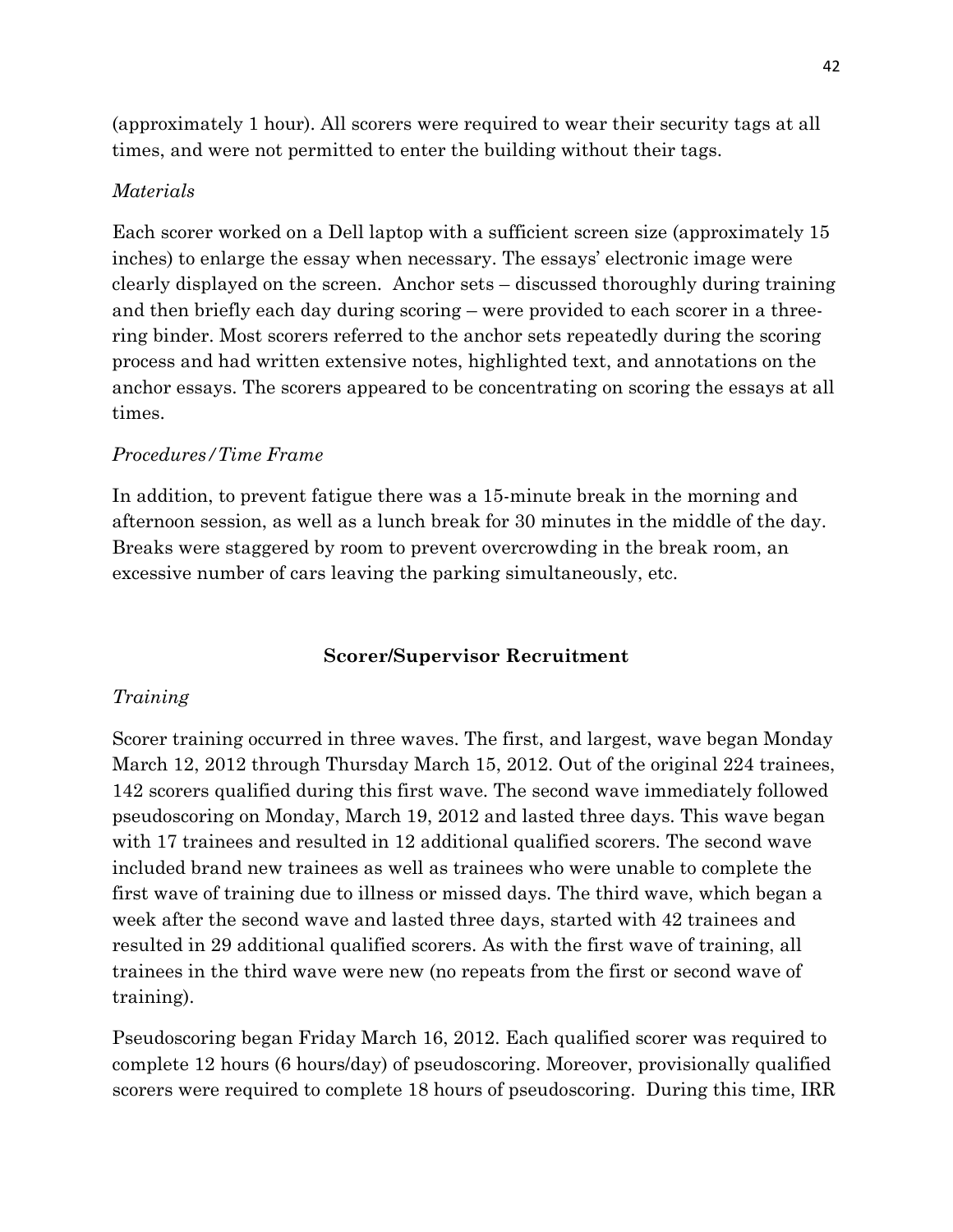(approximately 1 hour). All scorers were required to wear their security tags at all times, and were not permitted to enter the building without their tags.

*Materials*

Each scorer worked on a Dell laptop with a sufficient screen size (approximately 15 inches) to enlarge the essay when necessary. The essays' electronic image were clearly displayed on the screen. Anchor sets – discussed thoroughly during training and then briefly each day during scoring – were provided to each scorer in a three-ring binder. Most scorers referred to the anchor sets repeatedly during the scoring process and had written extensive notes, highlighted text, and annotations on the anchor essays. The scorers appeared to be concentrating on scoring the essays at all times.

*Procedures/Time Frame*

In addition, to prevent fatigue there was a 15-minute break in the morning and afternoon session, as well as a lunch break for 30 minutes in the middle of the day. Breaks were staggered by room to prevent overcrowding in the break room, an excessive number of cars leaving the parking simultaneously, etc.

## Scorer/Supervisor Recruitment

*Training*

Scorer training occurred in three waves. The first, and largest, wave began Monday March 12, 2012 through Thursday March 15, 2012. Out of the original 224 trainees, 142 scorers qualified during this first wave. The second wave immediately followed pseudoscoring on Monday, March 19, 2012 and lasted three days. This wave began with 17 trainees and resulted in 12 additional qualified scorers. The second wave included brand new trainees as well as trainees who were unable to complete the first wave of training due to illness or missed days. The third wave, which began a week after the second wave and lasted three days, started with 42 trainees and resulted in 29 additional qualified scorers. As with the first wave of training, all trainees in the third wave were new (no repeats from the first or second wave of training).

Pseudoscoring began Friday March 16, 2012. Each qualified scorer was required to complete 12 hours (6 hours/day) of pseudoscoring. Moreover, provisionally qualified scorers were required to complete 18 hours of pseudoscoring. During this time, IRR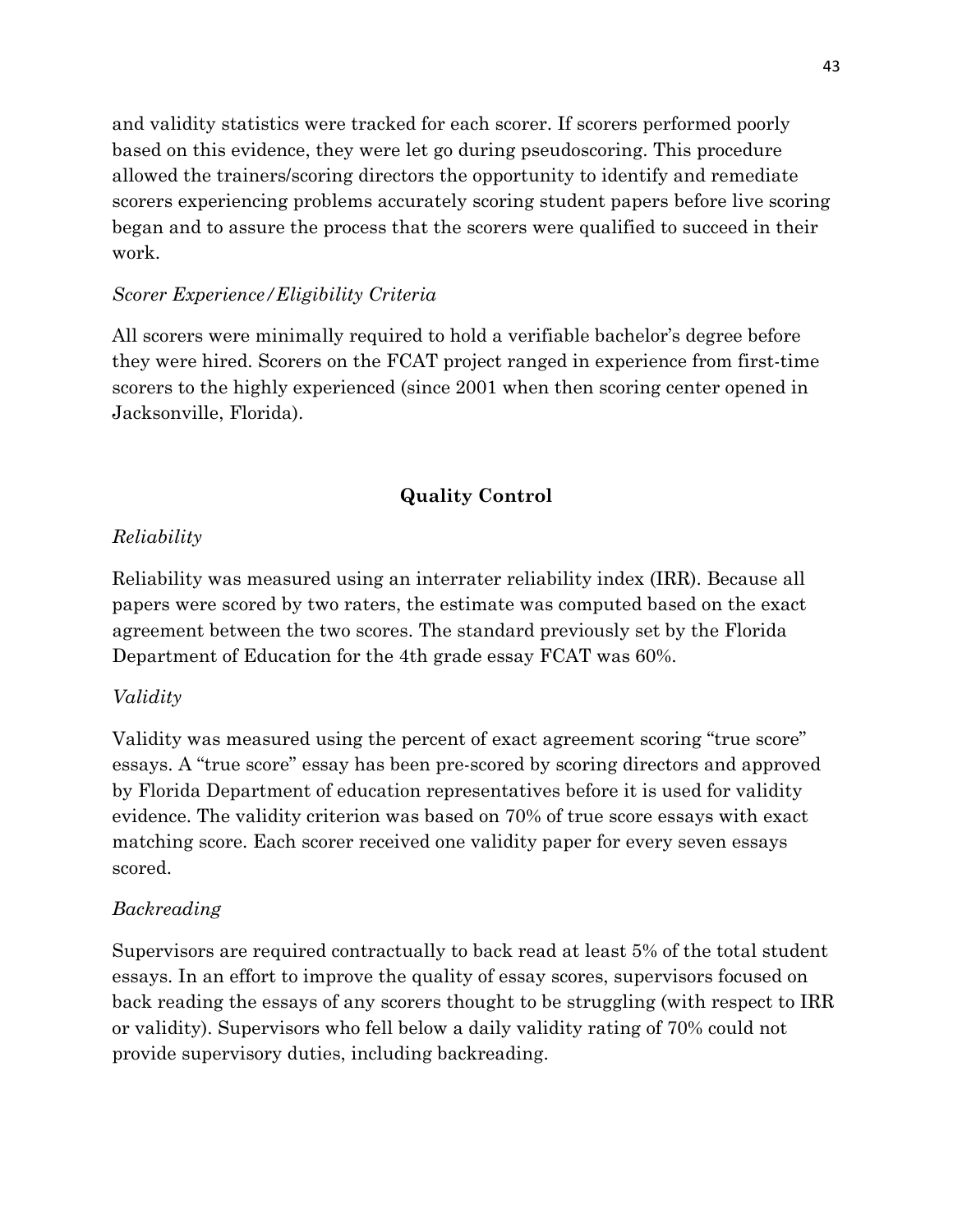and validity statistics were tracked for each scorer. If scorers performed poorly based on this evidence, they were let go during pseudoscoring. This procedure allowed the trainers/scoring directors the opportunity to identify and remediate scorers experiencing problems accurately scoring student papers before live scoring began and to assure the process that the scorers were qualified to succeed in their work.

*Scorer Experience/Eligibility Criteria*

All scorers were minimally required to hold a verifiable bachelor's degree before they were hired. Scorers on the FCAT project ranged in experience from first-time scorers to the highly experienced (since 2001 when then scoring center opened in Jacksonville, Florida).

## Quality Control

*Reliability*

Reliability was measured using an interrater reliability index (IRR). Because all papers were scored by two raters, the estimate was computed based on the exact agreement between the two scores. The standard previously set by the Florida Department of Education for the 4th grade essay FCAT was 60%.

*Validity*

Validity was measured using the percent of exact agreement scoring "true score" essays. A "true score" essay has been pre-scored by scoring directors and approved by Florida Department of education representatives before it is used for validity evidence. The validity criterion was based on 70% of true score essays with exact matching score. Each scorer received one validity paper for every seven essays scored.

*Backreading*

Supervisors are required contractually to back read at least 5% of the total student essays. In an effort to improve the quality of essay scores, supervisors focused on back reading the essays of any scorers thought to be struggling (with respect to IRR or validity). Supervisors who fell below a daily validity rating of 70% could not provide supervisory duties, including backreading.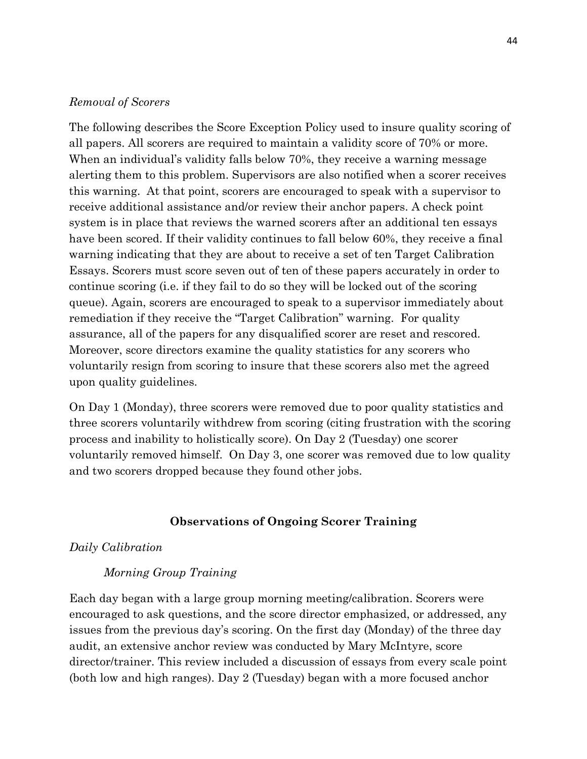*Removal of Scorers*

The following describes the Score Exception Policy used to insure quality scoring of all papers. All scorers are required to maintain a validity score of 70% or more. When an individual's validity falls below 70%, they receive a warning message alerting them to this problem. Supervisors are also notified when a scorer receives this warning. At that point, scorers are encouraged to speak with a supervisor to receive additional assistance and/or review their anchor papers. A check point system is in place that reviews the warned scorers after an additional ten essays have been scored. If their validity continues to fall below 60%, they receive a final warning indicating that they are about to receive a set of ten Target Calibration Essays. Scorers must score seven out of ten of these papers accurately in order to continue scoring (i.e. if they fail to do so they will be locked out of the scoring queue). Again, scorers are encouraged to speak to a supervisor immediately about remediation if they receive the "Target Calibration" warning. For quality assurance, all of the papers for any disqualified scorer are reset and rescored. Moreover, score directors examine the quality statistics for any scorers who voluntarily resign from scoring to insure that these scorers also met the agreed upon quality guidelines.

On Day 1 (Monday), three scorers were removed due to poor quality statistics and three scorers voluntarily withdrew from scoring (citing frustration with the scoring process and inability to holistically score). On Day 2 (Tuesday) one scorer voluntarily removed himself. On Day 3, one scorer was removed due to low quality and two scorers dropped because they found other jobs.

## Observations of Ongoing Scorer Training

*Daily Calibration*

*Morning Group Training*

Each day began with a large group morning meeting/calibration. Scorers were encouraged to ask questions, and the score director emphasized, or addressed, any issues from the previous day's scoring. On the first day (Monday) of the three day audit, an extensive anchor review was conducted by Mary McIntyre, score director/trainer. This review included a discussion of essays from every scale point (both low and high ranges). Day 2 (Tuesday) began with a more focused anchor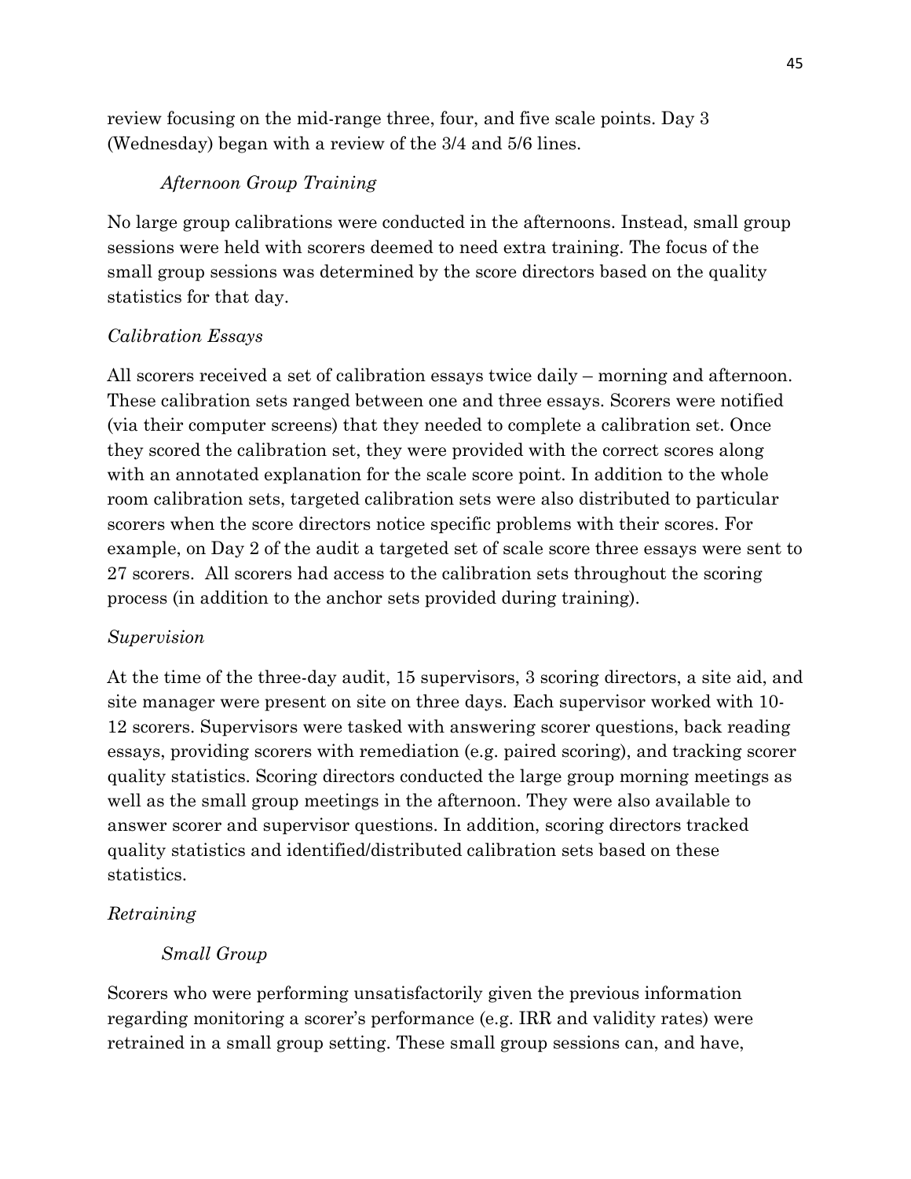review focusing on the mid-range three, four, and five scale points. Day 3 (Wednesday) began with a review of the 3/4 and 5/6 lines.

*Afternoon Group Training*

No large group calibrations were conducted in the afternoons. Instead, small group sessions were held with scorers deemed to need extra training. The focus of the small group sessions was determined by the score directors based on the quality statistics for that day.

*Calibration Essays*

All scorers received a set of calibration essays twice daily – morning and afternoon. These calibration sets ranged between one and three essays. Scorers were notified (via their computer screens) that they needed to complete a calibration set. Once they scored the calibration set, they were provided with the correct scores along with an annotated explanation for the scale score point. In addition to the whole room calibration sets, targeted calibration sets were also distributed to particular scorers when the score directors notice specific problems with their scores. For example, on Day 2 of the audit a targeted set of scale score three essays were sent to 27 scorers. All scorers had access to the calibration sets throughout the scoring process (in addition to the anchor sets provided during training).

*Supervision*

At the time of the three-day audit, 15 supervisors, 3 scoring directors, a site aid, and site manager were present on site on three days. Each supervisor worked with 10-12 scorers. Supervisors were tasked with answering scorer questions, back reading essays, providing scorers with remediation (e.g. paired scoring), and tracking scorer quality statistics. Scoring directors conducted the large group morning meetings as well as the small group meetings in the afternoon. They were also available to answer scorer and supervisor questions. In addition, scoring directors tracked quality statistics and identified/distributed calibration sets based on these statistics.

*Retraining*

*Small Group*

Scorers who were performing unsatisfactorily given the previous information regarding monitoring a scorer's performance (e.g. IRR and validity rates) were retrained in a small group setting. These small group sessions can, and have,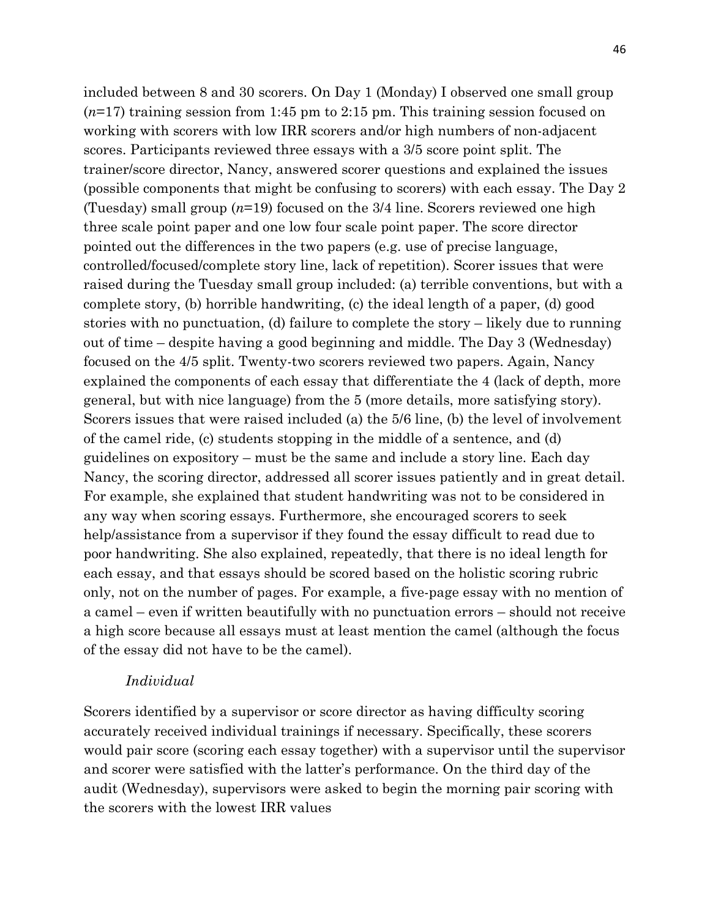included between 8 and 30 scorers. On Day 1 (Monday) I observed one small group ($n$=17) training session from 1:45 pm to 2:15 pm. This training session focused on working with scorers with low IRR scorers and/or high numbers of non-adjacent scores. Participants reviewed three essays with a 3/5 score point split. The trainer/score director, Nancy, answered scorer questions and explained the issues (possible components that might be confusing to scorers) with each essay. The Day 2 (Tuesday) small group ($n$=19) focused on the 3/4 line. Scorers reviewed one high three scale point paper and one low four scale point paper. The score director pointed out the differences in the two papers (e.g. use of precise language, controlled/focused/complete story line, lack of repetition). Scorer issues that were raised during the Tuesday small group included: (a) terrible conventions, but with a complete story, (b) horrible handwriting, (c) the ideal length of a paper, (d) good stories with no punctuation, (d) failure to complete the story – likely due to running out of time – despite having a good beginning and middle. The Day 3 (Wednesday) focused on the 4/5 split. Twenty-two scorers reviewed two papers. Again, Nancy explained the components of each essay that differentiate the 4 (lack of depth, more general, but with nice language) from the 5 (more details, more satisfying story). Scorers issues that were raised included (a) the 5/6 line, (b) the level of involvement of the camel ride, (c) students stopping in the middle of a sentence, and (d) guidelines on expository – must be the same and include a story line. Each day Nancy, the scoring director, addressed all scorer issues patiently and in great detail. For example, she explained that student handwriting was not to be considered in any way when scoring essays. Furthermore, she encouraged scorers to seek help/assistance from a supervisor if they found the essay difficult to read due to poor handwriting. She also explained, repeatedly, that there is no ideal length for each essay, and that essays should be scored based on the holistic scoring rubric only, not on the number of pages. For example, a five-page essay with no mention of a camel – even if written beautifully with no punctuation errors – should not receive a high score because all essays must at least mention the camel (although the focus of the essay did not have to be the camel).

*Individual*

Scorers identified by a supervisor or score director as having difficulty scoring accurately received individual trainings if necessary. Specifically, these scorers would pair score (scoring each essay together) with a supervisor until the supervisor and scorer were satisfied with the latter's performance. On the third day of the audit (Wednesday), supervisors were asked to begin the morning pair scoring with the scorers with the lowest IRR values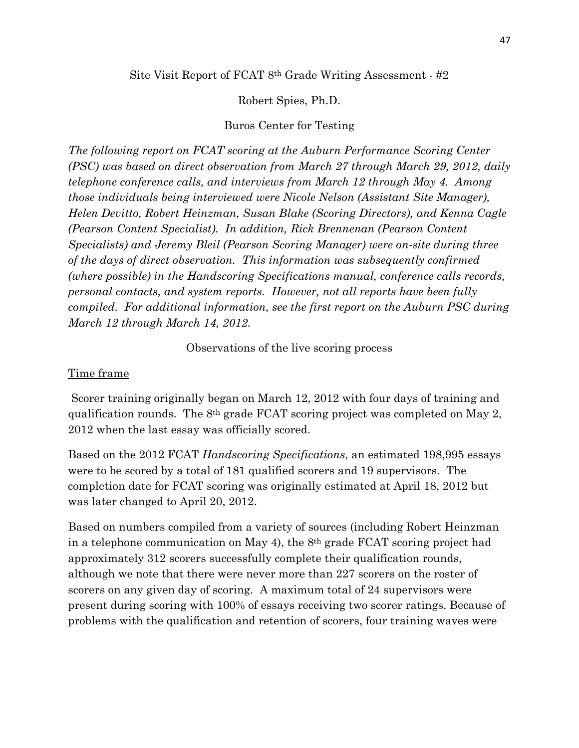Site Visit Report of FCAT 8th Grade Writing Assessment - #2

Robert Spies, Ph.D.

Buros Center for Testing

*The following report on FCAT scoring at the Auburn Performance Scoring Center (PSC) was based on direct observation from March 27 through March 29, 2012, daily telephone conference calls, and interviews from March 12 through May 4. Among those individuals being interviewed were Nicole Nelson (Assistant Site Manager), Helen Devitto, Robert Heinzman, Susan Blake (Scoring Directors), and Kenna Cagle (Pearson Content Specialist). In addition, Rick Brennenan (Pearson Content Specialists) and Jeremy Bleil (Pearson Scoring Manager) were on-site during three of the days of direct observation. This information was subsequently confirmed (where possible) in the Handscoring Specifications manual, conference calls records, personal contacts, and system reports. However, not all reports have been fully compiled. For additional information, see the first report on the Auburn PSC during March 12 through March 14, 2012.*

Observations of the live scoring process

<u>Time frame</u>

Scorer training originally began on March 12, 2012 with four days of training and qualification rounds. The 8th grade FCAT scoring project was completed on May 2, 2012 when the last essay was officially scored.

Based on the 2012 FCAT *Handscoring Specifications*, an estimated 198,995 essays were to be scored by a total of 181 qualified scorers and 19 supervisors. The completion date for FCAT scoring was originally estimated at April 18, 2012 but was later changed to April 20, 2012.

Based on numbers compiled from a variety of sources (including Robert Heinzman in a telephone communication on May 4), the 8th grade FCAT scoring project had approximately 312 scorers successfully complete their qualification rounds, although we note that there were never more than 227 scorers on the roster of scorers on any given day of scoring. A maximum total of 24 supervisors were present during scoring with 100% of essays receiving two scorer ratings. Because of problems with the qualification and retention of scorers, four training waves were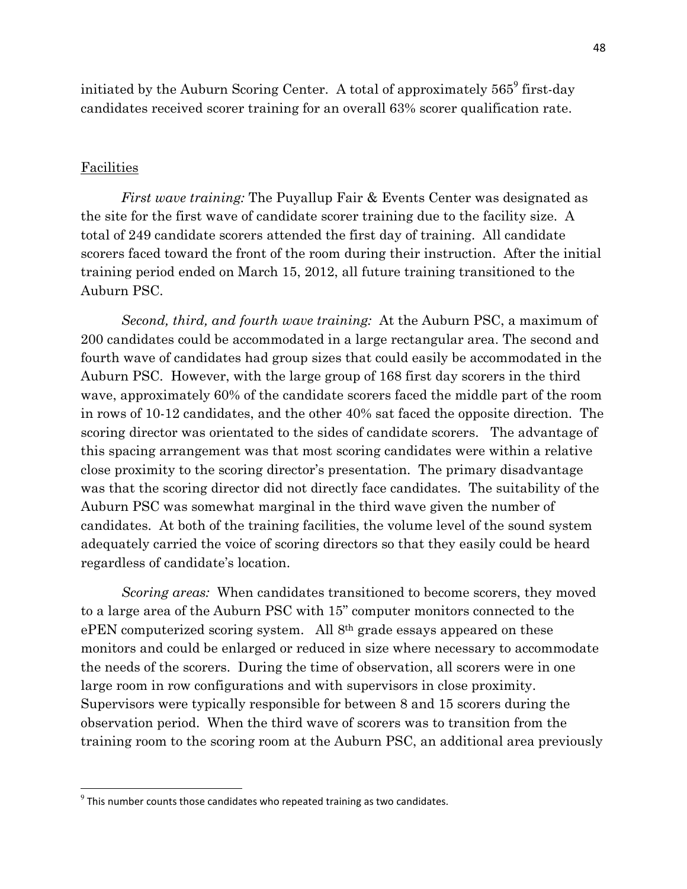initiated by the Auburn Scoring Center. A total of approximately 565[9] first-day candidates received scorer training for an overall 63% scorer qualification rate.

<u>Facilities</u>

*First wave training:* The Puyallup Fair & Events Center was designated as the site for the first wave of candidate scorer training due to the facility size. A total of 249 candidate scorers attended the first day of training. All candidate scorers faced toward the front of the room during their instruction. After the initial training period ended on March 15, 2012, all future training transitioned to the Auburn PSC.

*Second, third, and fourth wave training:* At the Auburn PSC, a maximum of 200 candidates could be accommodated in a large rectangular area. The second and fourth wave of candidates had group sizes that could easily be accommodated in the Auburn PSC. However, with the large group of 168 first day scorers in the third wave, approximately 60% of the candidate scorers faced the middle part of the room in rows of 10-12 candidates, and the other 40% sat faced the opposite direction. The scoring director was orientated to the sides of candidate scorers. The advantage of this spacing arrangement was that most scoring candidates were within a relative close proximity to the scoring director's presentation. The primary disadvantage was that the scoring director did not directly face candidates. The suitability of the Auburn PSC was somewhat marginal in the third wave given the number of candidates. At both of the training facilities, the volume level of the sound system adequately carried the voice of scoring directors so that they easily could be heard regardless of candidate's location.

*Scoring areas:* When candidates transitioned to become scorers, they moved to a large area of the Auburn PSC with 15" computer monitors connected to the ePEN computerized scoring system. All 8th grade essays appeared on these monitors and could be enlarged or reduced in size where necessary to accommodate the needs of the scorers. During the time of observation, all scorers were in one large room in row configurations and with supervisors in close proximity. Supervisors were typically responsible for between 8 and 15 scorers during the observation period. When the third wave of scorers was to transition from the training room to the scoring room at the Auburn PSC, an additional area previously

---

[9] This number counts those candidates who repeated training as two candidates.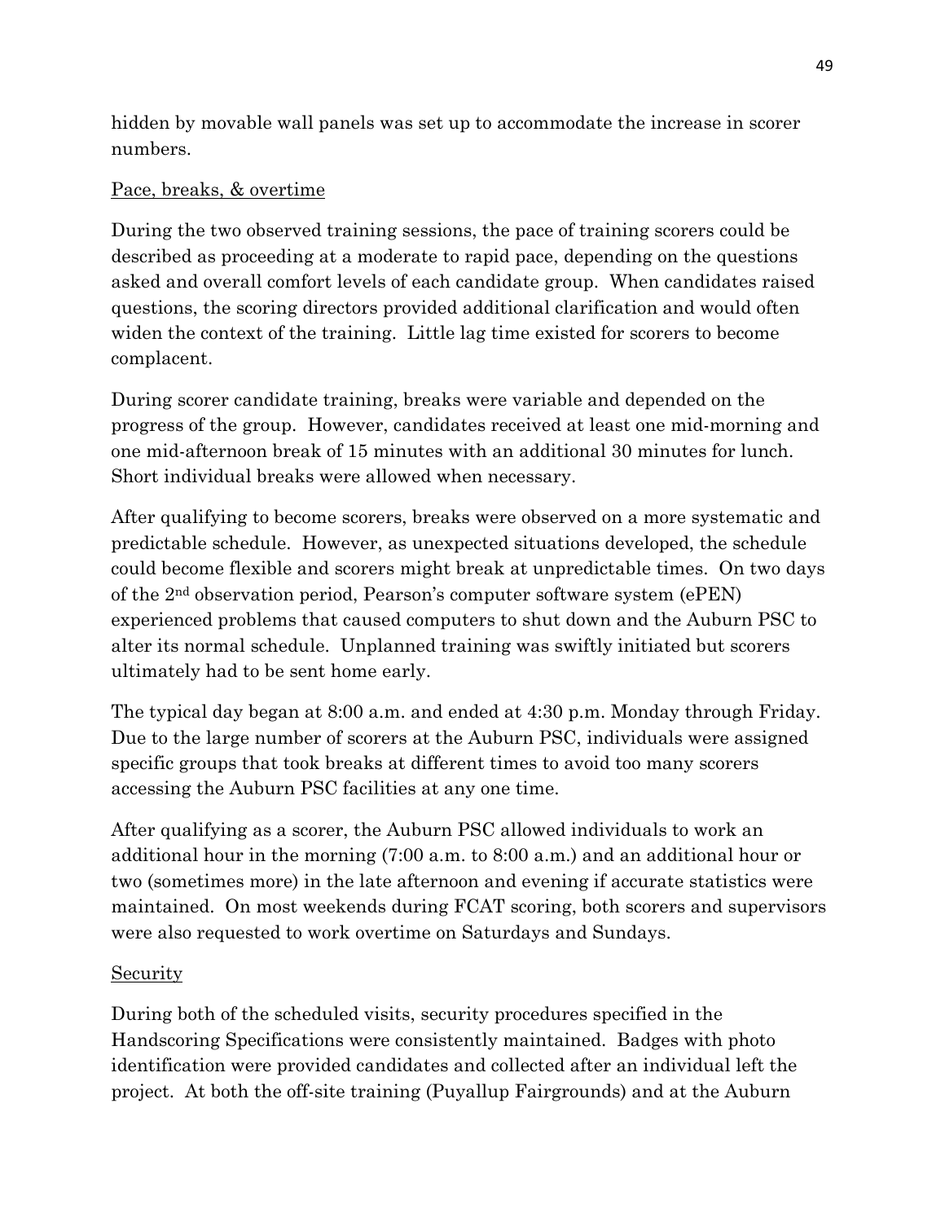hidden by movable wall panels was set up to accommodate the increase in scorer numbers.

Pace, breaks, & overtime

During the two observed training sessions, the pace of training scorers could be described as proceeding at a moderate to rapid pace, depending on the questions asked and overall comfort levels of each candidate group. When candidates raised questions, the scoring directors provided additional clarification and would often widen the context of the training. Little lag time existed for scorers to become complacent.

During scorer candidate training, breaks were variable and depended on the progress of the group. However, candidates received at least one mid-morning and one mid-afternoon break of 15 minutes with an additional 30 minutes for lunch. Short individual breaks were allowed when necessary.

After qualifying to become scorers, breaks were observed on a more systematic and predictable schedule. However, as unexpected situations developed, the schedule could become flexible and scorers might break at unpredictable times. On two days of the 2nd observation period, Pearson's computer software system (ePEN) experienced problems that caused computers to shut down and the Auburn PSC to alter its normal schedule. Unplanned training was swiftly initiated but scorers ultimately had to be sent home early.

The typical day began at 8:00 a.m. and ended at 4:30 p.m. Monday through Friday. Due to the large number of scorers at the Auburn PSC, individuals were assigned specific groups that took breaks at different times to avoid too many scorers accessing the Auburn PSC facilities at any one time.

After qualifying as a scorer, the Auburn PSC allowed individuals to work an additional hour in the morning (7:00 a.m. to 8:00 a.m.) and an additional hour or two (sometimes more) in the late afternoon and evening if accurate statistics were maintained. On most weekends during FCAT scoring, both scorers and supervisors were also requested to work overtime on Saturdays and Sundays.

Security

During both of the scheduled visits, security procedures specified in the Handscoring Specifications were consistently maintained. Badges with photo identification were provided candidates and collected after an individual left the project. At both the off-site training (Puyallup Fairgrounds) and at the Auburn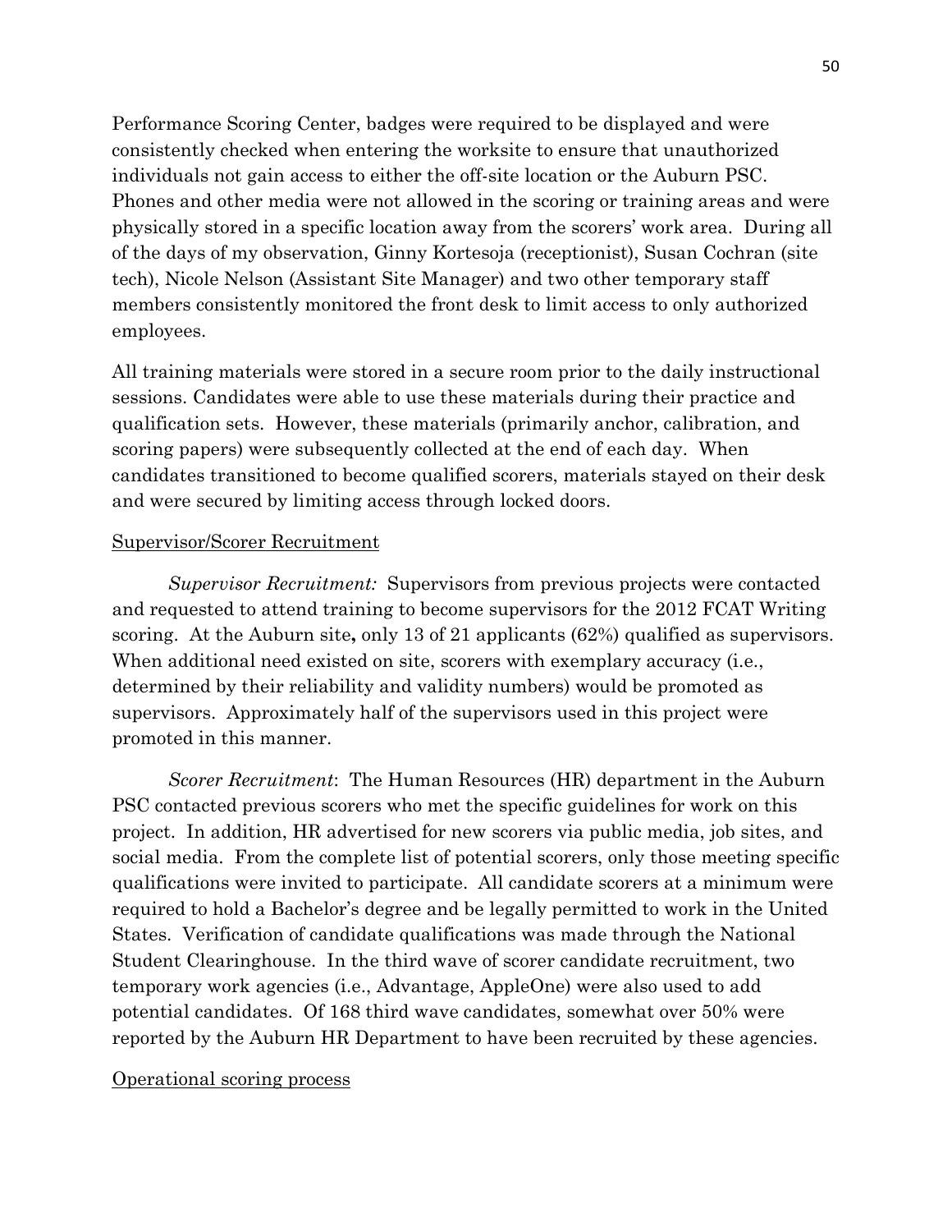Performance Scoring Center, badges were required to be displayed and were consistently checked when entering the worksite to ensure that unauthorized individuals not gain access to either the off-site location or the Auburn PSC. Phones and other media were not allowed in the scoring or training areas and were physically stored in a specific location away from the scorers' work area. During all of the days of my observation, Ginny Kortesoja (receptionist), Susan Cochran (site tech), Nicole Nelson (Assistant Site Manager) and two other temporary staff members consistently monitored the front desk to limit access to only authorized employees.

All training materials were stored in a secure room prior to the daily instructional sessions. Candidates were able to use these materials during their practice and qualification sets. However, these materials (primarily anchor, calibration, and scoring papers) were subsequently collected at the end of each day. When candidates transitioned to become qualified scorers, materials stayed on their desk and were secured by limiting access through locked doors.

<u>Supervisor/Scorer Recruitment</u>

*Supervisor Recruitment:* Supervisors from previous projects were contacted and requested to attend training to become supervisors for the 2012 FCAT Writing scoring. At the Auburn site**,** only 13 of 21 applicants (62%) qualified as supervisors. When additional need existed on site, scorers with exemplary accuracy (i.e., determined by their reliability and validity numbers) would be promoted as supervisors. Approximately half of the supervisors used in this project were promoted in this manner.

*Scorer Recruitment*: The Human Resources (HR) department in the Auburn PSC contacted previous scorers who met the specific guidelines for work on this project. In addition, HR advertised for new scorers via public media, job sites, and social media. From the complete list of potential scorers, only those meeting specific qualifications were invited to participate. All candidate scorers at a minimum were required to hold a Bachelor's degree and be legally permitted to work in the United States. Verification of candidate qualifications was made through the National Student Clearinghouse. In the third wave of scorer candidate recruitment, two temporary work agencies (i.e., Advantage, AppleOne) were also used to add potential candidates. Of 168 third wave candidates, somewhat over 50% were reported by the Auburn HR Department to have been recruited by these agencies.

<u>Operational scoring process</u>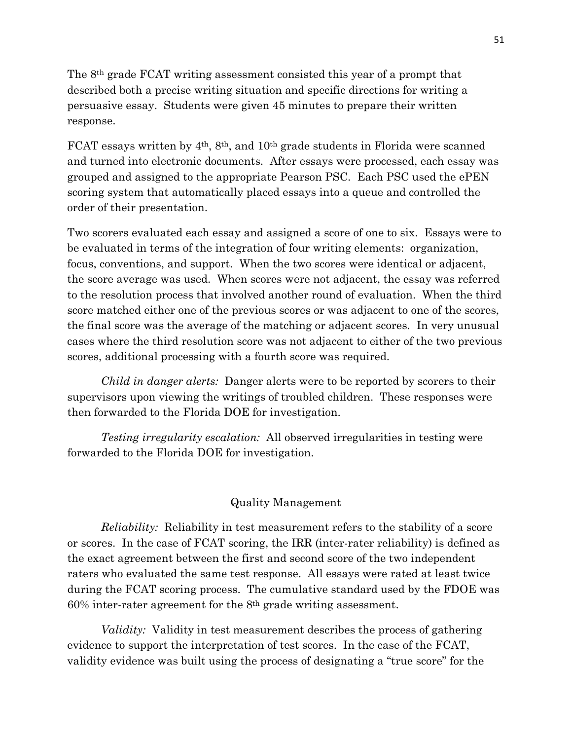The 8th grade FCAT writing assessment consisted this year of a prompt that described both a precise writing situation and specific directions for writing a persuasive essay. Students were given 45 minutes to prepare their written response.

FCAT essays written by 4th, 8th, and 10th grade students in Florida were scanned and turned into electronic documents. After essays were processed, each essay was grouped and assigned to the appropriate Pearson PSC. Each PSC used the ePEN scoring system that automatically placed essays into a queue and controlled the order of their presentation.

Two scorers evaluated each essay and assigned a score of one to six. Essays were to be evaluated in terms of the integration of four writing elements: organization, focus, conventions, and support. When the two scores were identical or adjacent, the score average was used. When scores were not adjacent, the essay was referred to the resolution process that involved another round of evaluation. When the third score matched either one of the previous scores or was adjacent to one of the scores, the final score was the average of the matching or adjacent scores. In very unusual cases where the third resolution score was not adjacent to either of the two previous scores, additional processing with a fourth score was required.

*Child in danger alerts:* Danger alerts were to be reported by scorers to their supervisors upon viewing the writings of troubled children. These responses were then forwarded to the Florida DOE for investigation.

*Testing irregularity escalation:* All observed irregularities in testing were forwarded to the Florida DOE for investigation.

## Quality Management

*Reliability:* Reliability in test measurement refers to the stability of a score or scores. In the case of FCAT scoring, the IRR (inter-rater reliability) is defined as the exact agreement between the first and second score of the two independent raters who evaluated the same test response. All essays were rated at least twice during the FCAT scoring process. The cumulative standard used by the FDOE was 60% inter-rater agreement for the 8th grade writing assessment.

*Validity:* Validity in test measurement describes the process of gathering evidence to support the interpretation of test scores. In the case of the FCAT, validity evidence was built using the process of designating a "true score" for the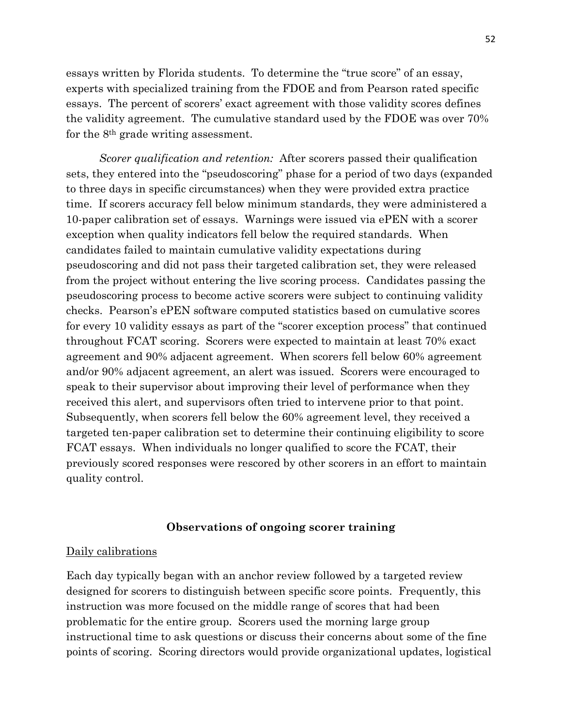essays written by Florida students. To determine the "true score" of an essay, experts with specialized training from the FDOE and from Pearson rated specific essays. The percent of scorers' exact agreement with those validity scores defines the validity agreement. The cumulative standard used by the FDOE was over 70% for the 8th grade writing assessment.

*Scorer qualification and retention:* After scorers passed their qualification sets, they entered into the "pseudoscoring" phase for a period of two days (expanded to three days in specific circumstances) when they were provided extra practice time. If scorers accuracy fell below minimum standards, they were administered a 10-paper calibration set of essays. Warnings were issued via ePEN with a scorer exception when quality indicators fell below the required standards. When candidates failed to maintain cumulative validity expectations during pseudoscoring and did not pass their targeted calibration set, they were released from the project without entering the live scoring process. Candidates passing the pseudoscoring process to become active scorers were subject to continuing validity checks. Pearson's ePEN software computed statistics based on cumulative scores for every 10 validity essays as part of the "scorer exception process" that continued throughout FCAT scoring. Scorers were expected to maintain at least 70% exact agreement and 90% adjacent agreement. When scorers fell below 60% agreement and/or 90% adjacent agreement, an alert was issued. Scorers were encouraged to speak to their supervisor about improving their level of performance when they received this alert, and supervisors often tried to intervene prior to that point. Subsequently, when scorers fell below the 60% agreement level, they received a targeted ten-paper calibration set to determine their continuing eligibility to score FCAT essays. When individuals no longer qualified to score the FCAT, their previously scored responses were rescored by other scorers in an effort to maintain quality control.

## Observations of ongoing scorer training

Daily calibrations

Each day typically began with an anchor review followed by a targeted review designed for scorers to distinguish between specific score points. Frequently, this instruction was more focused on the middle range of scores that had been problematic for the entire group. Scorers used the morning large group instructional time to ask questions or discuss their concerns about some of the fine points of scoring. Scoring directors would provide organizational updates, logistical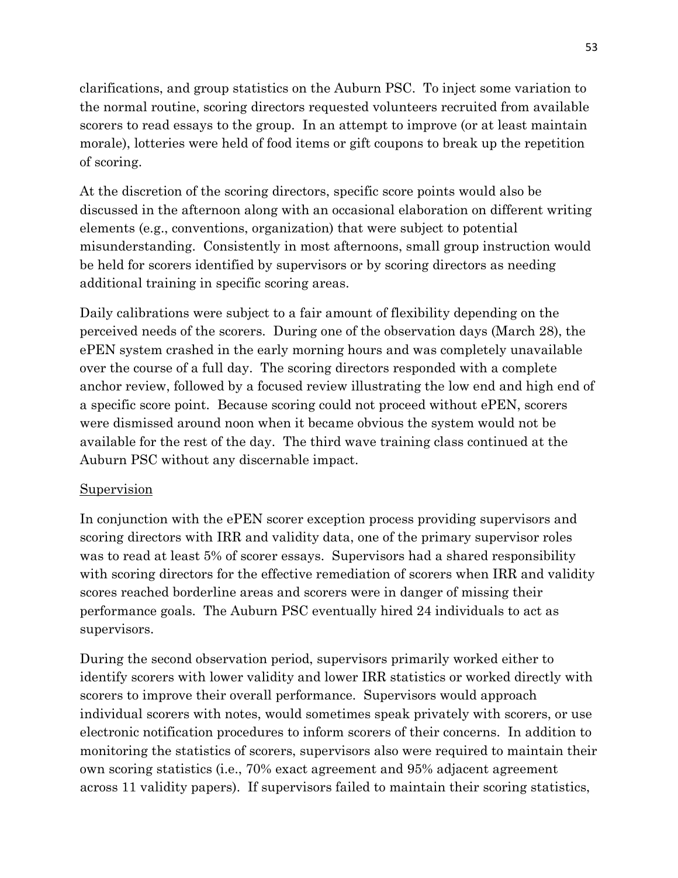clarifications, and group statistics on the Auburn PSC. To inject some variation to the normal routine, scoring directors requested volunteers recruited from available scorers to read essays to the group. In an attempt to improve (or at least maintain morale), lotteries were held of food items or gift coupons to break up the repetition of scoring.

At the discretion of the scoring directors, specific score points would also be discussed in the afternoon along with an occasional elaboration on different writing elements (e.g., conventions, organization) that were subject to potential misunderstanding. Consistently in most afternoons, small group instruction would be held for scorers identified by supervisors or by scoring directors as needing additional training in specific scoring areas.

Daily calibrations were subject to a fair amount of flexibility depending on the perceived needs of the scorers. During one of the observation days (March 28), the ePEN system crashed in the early morning hours and was completely unavailable over the course of a full day. The scoring directors responded with a complete anchor review, followed by a focused review illustrating the low end and high end of a specific score point. Because scoring could not proceed without ePEN, scorers were dismissed around noon when it became obvious the system would not be available for the rest of the day. The third wave training class continued at the Auburn PSC without any discernable impact.

<u>Supervision</u>

In conjunction with the ePEN scorer exception process providing supervisors and scoring directors with IRR and validity data, one of the primary supervisor roles was to read at least 5% of scorer essays. Supervisors had a shared responsibility with scoring directors for the effective remediation of scorers when IRR and validity scores reached borderline areas and scorers were in danger of missing their performance goals. The Auburn PSC eventually hired 24 individuals to act as supervisors.

During the second observation period, supervisors primarily worked either to identify scorers with lower validity and lower IRR statistics or worked directly with scorers to improve their overall performance. Supervisors would approach individual scorers with notes, would sometimes speak privately with scorers, or use electronic notification procedures to inform scorers of their concerns. In addition to monitoring the statistics of scorers, supervisors also were required to maintain their own scoring statistics (i.e., 70% exact agreement and 95% adjacent agreement across 11 validity papers). If supervisors failed to maintain their scoring statistics,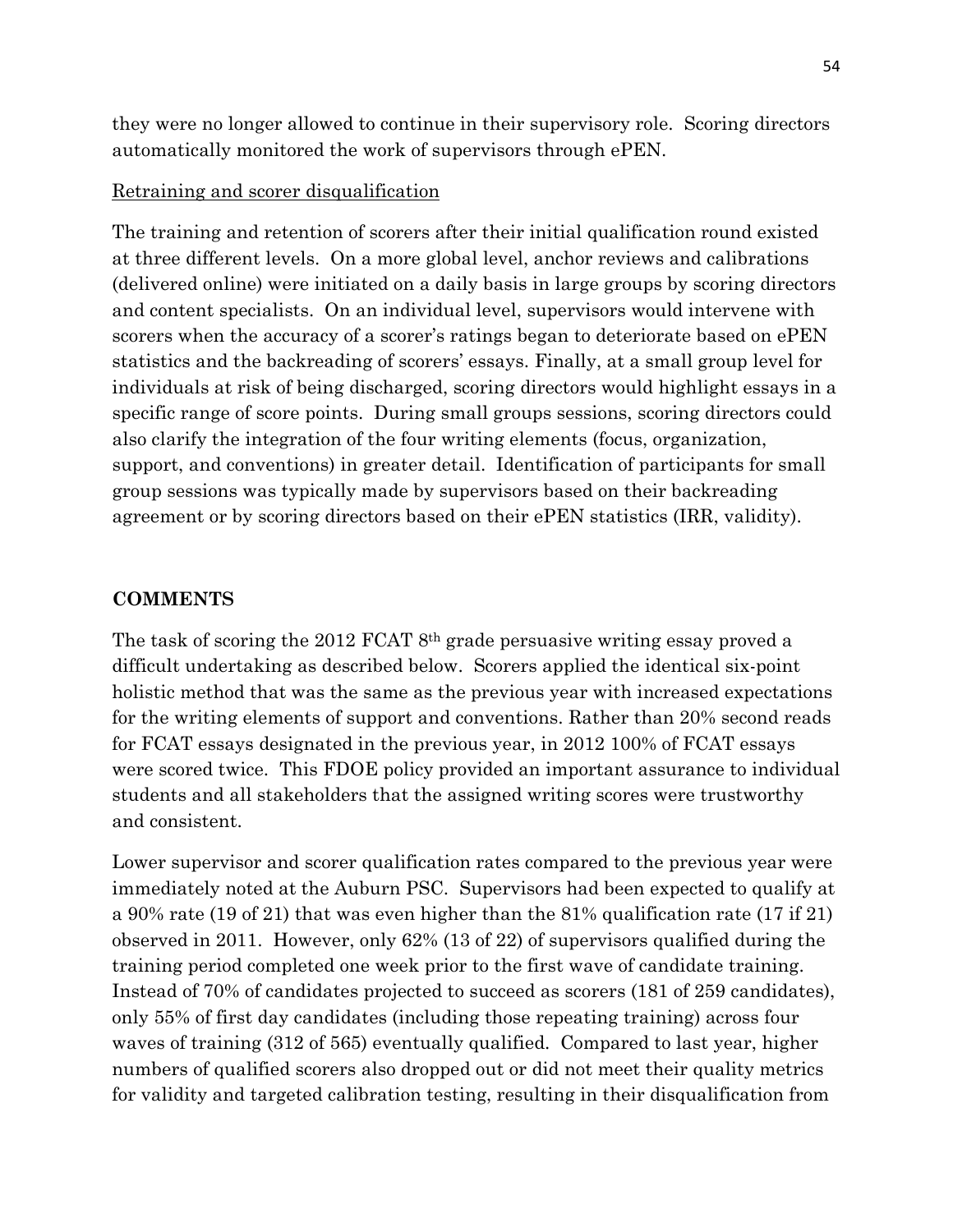they were no longer allowed to continue in their supervisory role. Scoring directors automatically monitored the work of supervisors through ePEN.

Retraining and scorer disqualification

The training and retention of scorers after their initial qualification round existed at three different levels. On a more global level, anchor reviews and calibrations (delivered online) were initiated on a daily basis in large groups by scoring directors and content specialists. On an individual level, supervisors would intervene with scorers when the accuracy of a scorer's ratings began to deteriorate based on ePEN statistics and the backreading of scorers' essays. Finally, at a small group level for individuals at risk of being discharged, scoring directors would highlight essays in a specific range of score points. During small groups sessions, scoring directors could also clarify the integration of the four writing elements (focus, organization, support, and conventions) in greater detail. Identification of participants for small group sessions was typically made by supervisors based on their backreading agreement or by scoring directors based on their ePEN statistics (IRR, validity).

## COMMENTS

The task of scoring the 2012 FCAT 8th grade persuasive writing essay proved a difficult undertaking as described below. Scorers applied the identical six-point holistic method that was the same as the previous year with increased expectations for the writing elements of support and conventions. Rather than 20% second reads for FCAT essays designated in the previous year, in 2012 100% of FCAT essays were scored twice. This FDOE policy provided an important assurance to individual students and all stakeholders that the assigned writing scores were trustworthy and consistent.

Lower supervisor and scorer qualification rates compared to the previous year were immediately noted at the Auburn PSC. Supervisors had been expected to qualify at a 90% rate (19 of 21) that was even higher than the 81% qualification rate (17 if 21) observed in 2011. However, only 62% (13 of 22) of supervisors qualified during the training period completed one week prior to the first wave of candidate training. Instead of 70% of candidates projected to succeed as scorers (181 of 259 candidates), only 55% of first day candidates (including those repeating training) across four waves of training (312 of 565) eventually qualified. Compared to last year, higher numbers of qualified scorers also dropped out or did not meet their quality metrics for validity and targeted calibration testing, resulting in their disqualification from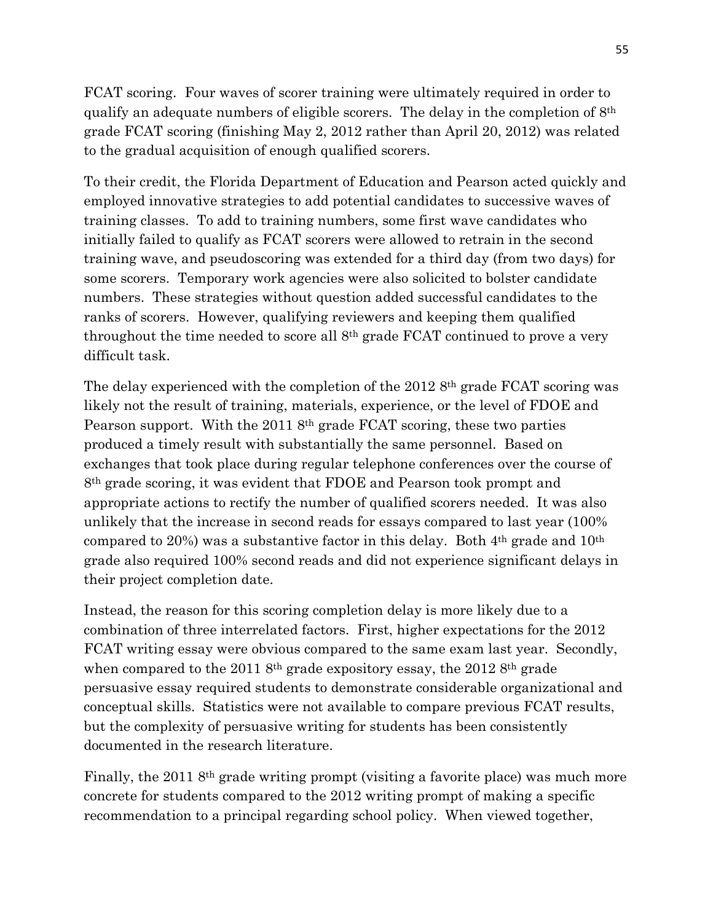FCAT scoring. Four waves of scorer training were ultimately required in order to qualify an adequate numbers of eligible scorers. The delay in the completion of 8th grade FCAT scoring (finishing May 2, 2012 rather than April 20, 2012) was related to the gradual acquisition of enough qualified scorers.

To their credit, the Florida Department of Education and Pearson acted quickly and employed innovative strategies to add potential candidates to successive waves of training classes. To add to training numbers, some first wave candidates who initially failed to qualify as FCAT scorers were allowed to retrain in the second training wave, and pseudoscoring was extended for a third day (from two days) for some scorers. Temporary work agencies were also solicited to bolster candidate numbers. These strategies without question added successful candidates to the ranks of scorers. However, qualifying reviewers and keeping them qualified throughout the time needed to score all 8th grade FCAT continued to prove a very difficult task.

The delay experienced with the completion of the 2012 8th grade FCAT scoring was likely not the result of training, materials, experience, or the level of FDOE and Pearson support. With the 2011 8th grade FCAT scoring, these two parties produced a timely result with substantially the same personnel. Based on exchanges that took place during regular telephone conferences over the course of 8th grade scoring, it was evident that FDOE and Pearson took prompt and appropriate actions to rectify the number of qualified scorers needed. It was also unlikely that the increase in second reads for essays compared to last year (100% compared to 20%) was a substantive factor in this delay. Both 4th grade and 10th grade also required 100% second reads and did not experience significant delays in their project completion date.

Instead, the reason for this scoring completion delay is more likely due to a combination of three interrelated factors. First, higher expectations for the 2012 FCAT writing essay were obvious compared to the same exam last year. Secondly, when compared to the 2011 8th grade expository essay, the 2012 8th grade persuasive essay required students to demonstrate considerable organizational and conceptual skills. Statistics were not available to compare previous FCAT results, but the complexity of persuasive writing for students has been consistently documented in the research literature.

Finally, the 2011 8th grade writing prompt (visiting a favorite place) was much more concrete for students compared to the 2012 writing prompt of making a specific recommendation to a principal regarding school policy. When viewed together,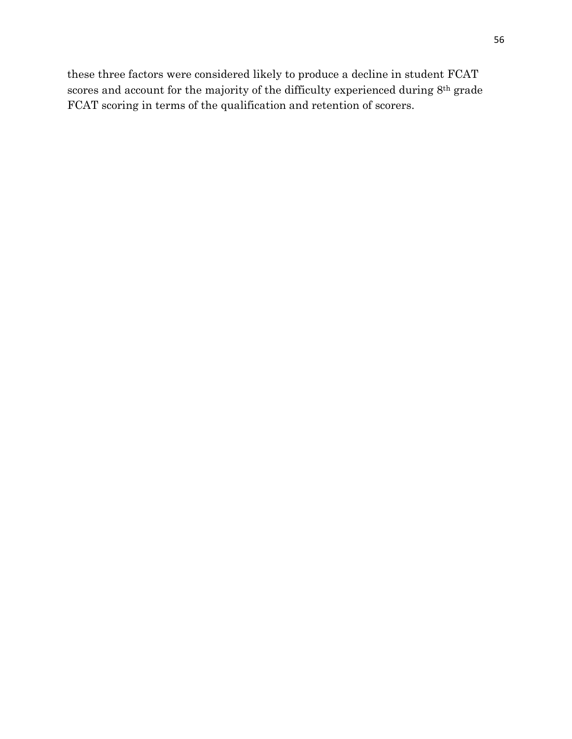these three factors were considered likely to produce a decline in student FCAT scores and account for the majority of the difficulty experienced during 8$^{th}$ grade FCAT scoring in terms of the qualification and retention of scorers.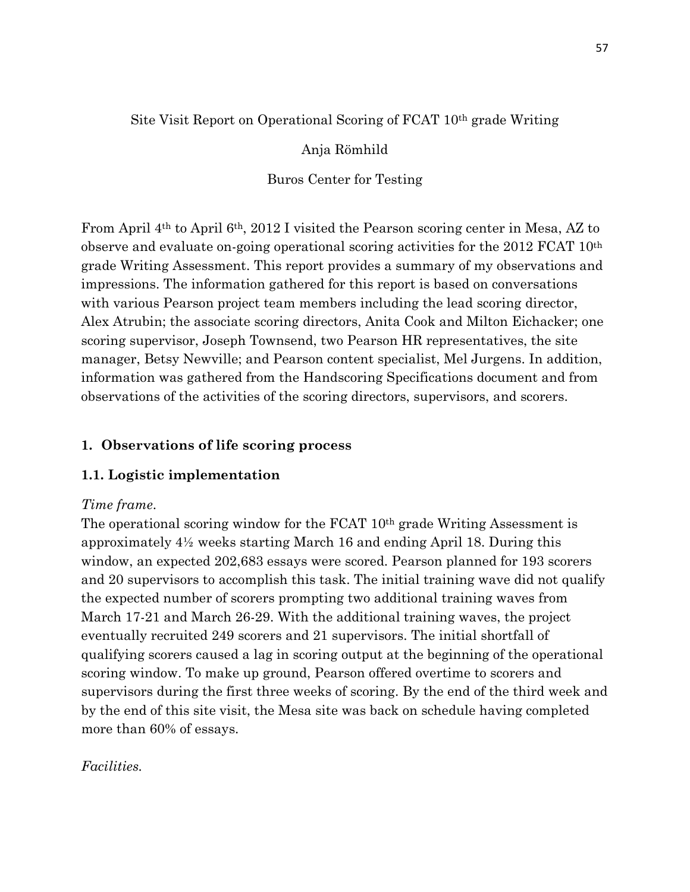Site Visit Report on Operational Scoring of FCAT 10th grade Writing

Anja Römhild

Buros Center for Testing

From April 4th to April 6th, 2012 I visited the Pearson scoring center in Mesa, AZ to observe and evaluate on-going operational scoring activities for the 2012 FCAT 10th grade Writing Assessment. This report provides a summary of my observations and impressions. The information gathered for this report is based on conversations with various Pearson project team members including the lead scoring director, Alex Atrubin; the associate scoring directors, Anita Cook and Milton Eichacker; one scoring supervisor, Joseph Townsend, two Pearson HR representatives, the site manager, Betsy Newville; and Pearson content specialist, Mel Jurgens. In addition, information was gathered from the Handscoring Specifications document and from observations of the activities of the scoring directors, supervisors, and scorers.

## 1. Observations of life scoring process

### 1.1. Logistic implementation

*Time frame.*

The operational scoring window for the FCAT 10th grade Writing Assessment is approximately 4½ weeks starting March 16 and ending April 18. During this window, an expected 202,683 essays were scored. Pearson planned for 193 scorers and 20 supervisors to accomplish this task. The initial training wave did not qualify the expected number of scorers prompting two additional training waves from March 17-21 and March 26-29. With the additional training waves, the project eventually recruited 249 scorers and 21 supervisors. The initial shortfall of qualifying scorers caused a lag in scoring output at the beginning of the operational scoring window. To make up ground, Pearson offered overtime to scorers and supervisors during the first three weeks of scoring. By the end of the third week and by the end of this site visit, the Mesa site was back on schedule having completed more than 60% of essays.

*Facilities.*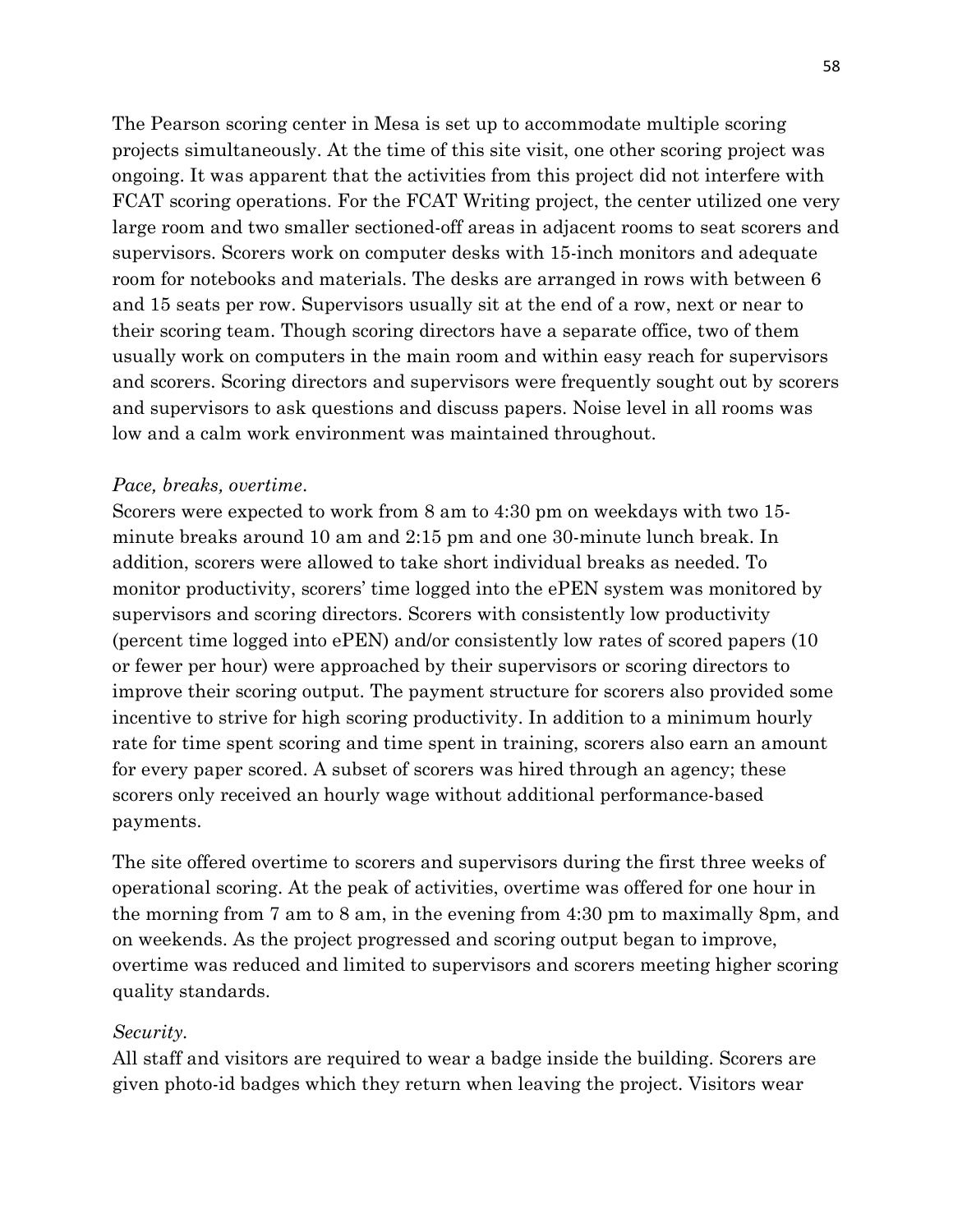The Pearson scoring center in Mesa is set up to accommodate multiple scoring projects simultaneously. At the time of this site visit, one other scoring project was ongoing. It was apparent that the activities from this project did not interfere with FCAT scoring operations. For the FCAT Writing project, the center utilized one very large room and two smaller sectioned-off areas in adjacent rooms to seat scorers and supervisors. Scorers work on computer desks with 15-inch monitors and adequate room for notebooks and materials. The desks are arranged in rows with between 6 and 15 seats per row. Supervisors usually sit at the end of a row, next or near to their scoring team. Though scoring directors have a separate office, two of them usually work on computers in the main room and within easy reach for supervisors and scorers. Scoring directors and supervisors were frequently sought out by scorers and supervisors to ask questions and discuss papers. Noise level in all rooms was low and a calm work environment was maintained throughout.

*Pace, breaks, overtime.*

Scorers were expected to work from 8 am to 4:30 pm on weekdays with two 15-minute breaks around 10 am and 2:15 pm and one 30-minute lunch break. In addition, scorers were allowed to take short individual breaks as needed. To monitor productivity, scorers' time logged into the ePEN system was monitored by supervisors and scoring directors. Scorers with consistently low productivity (percent time logged into ePEN) and/or consistently low rates of scored papers (10 or fewer per hour) were approached by their supervisors or scoring directors to improve their scoring output. The payment structure for scorers also provided some incentive to strive for high scoring productivity. In addition to a minimum hourly rate for time spent scoring and time spent in training, scorers also earn an amount for every paper scored. A subset of scorers was hired through an agency; these scorers only received an hourly wage without additional performance-based payments.

The site offered overtime to scorers and supervisors during the first three weeks of operational scoring. At the peak of activities, overtime was offered for one hour in the morning from 7 am to 8 am, in the evening from 4:30 pm to maximally 8pm, and on weekends. As the project progressed and scoring output began to improve, overtime was reduced and limited to supervisors and scorers meeting higher scoring quality standards.

*Security.*

All staff and visitors are required to wear a badge inside the building. Scorers are given photo-id badges which they return when leaving the project. Visitors wear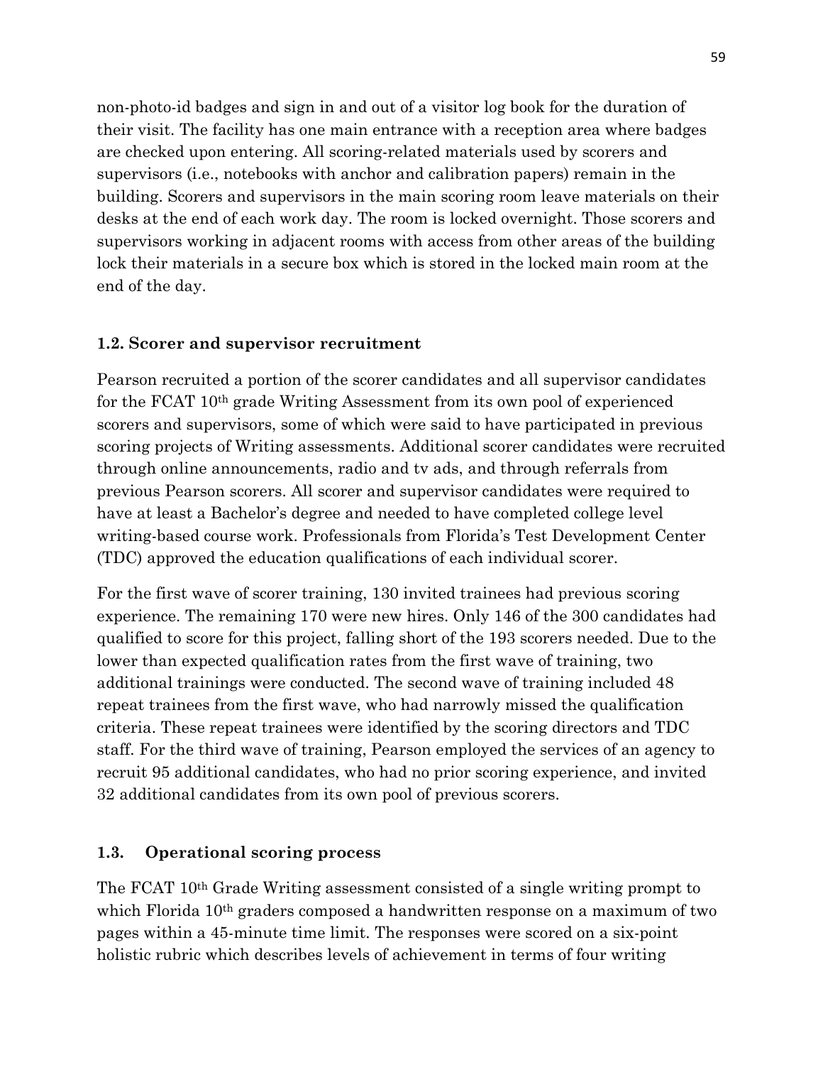non-photo-id badges and sign in and out of a visitor log book for the duration of their visit. The facility has one main entrance with a reception area where badges are checked upon entering. All scoring-related materials used by scorers and supervisors (i.e., notebooks with anchor and calibration papers) remain in the building. Scorers and supervisors in the main scoring room leave materials on their desks at the end of each work day. The room is locked overnight. Those scorers and supervisors working in adjacent rooms with access from other areas of the building lock their materials in a secure box which is stored in the locked main room at the end of the day.

### 1.2. Scorer and supervisor recruitment

Pearson recruited a portion of the scorer candidates and all supervisor candidates for the FCAT 10th grade Writing Assessment from its own pool of experienced scorers and supervisors, some of which were said to have participated in previous scoring projects of Writing assessments. Additional scorer candidates were recruited through online announcements, radio and tv ads, and through referrals from previous Pearson scorers. All scorer and supervisor candidates were required to have at least a Bachelor's degree and needed to have completed college level writing-based course work. Professionals from Florida's Test Development Center (TDC) approved the education qualifications of each individual scorer.

For the first wave of scorer training, 130 invited trainees had previous scoring experience. The remaining 170 were new hires. Only 146 of the 300 candidates had qualified to score for this project, falling short of the 193 scorers needed. Due to the lower than expected qualification rates from the first wave of training, two additional trainings were conducted. The second wave of training included 48 repeat trainees from the first wave, who had narrowly missed the qualification criteria. These repeat trainees were identified by the scoring directors and TDC staff. For the third wave of training, Pearson employed the services of an agency to recruit 95 additional candidates, who had no prior scoring experience, and invited 32 additional candidates from its own pool of previous scorers.

### 1.3. Operational scoring process

The FCAT 10th Grade Writing assessment consisted of a single writing prompt to which Florida 10th graders composed a handwritten response on a maximum of two pages within a 45-minute time limit. The responses were scored on a six-point holistic rubric which describes levels of achievement in terms of four writing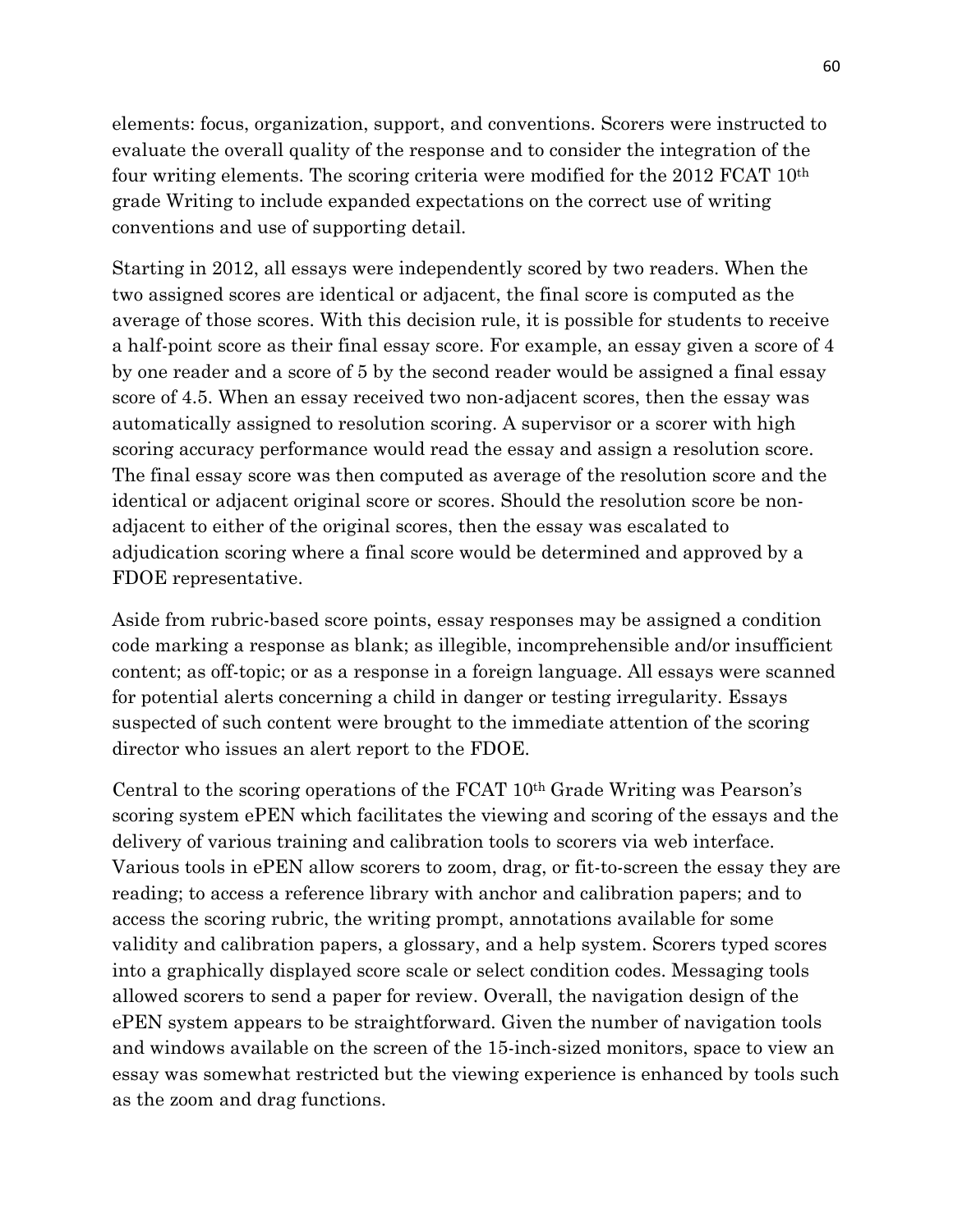elements: focus, organization, support, and conventions. Scorers were instructed to evaluate the overall quality of the response and to consider the integration of the four writing elements. The scoring criteria were modified for the 2012 FCAT 10th grade Writing to include expanded expectations on the correct use of writing conventions and use of supporting detail.

Starting in 2012, all essays were independently scored by two readers. When the two assigned scores are identical or adjacent, the final score is computed as the average of those scores. With this decision rule, it is possible for students to receive a half-point score as their final essay score. For example, an essay given a score of 4 by one reader and a score of 5 by the second reader would be assigned a final essay score of 4.5. When an essay received two non-adjacent scores, then the essay was automatically assigned to resolution scoring. A supervisor or a scorer with high scoring accuracy performance would read the essay and assign a resolution score. The final essay score was then computed as average of the resolution score and the identical or adjacent original score or scores. Should the resolution score be non-adjacent to either of the original scores, then the essay was escalated to adjudication scoring where a final score would be determined and approved by a FDOE representative.

Aside from rubric-based score points, essay responses may be assigned a condition code marking a response as blank; as illegible, incomprehensible and/or insufficient content; as off-topic; or as a response in a foreign language. All essays were scanned for potential alerts concerning a child in danger or testing irregularity. Essays suspected of such content were brought to the immediate attention of the scoring director who issues an alert report to the FDOE.

Central to the scoring operations of the FCAT 10th Grade Writing was Pearson's scoring system ePEN which facilitates the viewing and scoring of the essays and the delivery of various training and calibration tools to scorers via web interface. Various tools in ePEN allow scorers to zoom, drag, or fit-to-screen the essay they are reading; to access a reference library with anchor and calibration papers; and to access the scoring rubric, the writing prompt, annotations available for some validity and calibration papers, a glossary, and a help system. Scorers typed scores into a graphically displayed score scale or select condition codes. Messaging tools allowed scorers to send a paper for review. Overall, the navigation design of the ePEN system appears to be straightforward. Given the number of navigation tools and windows available on the screen of the 15-inch-sized monitors, space to view an essay was somewhat restricted but the viewing experience is enhanced by tools such as the zoom and drag functions.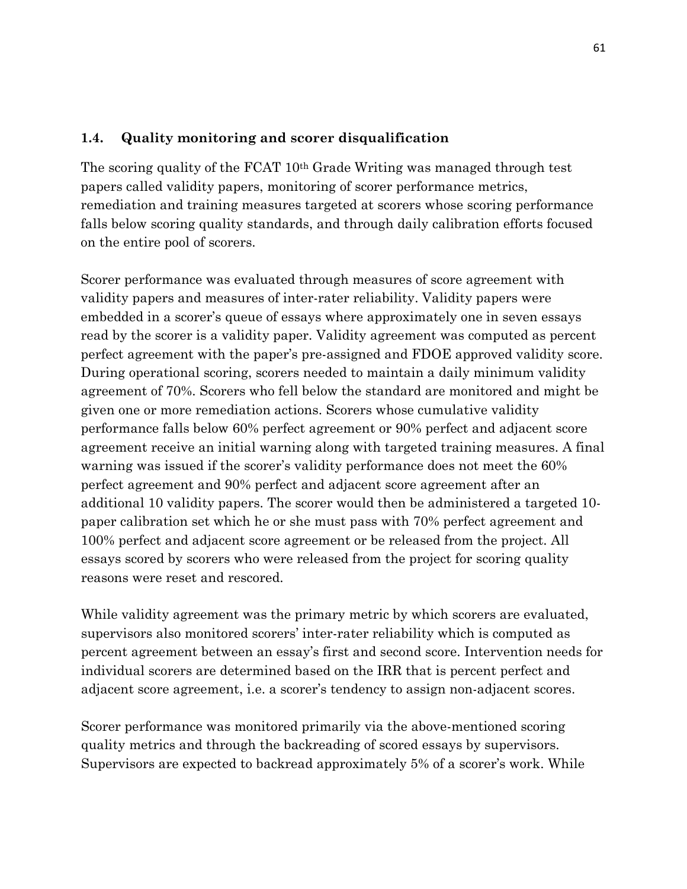### 1.4. Quality monitoring and scorer disqualification

The scoring quality of the FCAT 10th Grade Writing was managed through test papers called validity papers, monitoring of scorer performance metrics, remediation and training measures targeted at scorers whose scoring performance falls below scoring quality standards, and through daily calibration efforts focused on the entire pool of scorers.

Scorer performance was evaluated through measures of score agreement with validity papers and measures of inter-rater reliability. Validity papers were embedded in a scorer's queue of essays where approximately one in seven essays read by the scorer is a validity paper. Validity agreement was computed as percent perfect agreement with the paper's pre-assigned and FDOE approved validity score. During operational scoring, scorers needed to maintain a daily minimum validity agreement of 70%. Scorers who fell below the standard are monitored and might be given one or more remediation actions. Scorers whose cumulative validity performance falls below 60% perfect agreement or 90% perfect and adjacent score agreement receive an initial warning along with targeted training measures. A final warning was issued if the scorer's validity performance does not meet the 60% perfect agreement and 90% perfect and adjacent score agreement after an additional 10 validity papers. The scorer would then be administered a targeted 10-paper calibration set which he or she must pass with 70% perfect agreement and 100% perfect and adjacent score agreement or be released from the project. All essays scored by scorers who were released from the project for scoring quality reasons were reset and rescored.

While validity agreement was the primary metric by which scorers are evaluated, supervisors also monitored scorers' inter-rater reliability which is computed as percent agreement between an essay's first and second score. Intervention needs for individual scorers are determined based on the IRR that is percent perfect and adjacent score agreement, i.e. a scorer's tendency to assign non-adjacent scores.

Scorer performance was monitored primarily via the above-mentioned scoring quality metrics and through the backreading of scored essays by supervisors. Supervisors are expected to backread approximately 5% of a scorer's work. While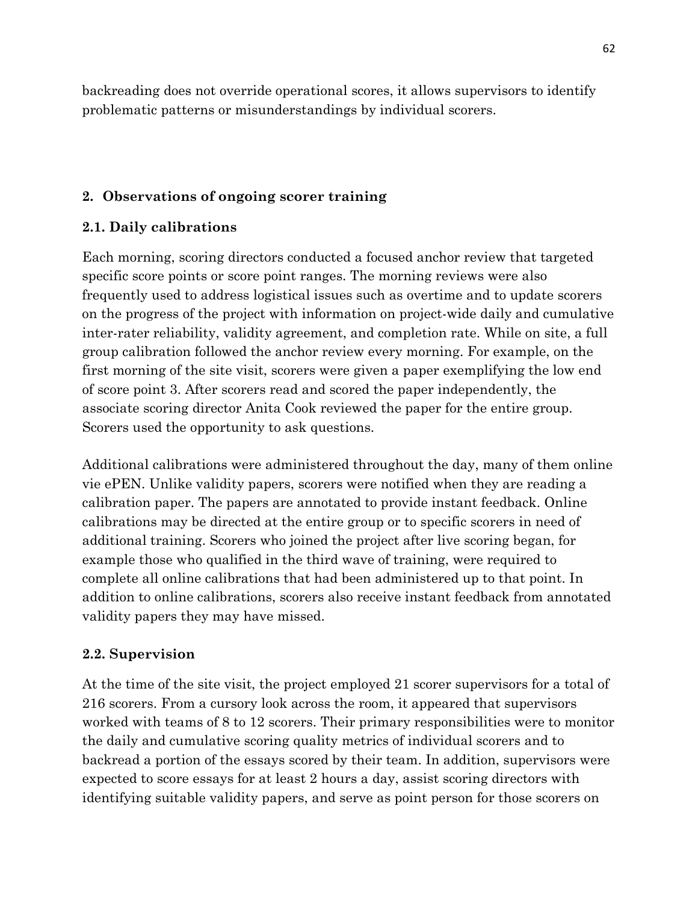backreading does not override operational scores, it allows supervisors to identify problematic patterns or misunderstandings by individual scorers.

## 2. Observations of ongoing scorer training

### 2.1. Daily calibrations

Each morning, scoring directors conducted a focused anchor review that targeted specific score points or score point ranges. The morning reviews were also frequently used to address logistical issues such as overtime and to update scorers on the progress of the project with information on project-wide daily and cumulative inter-rater reliability, validity agreement, and completion rate. While on site, a full group calibration followed the anchor review every morning. For example, on the first morning of the site visit, scorers were given a paper exemplifying the low end of score point 3. After scorers read and scored the paper independently, the associate scoring director Anita Cook reviewed the paper for the entire group. Scorers used the opportunity to ask questions.

Additional calibrations were administered throughout the day, many of them online vie ePEN. Unlike validity papers, scorers were notified when they are reading a calibration paper. The papers are annotated to provide instant feedback. Online calibrations may be directed at the entire group or to specific scorers in need of additional training. Scorers who joined the project after live scoring began, for example those who qualified in the third wave of training, were required to complete all online calibrations that had been administered up to that point. In addition to online calibrations, scorers also receive instant feedback from annotated validity papers they may have missed.

### 2.2. Supervision

At the time of the site visit, the project employed 21 scorer supervisors for a total of 216 scorers. From a cursory look across the room, it appeared that supervisors worked with teams of 8 to 12 scorers. Their primary responsibilities were to monitor the daily and cumulative scoring quality metrics of individual scorers and to backread a portion of the essays scored by their team. In addition, supervisors were expected to score essays for at least 2 hours a day, assist scoring directors with identifying suitable validity papers, and serve as point person for those scorers on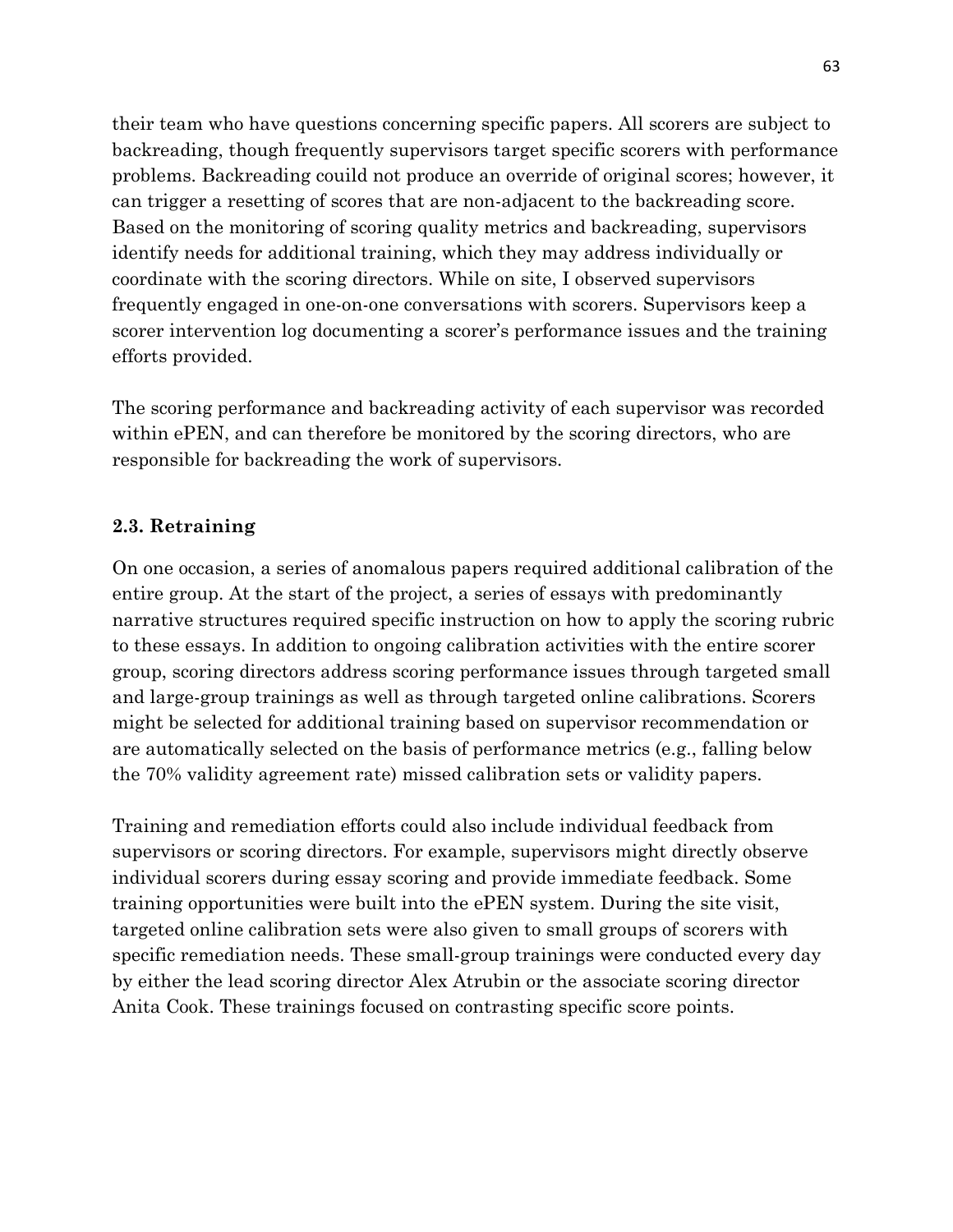their team who have questions concerning specific papers. All scorers are subject to backreading, though frequently supervisors target specific scorers with performance problems. Backreading couild not produce an override of original scores; however, it can trigger a resetting of scores that are non-adjacent to the backreading score. Based on the monitoring of scoring quality metrics and backreading, supervisors identify needs for additional training, which they may address individually or coordinate with the scoring directors. While on site, I observed supervisors frequently engaged in one-on-one conversations with scorers. Supervisors keep a scorer intervention log documenting a scorer's performance issues and the training efforts provided.

The scoring performance and backreading activity of each supervisor was recorded within ePEN, and can therefore be monitored by the scoring directors, who are responsible for backreading the work of supervisors.

### 2.3. Retraining

On one occasion, a series of anomalous papers required additional calibration of the entire group. At the start of the project, a series of essays with predominantly narrative structures required specific instruction on how to apply the scoring rubric to these essays. In addition to ongoing calibration activities with the entire scorer group, scoring directors address scoring performance issues through targeted small and large-group trainings as well as through targeted online calibrations. Scorers might be selected for additional training based on supervisor recommendation or are automatically selected on the basis of performance metrics (e.g., falling below the 70% validity agreement rate) missed calibration sets or validity papers.

Training and remediation efforts could also include individual feedback from supervisors or scoring directors. For example, supervisors might directly observe individual scorers during essay scoring and provide immediate feedback. Some training opportunities were built into the ePEN system. During the site visit, targeted online calibration sets were also given to small groups of scorers with specific remediation needs. These small-group trainings were conducted every day by either the lead scoring director Alex Atrubin or the associate scoring director Anita Cook. These trainings focused on contrasting specific score points.